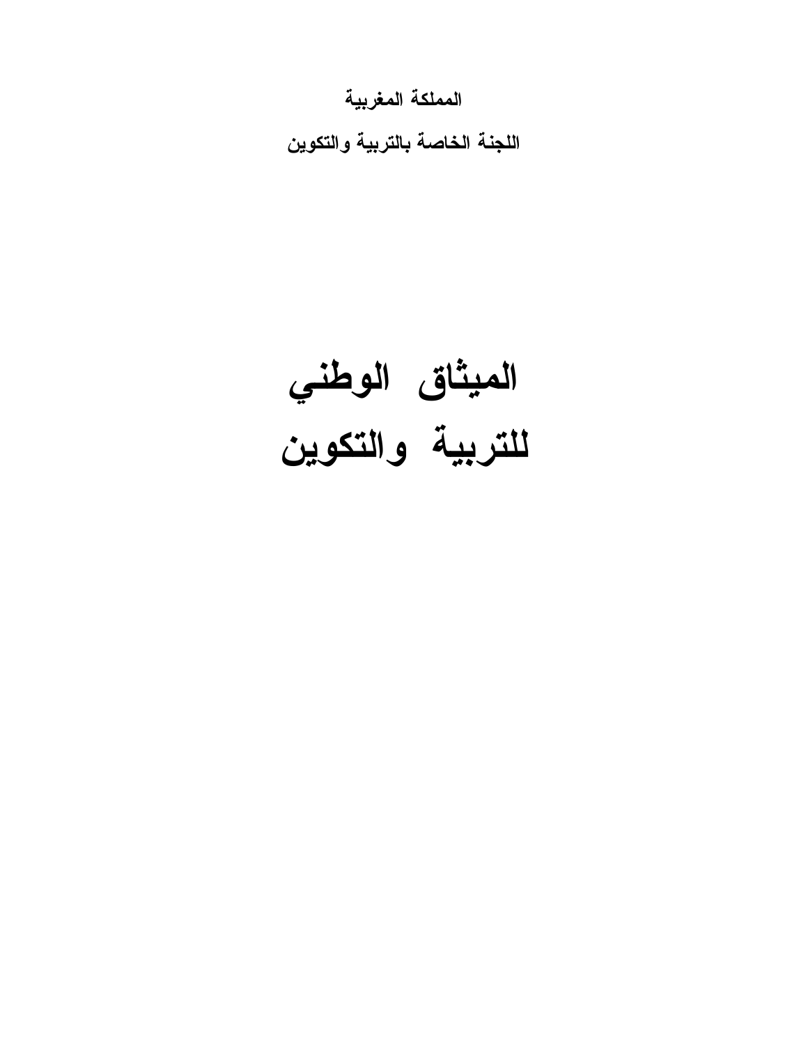**المملكة المغربية**

**اللجنة الخاصة بالتربية والتكوين**

# الميثاق الوطني
# للتربية والتكوين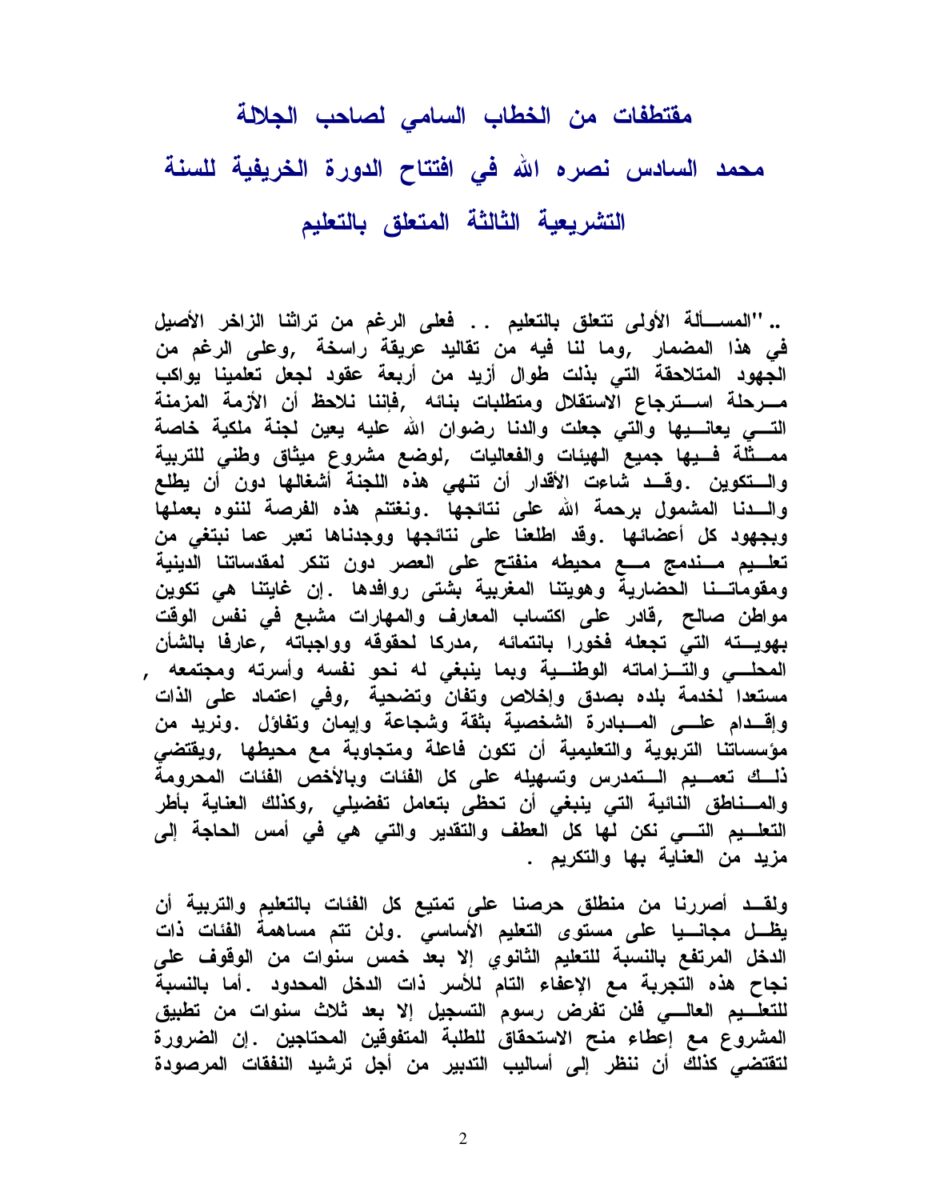# مقتطفات من الخطاب السامي لصاحب الجلالة محمد السادس نصره الله في افتتاح الدورة الخريفية للسنة التشريعية الثالثة المتعلق بالتعليم

.. "المسألة الأولى تتعلق بالتعليم . . فعلى الرغم من تراثنا الزاخر الأصيل في هذا المضمار ,وما لنا فيه من تقاليد عريقة راسخة ,وعلى الرغم من الجهود المتلاحقة التي بذلت طوال أزيد من أربعة عقود لجعل تعليمنا يواكب مرحلة استرجاع الاستقلال ومتطلبات بنائه ,فإننا نلاحظ أن الأزمة المزمنة التي يعانيها والتي جعلت والدنا رضوان الله عليه يعين لجنة ملكية خاصة ممثلة فيها جميع الهيئات والفعاليات ,لوضع مشروع ميثاق وطني للتربية والتكوين .وقد شاءت الأقدار أن تنهي هذه اللجنة أشغالها دون أن يطلع والدنا المشمول برحمة الله على نتائجها .ونغتنم هذه الفرصة لننوه بعملها وبجهود كل أعضائها .وقد اطلعنا على نتائجها ووجدناها تعبر عما نبتغي من تعليم مندمج مع محيطه منفتح على العصر دون تنكر لمقدساتنا الدينية ومقوماتنا الحضارية وهويتنا المغربية بشتى روافدها .إن غايتنا هي تكوين مواطن صالح ,قادر على اكتساب المعارف والمهارات مشبع في نفس الوقت بهويته التي تجعله فخورا بانتمائه ,مدركا لحقوقه وواجباته ,عارفا بالشأن المحلي والتزاماته الوطنية وبما ينبغي له نحو نفسه وأسرته ومجتمعه , مستعدا لخدمة بلده بصدق وإخلاص وتفان وتضحية ,وفي اعتماد على الذات وإقدام على المبادرة الشخصية بثقة وشجاعة وإيمان وتفاؤل .ونريد من مؤسساتنا التربوية والتعليمية أن تكون فاعلة ومتجاوبة مع محيطها ,ويقتضي ذلك تعميم التمدرس وتسهيله على كل الفئات وبالأخص الفئات المحرومة والمناطق النائية التي ينبغي أن تحظى بتعامل تفضيلي ,وكذلك العناية بأطر التعليم التي نكن لها كل العطف والتقدير والتي هي في أمس الحاجة إلى مزيد من العناية بها والتكريم .

ولقد أصررنا من منطلق حرصنا على تمتيع كل الفئات بالتعليم والتربية أن يظل مجانيا على مستوى التعليم الأساسي .ولن تتم مساهمة الفئات ذات الدخل المرتفع بالنسبة للتعليم الثانوي إلا بعد خمس سنوات من الوقوف على نجاح هذه التجربة مع الإعفاء التام للأسر ذات الدخل المحدود .أما بالنسبة للتعليم العالي فلن تفرض رسوم التسجيل إلا بعد ثلاث سنوات من تطبيق المشروع مع إعطاء منح الاستحقاق للطلبة المتفوقين المحتاجين .إن الضرورة لتقتضي كذلك أن ننظر إلى أساليب التدبير من أجل ترشيد النفقات المرصودة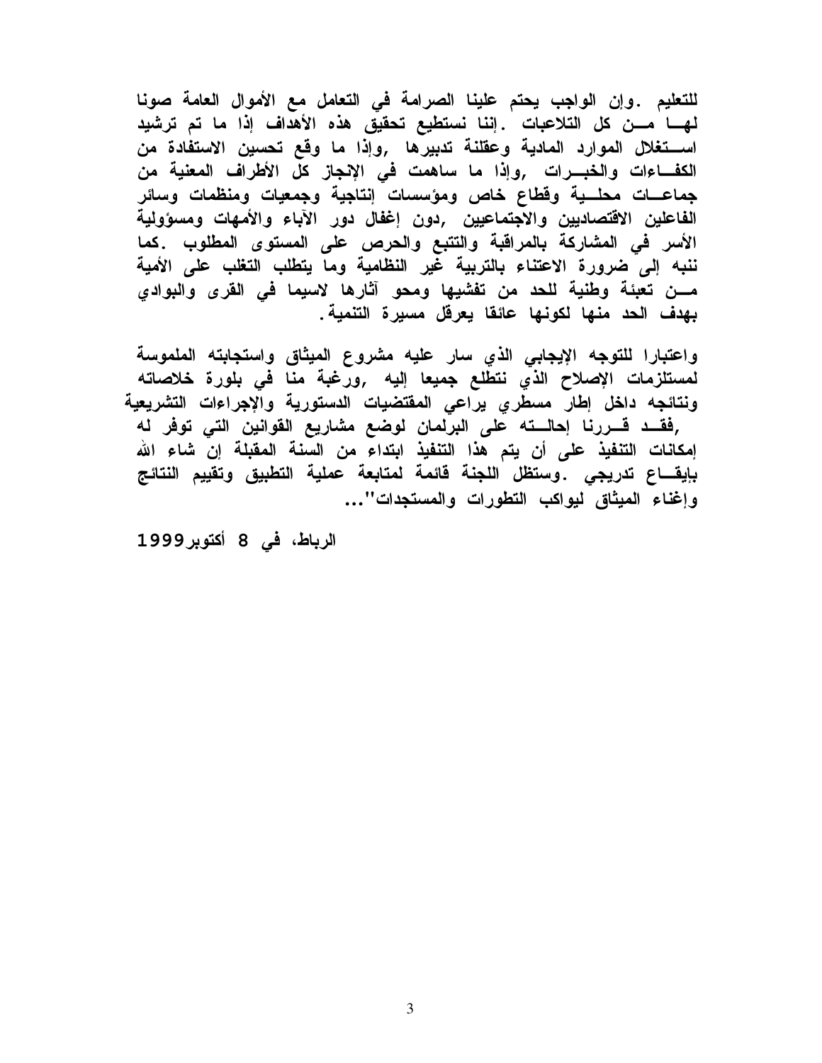للتعليم .وإن الواجب يحتم علينا الصرامة في التعامل مع الأموال العامة صونا لهـا مـن كل التلاعبات .إننا نستطيع تحقيق هذه الأهداف إذا ما تم ترشيد اسـتغلال الموارد المادية وعقلنة تدبيرها ,وإذا ما وقع تحسين الاستفادة من الكفـاءات والخبـرات ,وإذا ما ساهمت في الإنجاز كل الأطراف المعنية من جماعـات محلـية وقطاع خاص ومؤسسات إنتاجية وجمعيات ومنظمات وسائر الفاعلين الاقتصاديين والاجتماعيين ,دون إغفال دور الآباء والأمهات ومسؤولية الأسر في المشاركة بالمراقبة والتتبع والحرص على المستوى المطلوب .كما ننبه إلى ضرورة الاعتناء بالتربية غير النظامية وما يتطلب التغلب على الأمية مـن تعبئة وطنية للحد من تفشيها ومحو آثارها لاسيما في القرى والبوادي بهدف الحد منها لكونها عائقا يعرقل مسيرة التنمية.

واعتبارا للتوجه الإيجابي الذي سار عليه مشروع الميثاق واستجابته الملموسة لمستلزمات الإصلاح الذي نتطلع جميعا إليه ,ورغبة منا في بلورة خلاصاته ونتائجه داخل إطار مسطري يراعي المقتضيات الدستورية والإجراءات التشريعية ,فقـد قـررنا إحالـته على البرلمان لوضع مشاريع القوانين التي توفر له إمكانات التنفيذ على أن يتم هذا التنفيذ ابتداء من السنة المقبلة إن شاء الله بإيقـاع تدريجي .وستظل اللجنة قائمة لمتابعة عملية التطبيق وتقييم النتائج وإغناء الميثاق ليواكب التطورات والمستجدات"...

الرباط، في 8 أكتوبر 1999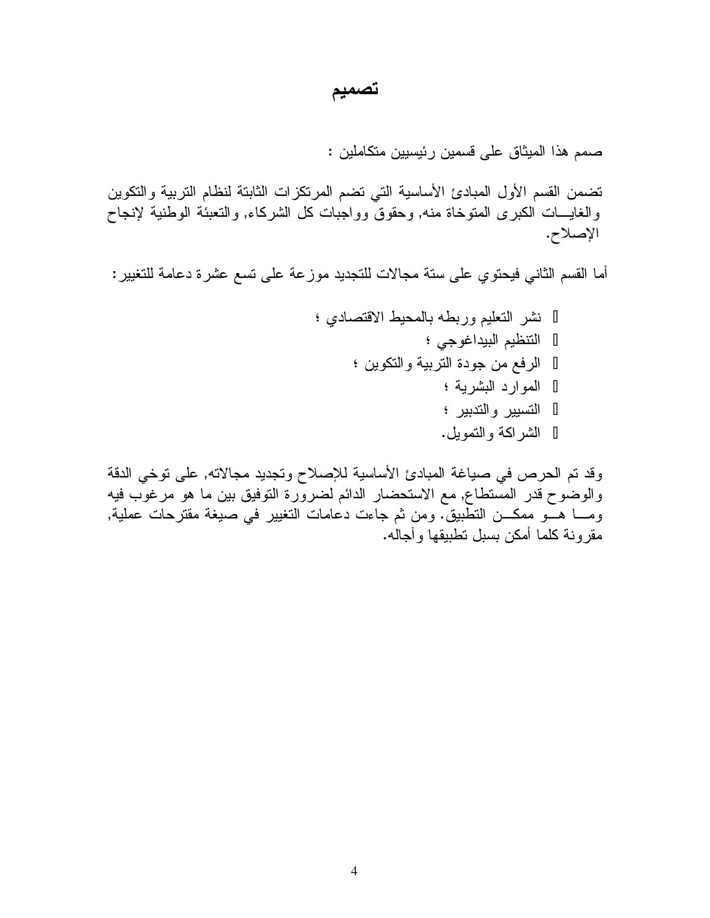# تصميم

صمم هذا الميثاق على قسمين رئيسيين متكاملين :

تضمن القسم الأول المبادئ الأساسية التي تضم المرتكزات الثابتة لنظام التربية والتكوين والغايـــات الكبرى المتوخاة منه, وحقوق وواجبات كل الشركاء, والتعبئة الوطنية لإنجاح الإصلاح.

أما القسم الثاني فيحتوي على ستة مجالات للتجديد موزعة على تسع عشرة دعامة للتغيير:

- نشر التعليم وربطه بالمحيط الاقتصادي ؛
- التنظيم البيداغوجي ؛
- الرفع من جودة التربية والتكوين ؛
- الموارد البشرية ؛
- التسيير والتدبير ؛
- الشراكة والتمويل.

وقد تم الحرص في صياغة المبادئ الأساسية للإصلاح وتجديد مجالاته, على توخي الدقة والوضوح قدر المستطاع, مع الاستحضار الدائم لضرورة التوفيق بين ما هو مرغوب فيه ومـــا هـــو ممكـــن التطبيق. ومن ثم جاءت دعامات التغيير في صيغة مقترحات عملية, مقرونة كلما أمكن بسبل تطبيقها وآجاله.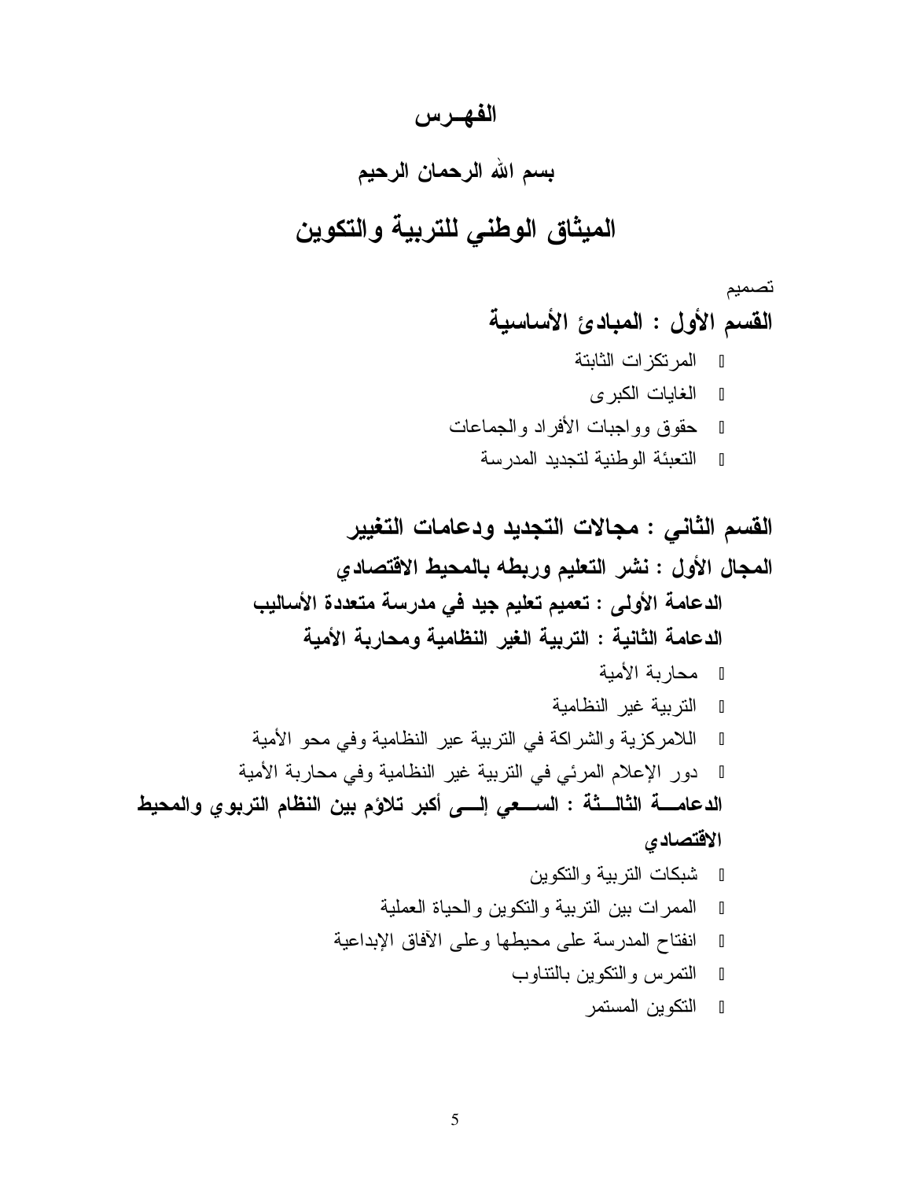# الفهــرس

## بسم الله الرحمان الرحيم

# الميثاق الوطني للتربية والتكوين

تصميم

## القسم الأول : المبادئ الأساسية

- المرتكزات الثابتة
- الغايات الكبرى
- حقوق وواجبات الأفراد والجماعات
- التعبئة الوطنية لتجديد المدرسة

## القسم الثاني : مجالات التجديد ودعامات التغيير

### المجال الأول : نشر التعليم وربطه بالمحيط الاقتصادي

#### الدعامة الأولى : تعميم تعليم جيد في مدرسة متعددة الأساليب

#### الدعامة الثانية : التربية الغير النظامية ومحاربة الأمية

- محاربة الأمية
- التربية غير النظامية
- اللامركزية والشراكة في التربية عير النظامية وفي محو الأمية
- دور الإعلام المرئي في التربية غير النظامية وفي محاربة الأمية

#### الدعامـــة الثالـــثة : الســـعي إلـــى أكبر تلاؤم بين النظام التربوي والمحيط الاقتصادي

- شبكات التربية والتكوين
- الممرات بين التربية والتكوين والحياة العملية
- انفتاح المدرسة على محيطها وعلى الآفاق الإبداعية
- التمرس والتكوين بالتناوب
- التكوين المستمر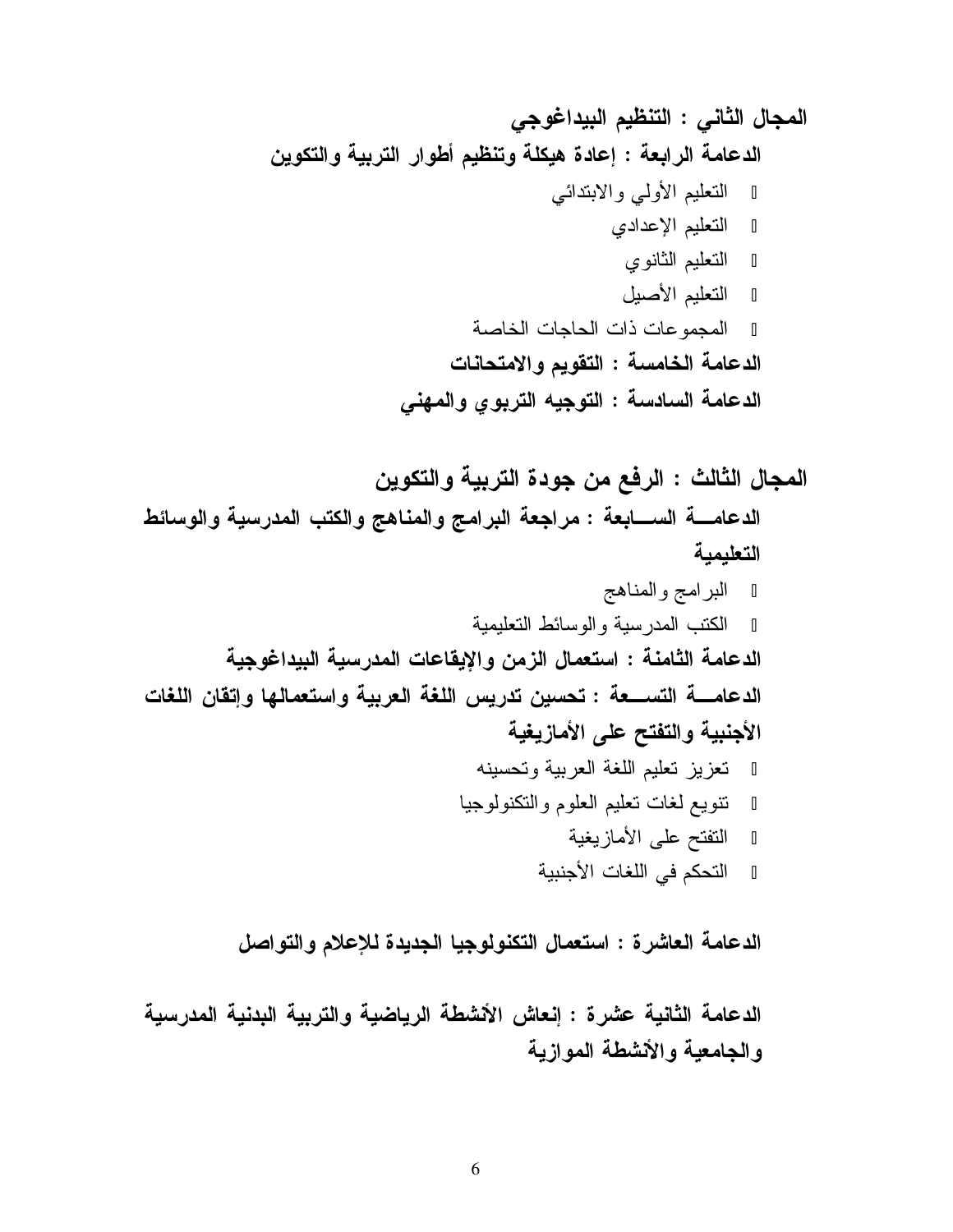## المجال الثاني : التنظيم البيداغوجي

### الدعامة الرابعة : إعادة هيكلة وتنظيم أطوار التربية والتكوين

- التعليم الأولي والابتدائي
- التعليم الإعدادي
- التعليم الثانوي
- التعليم الأصيل
- المجموعات ذات الحاجات الخاصة

### الدعامة الخامسة : التقويم والامتحانات

### الدعامة السادسة : التوجيه التربوي والمهني

## المجال الثالث : الرفع من جودة التربية والتكوين

### الدعامة السابعة : مراجعة البرامج والمناهج والكتب المدرسية والوسائط التعليمية

- البرامج والمناهج
- الكتب المدرسية والوسائط التعليمية

### الدعامة الثامنة : استعمال الزمن والإيقاعات المدرسية البيداغوجية

### الدعامة التسعة : تحسين تدريس اللغة العربية واستعمالها وإتقان اللغات الأجنبية والتفتح على الأمازيغية

- تعزيز تعليم اللغة العربية وتحسينه
- تنويع لغات تعليم العلوم والتكنولوجيا
- التفتح على الأمازيغية
- التحكم في اللغات الأجنبية

### الدعامة العاشرة : استعمال التكنولوجيا الجديدة للإعلام والتواصل

### الدعامة الثانية عشرة : إنعاش الأنشطة الرياضية والتربية البدنية المدرسية والجامعية والأنشطة الموازية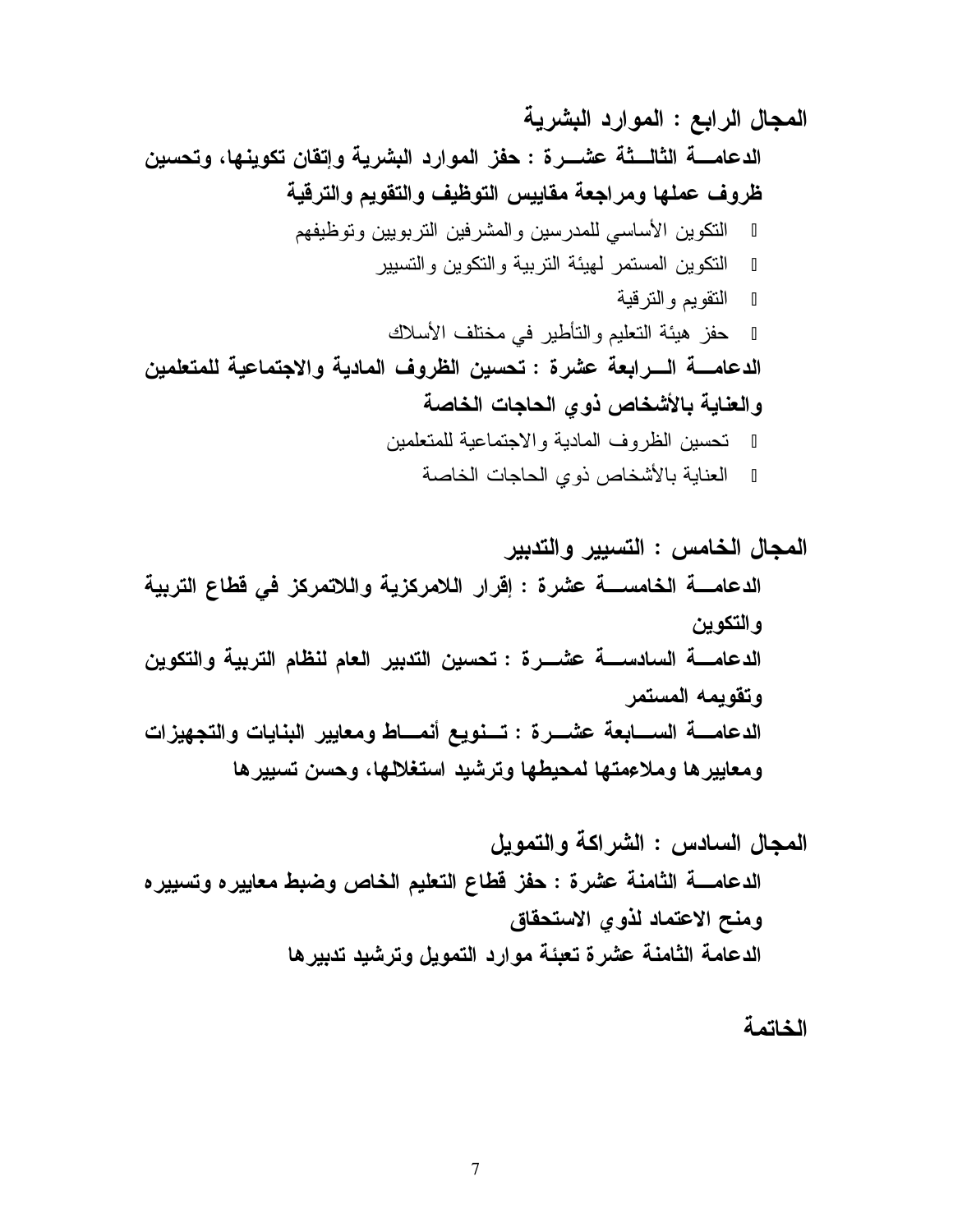**المجال الرابع : الموارد البشرية**

**الدعامة الثالثة عشرة : حفز الموارد البشرية وإتقان تكوينها، وتحسين ظروف عملها ومراجعة مقاييس التوظيف والتقويم والترقية**

- التكوين الأساسي للمدرسين والمشرفين التربويين وتوظيفهم
- التكوين المستمر لهيئة التربية والتكوين والتسيير
- التقويم والترقية
- حفز هيئة التعليم والتأطير في مختلف الأسلاك

**الدعامة الرابعة عشرة : تحسين الظروف المادية والاجتماعية للمتعلمين والعناية بالأشخاص ذوي الحاجات الخاصة**

- تحسين الظروف المادية والاجتماعية للمتعلمين
- العناية بالأشخاص ذوي الحاجات الخاصة

**المجال الخامس : التسيير والتدبير**

**الدعامة الخامسة عشرة : إقرار اللامركزية واللاتمركز في قطاع التربية والتكوين**

**الدعامة السادسة عشرة : تحسين التدبير العام لنظام التربية والتكوين وتقويمه المستمر**

**الدعامة السابعة عشرة : تنويع أنماط ومعايير البنايات والتجهيزات ومعاييرها وملاءمتها لمحيطها وترشيد استغلالها، وحسن تسييرها**

**المجال السادس : الشراكة والتمويل**

**الدعامة الثامنة عشرة : حفز قطاع التعليم الخاص وضبط معاييره وتسييره ومنح الاعتماد لذوي الاستحقاق**

**الدعامة الثامنة عشرة تعبئة موارد التمويل وترشيد تدبيرها**

**الخاتمة**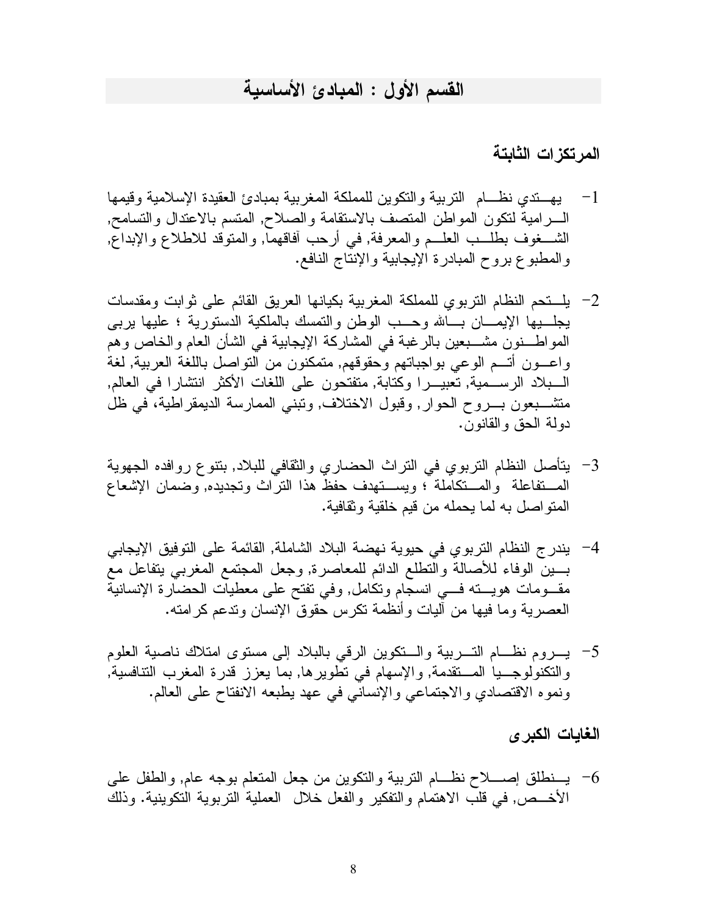## القسم الأول : المبادئ الأساسية

### المرتكزات الثابتة

1- يهتدي نظام التربية والتكوين للمملكة المغربية بمبادئ العقيدة الإسلامية وقيمها السامية لتكون المواطن المتصف بالاستقامة والصلاح, المتسم بالاعتدال والتسامح, الشغوف بطلب العلم والمعرفة, في أرحب آفاقهما, والمتوقد للاطلاع والإبداع, والمطبوع بروح المبادرة الإيجابية والإنتاج النافع.

2- يلتحم النظام التربوي للمملكة المغربية بكيانها العريق القائم على ثوابت ومقدسات يجليها الإيمان بالله وحب الوطن والتمسك بالملكية الدستورية ؛ عليها يربى المواطنون مشبعين بالرغبة في المشاركة الإيجابية في الشأن العام والخاص وهم واعون أتم الوعي بواجباتهم وحقوقهم, متمكنون من التواصل باللغة العربية, لغة البلاد الرسمية, تعبيرا وكتابة, متفتحون على اللغات الأكثر انتشارا في العالم, متشبعون بروح الحوار, وقبول الاختلاف, وتبني الممارسة الديمقراطية، في ظل دولة الحق والقانون.

3- يتأصل النظام التربوي في التراث الحضاري والثقافي للبلاد, بتنوع روافده الجهوية المتفاعلة والمتكاملة ؛ ويستهدف حفظ هذا التراث وتجديده, وضمان الإشعاع المتواصل به لما يحمله من قيم خلقية وثقافية.

4- يندرج النظام التربوي في حيوية نهضة البلاد الشاملة, القائمة على التوفيق الإيجابي بين الوفاء للأصالة والتطلع الدائم للمعاصرة, وجعل المجتمع المغربي يتفاعل مع مقومات هويته في انسجام وتكامل, وفي تفتح على معطيات الحضارة الإنسانية العصرية وما فيها من آليات وأنظمة تكرس حقوق الإنسان وتدعم كرامته.

5- يروم نظام التربية والتكوين الرقي بالبلاد إلى مستوى امتلاك ناصية العلوم والتكنولوجيا المتقدمة, والإسهام في تطويرها, بما يعزز قدرة المغرب التنافسية, ونموه الاقتصادي والاجتماعي والإنساني في عهد يطبعه الانفتاح على العالم.

### الغايات الكبرى

6- ينطلق إصلاح نظام التربية والتكوين من جعل المتعلم بوجه عام, والطفل على الأخص, في قلب الاهتمام والتفكير والفعل خلال العملية التربوية التكوينية. وذلك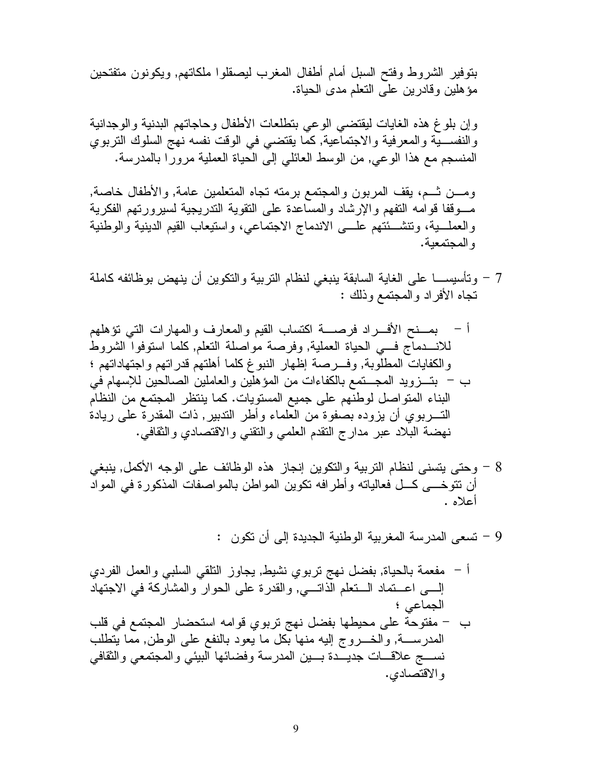بتوفير الشروط وفتح السبل أمام أطفال المغرب ليصقلوا ملكاتهم, ويكونون متفتحين مؤهلين وقادرين على التعلم مدى الحياة.

وإن بلوغ هذه الغايات ليقتضي الوعي بتطلعات الأطفال وحاجاتهم البدنية والوجدانية والنفسية والمعرفية والاجتماعية, كما يقتضي في الوقت نفسه نهج السلوك التربوي المنسجم مع هذا الوعي, من الوسط العائلي إلى الحياة العملية مرورا بالمدرسة.

ومن ثم، يقف المربون والمجتمع برمته تجاه المتعلمين عامة, والأطفال خاصة, موقفا قوامه التفهم والإرشاد والمساعدة على التقوية التدريجية لسيرورتهم الفكرية والعملية، وتنشئتهم على الاندماج الاجتماعي، واستيعاب القيم الدينية والوطنية والمجتمعية.

7 – وتأسيسا على الغاية السابقة ينبغي لنظام التربية والتكوين أن ينهض بوظائفه كاملة تجاه الأفراد والمجتمع وذلك :

أ – بمنح الأفراد فرصة اكتساب القيم والمعارف والمهارات التي تؤهلهم للاندماج في الحياة العملية, وفرصة مواصلة التعلم, كلما استوفوا الشروط والكفايات المطلوبة, وفرصة إظهار النبوغ كلما أهلتهم قدراتهم واجتهاداتهم ؛

ب – بتزويد المجتمع بالكفاءات من المؤهلين والعاملين الصالحين للإسهام في البناء المتواصل لوطنهم على جميع المستويات. كما ينتظر المجتمع من النظام التربوي أن يزوده بصفوة من العلماء وأطر التدبير, ذات المقدرة على ريادة نهضة البلاد عبر مدارج التقدم العلمي والتقني والاقتصادي والثقافي.

8 – وحتى يتسنى لنظام التربية والتكوين إنجاز هذه الوظائف على الوجه الأكمل, ينبغي أن تتوخى كل فعالياته وأطرافه تكوين المواطن بالمواصفات المذكورة في المواد أعلاه .

9 – تسعى المدرسة المغربية الوطنية الجديدة إلى أن تكون :

أ – مفعمة بالحياة, بفضل نهج تربوي نشيط, يجاوز التلقي السلبي والعمل الفردي إلى اعتماد التعلم الذاتي, والقدرة على الحوار والمشاركة في الاجتهاد الجماعي ؛

ب – مفتوحة على محيطها بفضل نهج تربوي قوامه استحضار المجتمع في قلب المدرسة, والخروج إليه منها بكل ما يعود بالنفع على الوطن, مما يتطلب نسج علاقات جديدة بين المدرسة وفضائها البيئي والمجتمعي والثقافي والاقتصادي.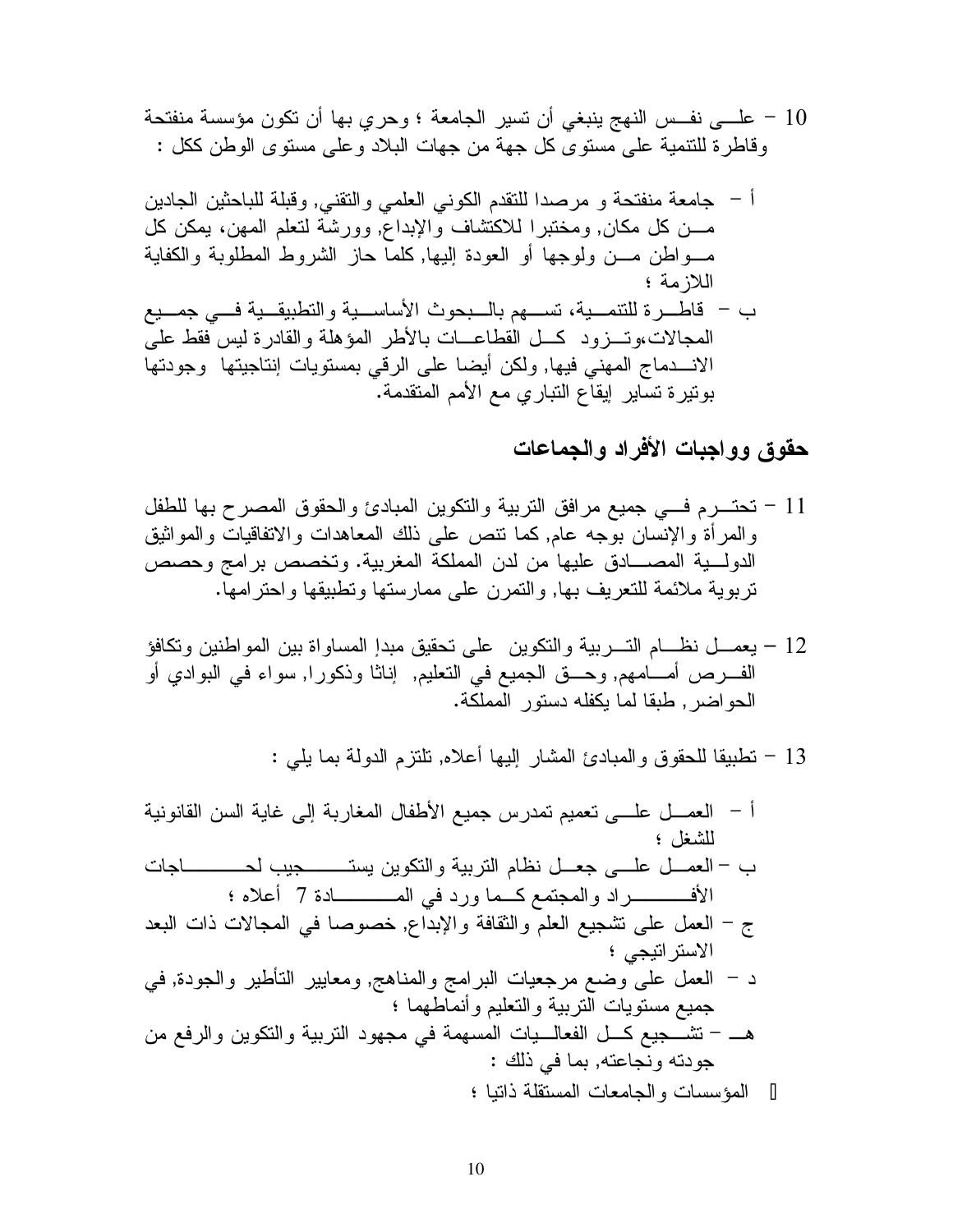10 – على نفس النهج ينبغي أن تسير الجامعة ؛ وحري بها أن تكون مؤسسة منفتحة وقاطرة للتنمية على مستوى كل جهة من جهات البلاد وعلى مستوى الوطن ككل :

أ – جامعة منفتحة و مرصدا للتقدم الكوني العلمي والتقني, وقبلة للباحثين الجادين من كل مكان, ومختبرا للاكتشاف والإبداع, وورشة لتعلم المهن، يمكن كل مواطن من ولوجها أو العودة إليها, كلما حاز الشروط المطلوبة والكفاية اللازمة ؛

ب – قاطرة للتنمية، تسهم بالبحوث الأساسية والتطبيقية في جميع المجالات،وتزود كل القطاعات بالأطر المؤهلة والقادرة ليس فقط على الاندماج المهني فيها, ولكن أيضا على الرقي بمستويات إنتاجيتها وجودتها بوتيرة تساير إيقاع التباري مع الأمم المتقدمة.

## حقوق وواجبات الأفراد والجماعات

11 – تحترم في جميع مرافق التربية والتكوين المبادئ والحقوق المصرح بها للطفل والمرأة والإنسان بوجه عام, كما تنص على ذلك المعاهدات والاتفاقيات والمواثيق الدولية المصادق عليها من لدن المملكة المغربية. وتخصص برامج وحصص تربوية ملائمة للتعريف بها, والتمرن على ممارستها وتطبيقها واحترامها.

12 – يعمل نظام التربية والتكوين على تحقيق مبدإ المساواة بين المواطنين وتكافؤ الفرص أمامهم, وحق الجميع في التعليم, إناثا وذكورا, سواء في البوادي أو الحواضر, طبقا لما يكفله دستور المملكة.

13 – تطبيقا للحقوق والمبادئ المشار إليها أعلاه, تلتزم الدولة بما يلي :

أ – العمل على تعميم تمدرس جميع الأطفال المغاربة إلى غاية السن القانونية للشغل ؛

ب – العمل على جعل نظام التربية والتكوين يستجيب لحاجات الأفراد والمجتمع كما ورد في المادة 7 أعلاه ؛

ج – العمل على تشجيع العلم والثقافة والإبداع, خصوصا في المجالات ذات البعد الاستراتيجي ؛

د – العمل على وضع مرجعيات البرامج والمناهج, ومعايير التأطير والجودة, في جميع مستويات التربية والتعليم وأنماطهما ؛

هـ – تشجيع كل الفعاليات المسهمة في مجهود التربية والتكوين والرفع من جودته ونجاعته, بما في ذلك :

- المؤسسات والجامعات المستقلة ذاتيا ؛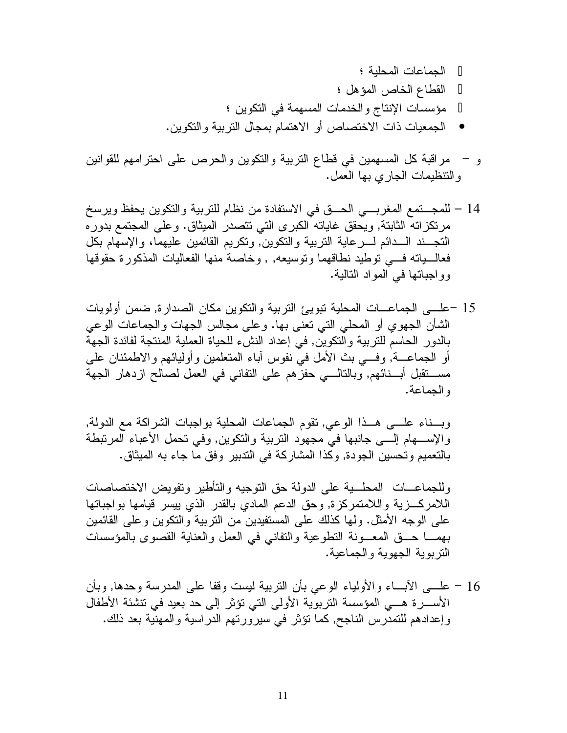- الجماعات المحلية ؛
- القطاع الخاص المؤهل ؛
- مؤسسات الإنتاج والخدمات المسهمة في التكوين ؛
- الجمعيات ذات الاختصاص أو الاهتمام بمجال التربية والتكوين.

و – مراقبة كل المسهمين في قطاع التربية والتكوين والحرص على احترامهم للقوانين والتنظيمات الجاري بها العمل.

14 – للمجتمع المغربي الحق في الاستفادة من نظام للتربية والتكوين يحفظ ويرسخ مرتكزاته الثابتة, ويحقق غاياته الكبرى التي تتصدر الميثاق. وعلى المجتمع بدوره التجند الدائم لرعاية التربية والتكوين, وتكريم القائمين عليهما، والإسهام بكل فعالياته في توطيد نطاقهما وتوسيعه, , وخاصة منها الفعاليات المذكورة حقوقها وواجباتها في المواد التالية.

15 –على الجماعات المحلية تبويئ التربية والتكوين مكان الصدارة, ضمن أولويات الشأن الجهوي أو المحلي التي تعنى بها. وعلى مجالس الجهات والجماعات الوعي بالدور الحاسم للتربية والتكوين, في إعداد النشء للحياة العملية المنتجة لفائدة الجهة أو الجماعة, وفي بث الأمل في نفوس آباء المتعلمين وأوليائهم والاطمئنان على مستقبل أبنائهم, وبالتالي حفزهم على التفاني في العمل لصالح ازدهار الجهة والجماعة.

وبناء على هذا الوعي, تقوم الجماعات المحلية بواجبات الشراكة مع الدولة, والإسهام إلى جانبها في مجهود التربية والتكوين, وفي تحمل الأعباء المرتبطة بالتعميم وتحسين الجودة, وكذا المشاركة في التدبير وفق ما جاء به الميثاق.

وللجماعات المحلية على الدولة حق التوجيه والتأطير وتفويض الاختصاصات اللامركزية واللامتمركزة, وحق الدعم المادي بالقدر الذي ييسر قيامها بواجباتها على الوجه الأمثل. ولها كذلك على المستفيدين من التربية والتكوين وعلى القائمين بهما حق المعونة التطوعية والتفاني في العمل والعناية القصوى بالمؤسسات التربوية الجهوية والجماعية.

16 – على الآباء والأولياء الوعي بأن التربية ليست وقفا على المدرسة وحدها, وبأن الأسرة هي المؤسسة التربوية الأولى التي تؤثر إلى حد بعيد في تنشئة الأطفال وإعدادهم للتمدرس الناجح, كما تؤثر في سيرورتهم الدراسية والمهنية بعد ذلك.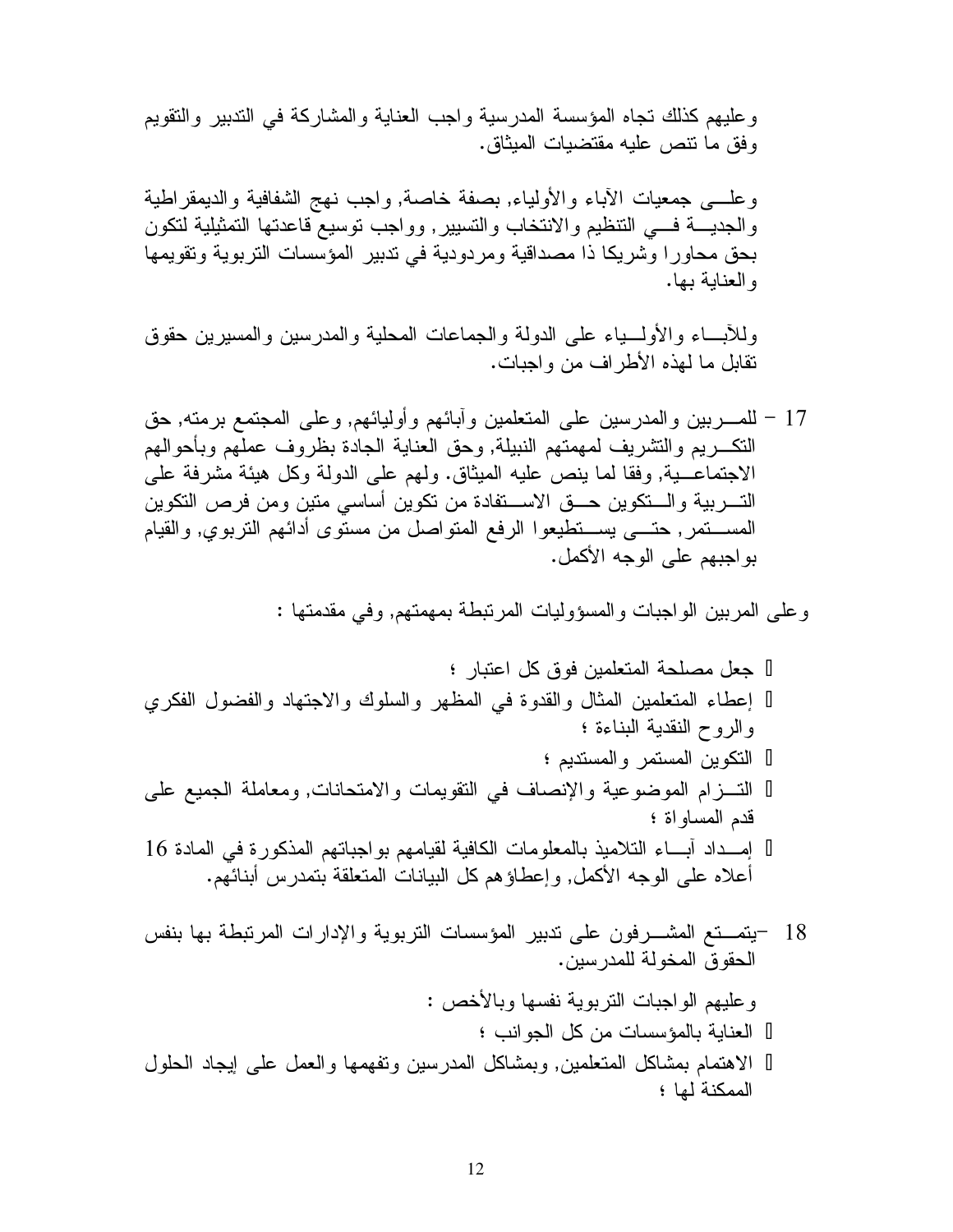وعليهم كذلك تجاه المؤسسة المدرسية واجب العناية والمشاركة في التدبير والتقويم وفق ما تنص عليه مقتضيات الميثاق.

وعلى جمعيات الآباء والأولياء, بصفة خاصة, واجب نهج الشفافية والديمقراطية والجدية في التنظيم والانتخاب والتسيير, وواجب توسيع قاعدتها التمثيلية لتكون بحق محاورا وشريكا ذا مصداقية ومردودية في تدبير المؤسسات التربوية وتقويمها والعناية بها.

وللآباء والأولياء على الدولة والجماعات المحلية والمدرسين والمسيرين حقوق تقابل ما لهذه الأطراف من واجبات.

17 – للمربين والمدرسين على المتعلمين وآبائهم وأوليائهم, وعلى المجتمع برمته, حق التكريم والتشريف لمهمتهم النبيلة, وحق العناية الجادة بظروف عملهم وبأحوالهم الاجتماعية, وفقا لما ينص عليه الميثاق. ولهم على الدولة وكل هيئة مشرفة على التربية والتكوين حق الاستفادة من تكوين أساسي متين ومن فرص التكوين المستمر, حتى يستطيعوا الرفع المتواصل من مستوى أدائهم التربوي, والقيام بواجبهم على الوجه الأكمل.

وعلى المربين الواجبات والمسؤوليات المرتبطة بمهمتهم, وفي مقدمتها :

- جعل مصلحة المتعلمين فوق كل اعتبار ؛
- إعطاء المتعلمين المثال والقدوة في المظهر والسلوك والاجتهاد والفضول الفكري والروح النقدية البناءة ؛
- التكوين المستمر والمستديم ؛
- التزام الموضوعية والإنصاف في التقويمات والامتحانات, ومعاملة الجميع على قدم المساواة ؛
- إمداد آباء التلاميذ بالمعلومات الكافية لقيامهم بواجباتهم المذكورة في المادة 16 أعلاه على الوجه الأكمل, وإعطاؤهم كل البيانات المتعلقة بتمدرس أبنائهم.

18 –يتمتع المشرفون على تدبير المؤسسات التربوية والإدارات المرتبطة بها بنفس الحقوق المخولة للمدرسين.

وعليهم الواجبات التربوية نفسها وبالأخص :

- العناية بالمؤسسات من كل الجوانب ؛
- الاهتمام بمشاكل المتعلمين, وبمشاكل المدرسين وتفهمها والعمل على إيجاد الحلول الممكنة لها ؛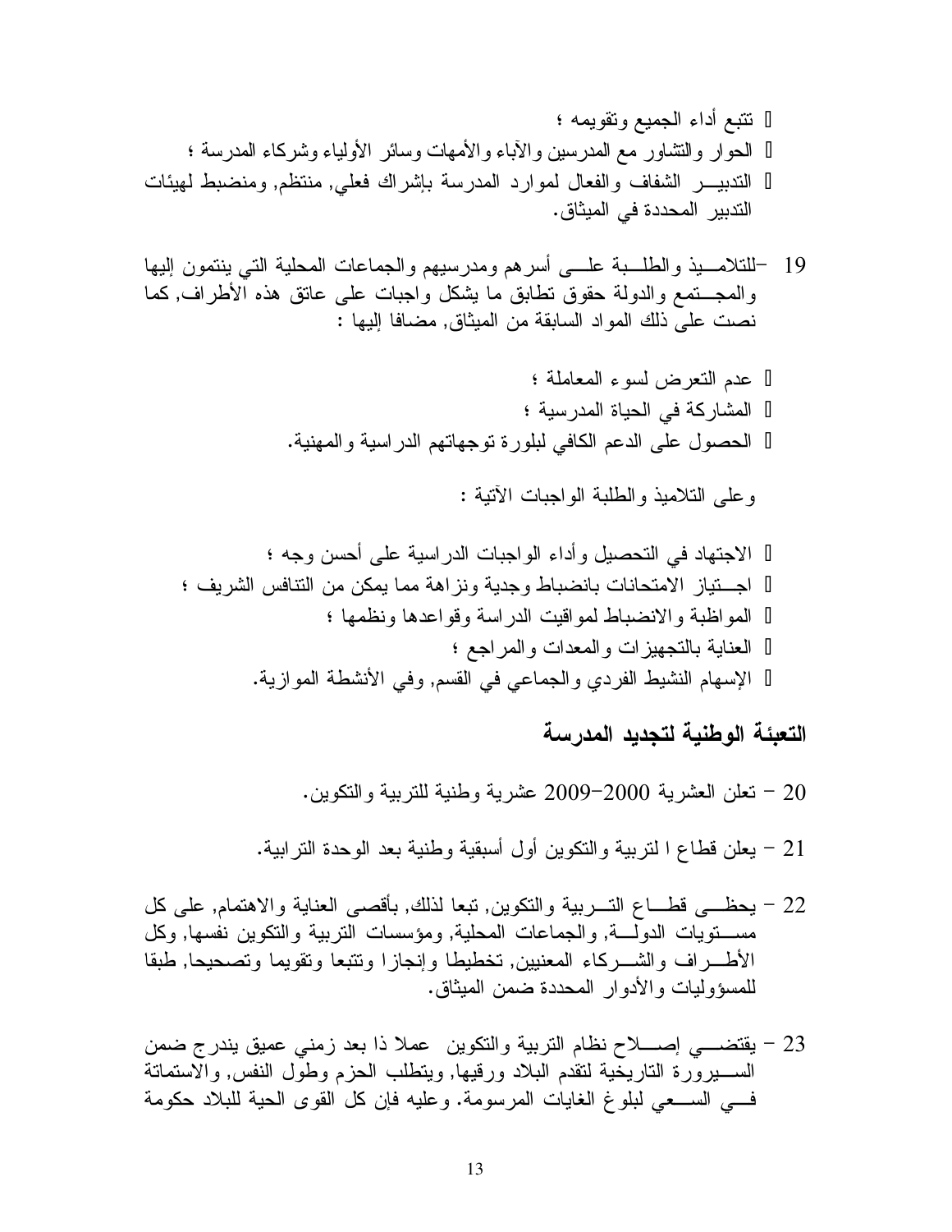- تتبع أداء الجميع وتقويمه ؛
- الحوار والتشاور مع المدرسين والآباء والأمهات وسائر الأولياء وشركاء المدرسة ؛
- التدبيــر الشفاف والفعال لموارد المدرسة بإشراك فعلي, منتظم, ومنضبط لهيئات التدبير المحددة في الميثاق.

19 -للتلامــيذ والطلــبة علـــى أسرهم ومدرسيهم والجماعات المحلية التي ينتمون إليها والمجــتمع والدولة حقوق تطابق ما يشكل واجبات على عاتق هذه الأطراف, كما نصت على ذلك المواد السابقة من الميثاق, مضافا إليها :

- عدم التعرض لسوء المعاملة ؛
- المشاركة في الحياة المدرسية ؛
- الحصول على الدعم الكافي لبلورة توجهاتهم الدراسية والمهنية.

وعلى التلاميذ والطلبة الواجبات الآتية :

- الاجتهاد في التحصيل وأداء الواجبات الدراسية على أحسن وجه ؛
- اجــتياز الامتحانات بانضباط وجدية ونزاهة مما يمكن من التنافس الشريف ؛
- المواظبة والانضباط لمواقيت الدراسة وقواعدها ونظمها ؛
- العناية بالتجهيزات والمعدات والمراجع ؛
- الإسهام النشيط الفردي والجماعي في القسم, وفي الأنشطة الموازية.

## التعبئة الوطنية لتجديد المدرسة

20 - تعلن العشرية 2000-2009 عشرية وطنية للتربية والتكوين.

21 - يعلن قطاع ا لتربية والتكوين أول أسبقية وطنية بعد الوحدة الترابية.

22 - يحظـــى قطـــاع التـــربية والتكوين, تبعا لذلك, بأقصى العناية والاهتمام, على كل مســـتويات الدولـــة, والجماعات المحلية, ومؤسسات التربية والتكوين نفسها, وكل الأطـــراف والشـــركاء المعنيين, تخطيطا وإنجازا وتتبعا وتقويما وتصحيحا, طبقا للمسؤوليات والأدوار المحددة ضمن الميثاق.

23 - يقتضـــي إصـــلاح نظام التربية والتكوين عملا ذا بعد زمني عميق يندرج ضمن الســـيرورة التاريخية لتقدم البلاد ورقيها, ويتطلب الحزم وطول النفس, والاستماتة فـــي الســـعي لبلوغ الغايات المرسومة. وعليه فإن كل القوى الحية للبلاد حكومة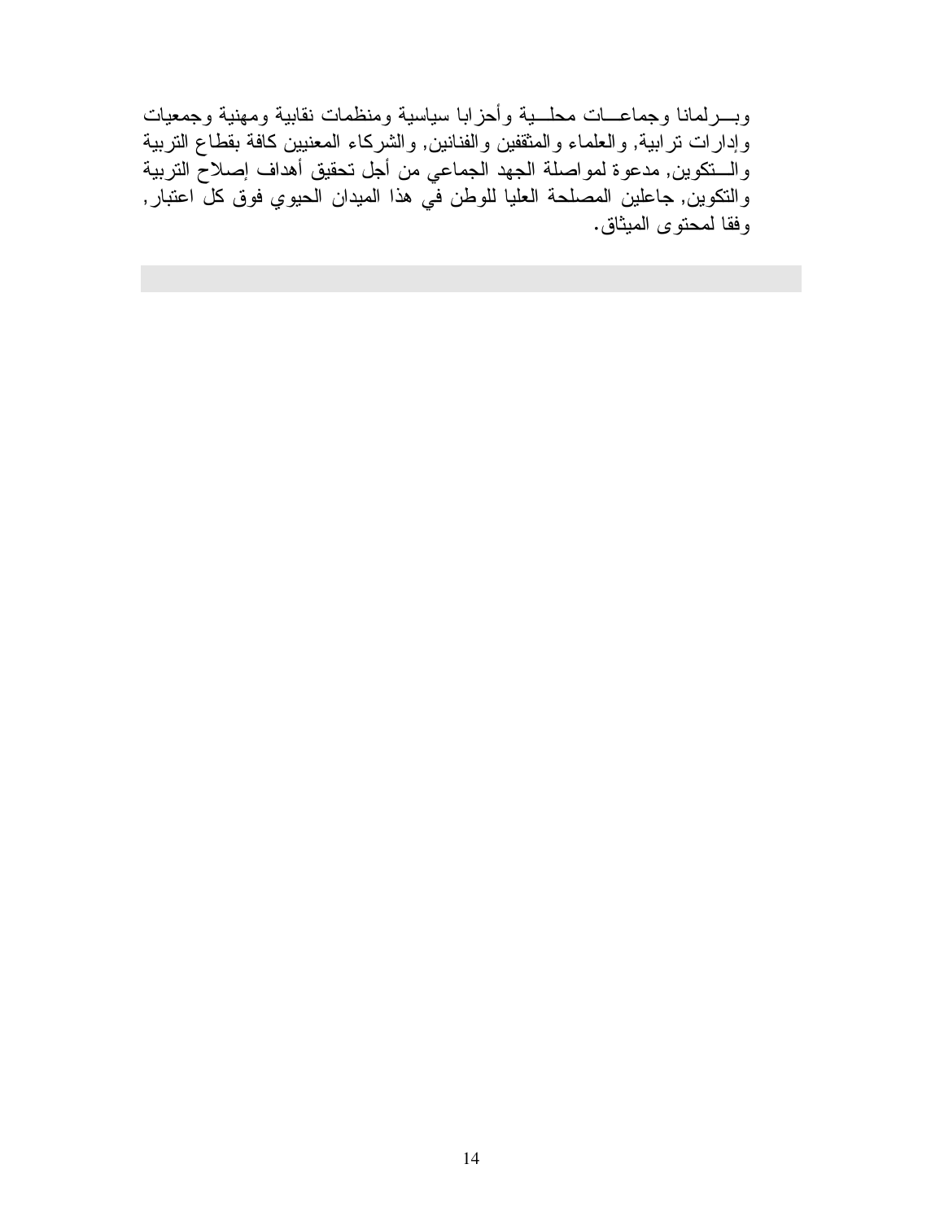وبـــرلمانا وجماعـــات محلـــية وأحزابا سياسية ومنظمات نقابية ومهنية وجمعيات وإدارات ترابية, والعلماء والمثقفين والفنانين, والشركاء المعنيين كافة بقطاع التربية والـــتكوين, مدعوة لمواصلة الجهد الجماعي من أجل تحقيق أهداف إصلاح التربية والتكوين, جاعلين المصلحة العليا للوطن في هذا الميدان الحيوي فوق كل اعتبار, وفقا لمحتوى الميثاق.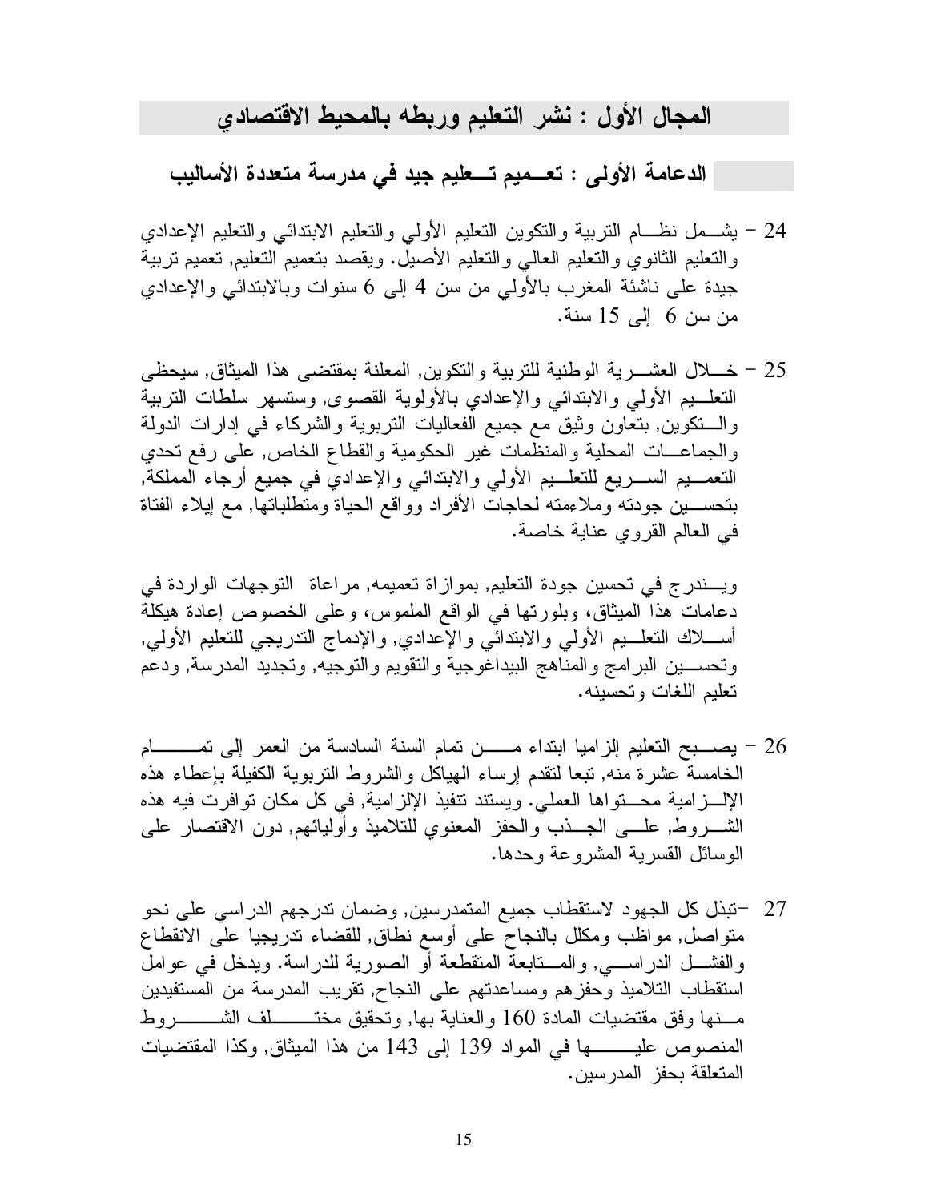## المجال الأول : نشر التعليم وربطه بالمحيط الاقتصادي

### الدعامة الأولى : تعميم تعليم جيد في مدرسة متعددة الأساليب

24 – يشمل نظام التربية والتكوين التعليم الأولي والتعليم الابتدائي والتعليم الإعدادي والتعليم الثانوي والتعليم العالي والتعليم الأصيل. ويقصد بتعميم التعليم, تعميم تربية جيدة على ناشئة المغرب بالأولي من سن 4 إلى 6 سنوات وبالابتدائي والإعدادي من سن 6 إلى 15 سنة.

25 – خلال العشرية الوطنية للتربية والتكوين, المعلنة بمقتضى هذا الميثاق, سيحظى التعليم الأولي والابتدائي والإعدادي بالأولوية القصوى, وستسهر سلطات التربية والتكوين, بتعاون وثيق مع جميع الفعاليات التربوية والشركاء في إدارات الدولة والجماعات المحلية والمنظمات غير الحكومية والقطاع الخاص, على رفع تحدي التعميم السريع للتعليم الأولي والابتدائي والإعدادي في جميع أرجاء المملكة, بتحسين جودته وملاءمته لحاجات الأفراد وواقع الحياة ومتطلباتها, مع إيلاء الفتاة في العالم القروي عناية خاصة.

ويندرج في تحسين جودة التعليم, بموازاة تعميمه, مراعاة التوجهات الواردة في دعامات هذا الميثاق، وبلورتها في الواقع الملموس، وعلى الخصوص إعادة هيكلة أسلاك التعليم الأولي والابتدائي والإعدادي, والإدماج التدريجي للتعليم الأولي, وتحسين البرامج والمناهج البيداغوجية والتقويم والتوجيه, وتجديد المدرسة, ودعم تعليم اللغات وتحسينه.

26 – يصبح التعليم إلزاميا ابتداء من تمام السنة السادسة من العمر إلى تمام الخامسة عشرة منه, تبعا لتقدم إرساء الهياكل والشروط التربوية الكفيلة بإعطاء هذه الإلزامية محتواها العملي. ويستند تنفيذ الإلزامية, في كل مكان توافرت فيه هذه الشروط, على الجذب والحفز المعنوي للتلاميذ وأوليائهم, دون الاقتصار على الوسائل القسرية المشروعة وحدها.

27 –تبذل كل الجهود لاستقطاب جميع المتمدرسين, وضمان تدرجهم الدراسي على نحو متواصل, مواظب ومكلل بالنجاح على أوسع نطاق, للقضاء تدريجيا على الانقطاع والفشل الدراسي, والمتابعة المتقطعة أو الصورية للدراسة. ويدخل في عوامل استقطاب التلاميذ وحفزهم ومساعدتهم على النجاح, تقريب المدرسة من المستفيدين منها وفق مقتضيات المادة 160 والعناية بها, وتحقيق مختلف الشروط المنصوص عليها في المواد 139 إلى 143 من هذا الميثاق, وكذا المقتضيات المتعلقة بحفز المدرسين.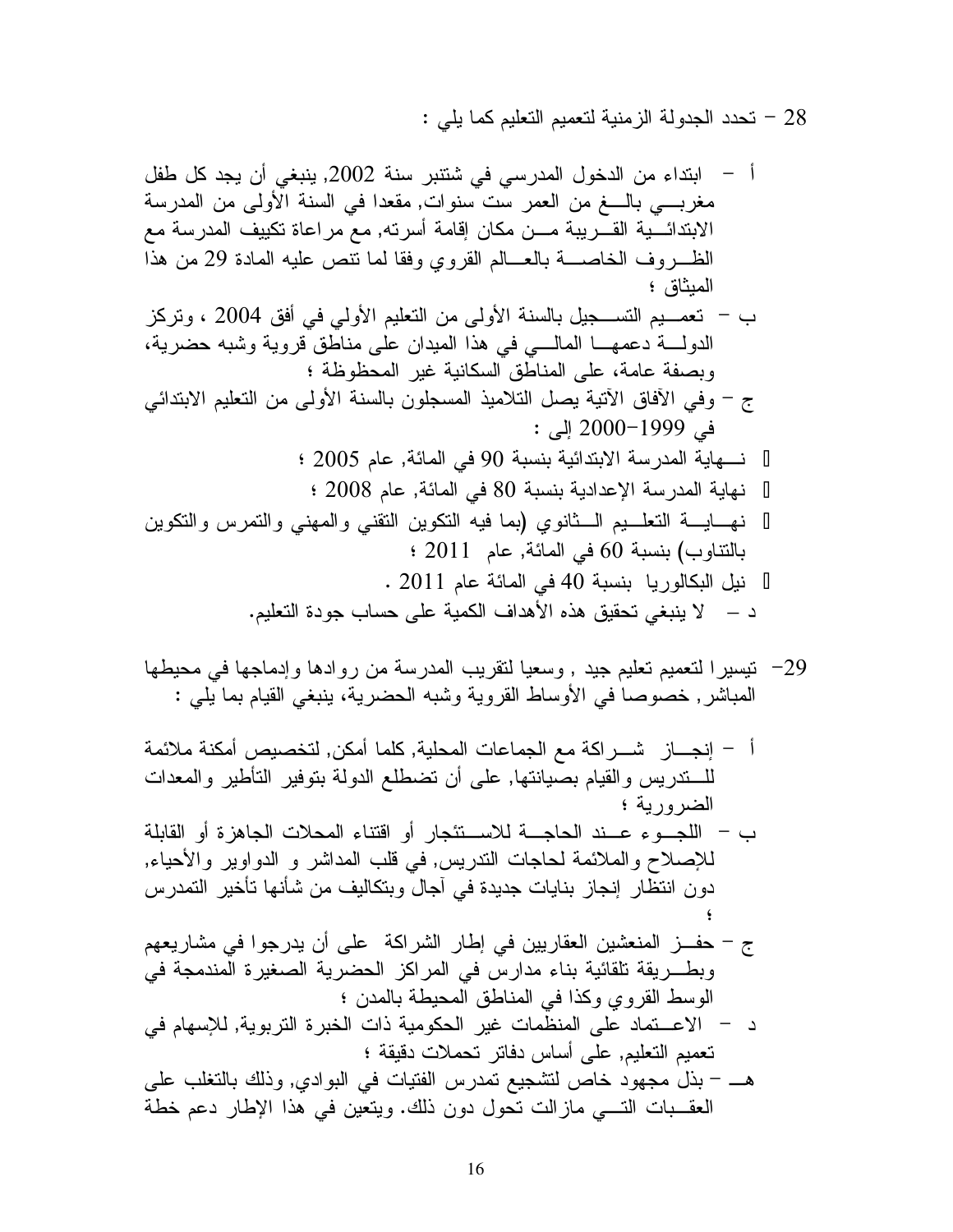28 – تحدد الجدولة الزمنية لتعميم التعليم كما يلي :

أ – ابتداء من الدخول المدرسي في شتنبر سنة 2002, ينبغي أن يجد كل طفل مغربي بالغ من العمر ست سنوات, مقعدا في السنة الأولى من المدرسة الابتدائية القريبة من مكان إقامة أسرته, مع مراعاة تكييف المدرسة مع الظروف الخاصة بالعالم القروي وفقا لما تنص عليه المادة 29 من هذا الميثاق ؛

ب – تعميم التسجيل بالسنة الأولى من التعليم الأولي في أفق 2004 ، وتركز الدولة دعمها المالي في هذا الميدان على مناطق قروية وشبه حضرية، وبصفة عامة، على المناطق السكانية غير المحظوظة ؛

ج – وفي الآفاق الآتية يصل التلاميذ المسجلون بالسنة الأولى من التعليم الابتدائي في 1999–2000 إلى :

- نهاية المدرسة الابتدائية بنسبة 90 في المائة, عام 2005 ؛
- نهاية المدرسة الإعدادية بنسبة 80 في المائة, عام 2008 ؛
- نهاية التعليم الثانوي (بما فيه التكوين التقني والمهني والتمرس والتكوين بالتناوب) بنسبة 60 في المائة, عام 2011 ؛
- نيل البكالوريا بنسبة 40 في المائة عام 2011 .

د – لا ينبغي تحقيق هذه الأهداف الكمية على حساب جودة التعليم.

29– تيسيرا لتعميم تعليم جيد , وسعيا لتقريب المدرسة من روادها وإدماجها في محيطها المباشر, خصوصا في الأوساط القروية وشبه الحضرية، ينبغي القيام بما يلي :

أ – إنجاز شراكة مع الجماعات المحلية, كلما أمكن, لتخصيص أمكنة ملائمة للتدريس والقيام بصيانتها, على أن تضطلع الدولة بتوفير التأطير والمعدات الضرورية ؛

ب – اللجوء عند الحاجة للاستئجار أو اقتناء المحلات الجاهزة أو القابلة للإصلاح والملائمة لحاجات التدريس, في قلب المداشر و الدواوير والأحياء, دون انتظار إنجاز بنايات جديدة في آجال وبتكاليف من شأنها تأخير التمدرس ؛

ج – حفز المنعشين العقاريين في إطار الشراكة على أن يدرجوا في مشاريعهم وبطريقة تلقائية بناء مدارس في المراكز الحضرية الصغيرة المندمجة في الوسط القروي وكذا في المناطق المحيطة بالمدن ؛

د – الاعتماد على المنظمات غير الحكومية ذات الخبرة التربوية, للإسهام في تعميم التعليم, على أساس دفاتر تحملات دقيقة ؛

هـ – بذل مجهود خاص لتشجيع تمدرس الفتيات في البوادي, وذلك بالتغلب على العقبات التي مازالت تحول دون ذلك. ويتعين في هذا الإطار دعم خطة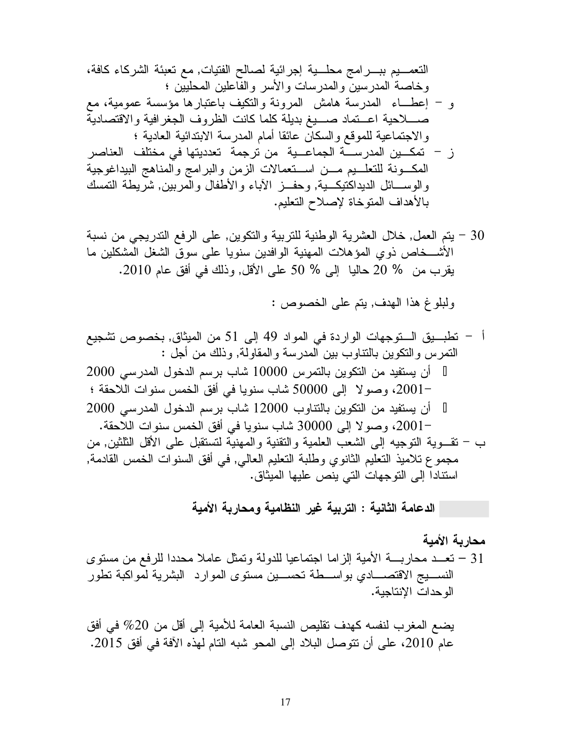التعميم ببرامج محلية إجرائية لصالح الفتيات, مع تعبئة الشركاء كافة، وخاصة المدرسين والمدرسات والأسر والفاعلين المحليين ؛

و – إعطاء المدرسة هامش المرونة والتكيف باعتبارها مؤسسة عمومية، مع صلاحية اعتماد صيغ بديلة كلما كانت الظروف الجغرافية والاقتصادية والاجتماعية للموقع والسكان عائقا أمام المدرسة الابتدائية العادية ؛

ز – تمكين المدرسة الجماعية من ترجمة تعدديتها في مختلف العناصر المكونة للتعليم من استعمالات الزمن والبرامج والمناهج البيداغوجية والوسائل الديداكتيكية, وحفز الآباء والأطفال والمربين, شريطة التمسك بالأهداف المتوخاة لإصلاح التعليم.

30 – يتم العمل, خلال العشرية الوطنية للتربية والتكوين, على الرفع التدريجي من نسبة الأشخاص ذوي المؤهلات المهنية الوافدين سنويا على سوق الشغل المشكلين ما يقرب من % 20 حاليا إلى % 50 على الأقل, وذلك في أفق عام 2010.

ولبلوغ هذا الهدف, يتم على الخصوص :

أ – تطبيق التوجهات الواردة في المواد 49 إلى 51 من الميثاق, بخصوص تشجيع التمرس والتكوين بالتناوب بين المدرسة والمقاولة, وذلك من أجل :

- أن يستفيد من التكوين بالتمرس 10000 شاب برسم الدخول المدرسي 2000 –2001، وصولا إلى 50000 شاب سنويا في أفق الخمس سنوات اللاحقة ؛
- أن يستفيد من التكوين بالتناوب 12000 شاب برسم الدخول المدرسي 2000 –2001، وصولا إلى 30000 شاب سنويا في أفق الخمس سنوات اللاحقة.

ب – تقوية التوجيه إلى الشعب العلمية والتقنية والمهنية لتستقبل على الأقل الثلثين, من مجموع تلاميذ التعليم الثانوي وطلبة التعليم العالي, في أفق السنوات الخمس القادمة, استنادا إلى التوجهات التي ينص عليها الميثاق.

## الدعامة الثانية : التربية غير النظامية ومحاربة الأمية

### محاربة الأمية

31 – تعد محاربة الأمية إلزاما اجتماعيا للدولة وتمثل عاملا محددا للرفع من مستوى النسيج الاقتصادي بواسطة تحسين مستوى الموارد البشرية لمواكبة تطور الوحدات الإنتاجية.

يضع المغرب لنفسه كهدف تقليص النسبة العامة للأمية إلى أقل من 20% في أفق عام 2010، على أن تتوصل البلاد إلى المحو شبه التام لهذه الآفة في أفق 2015.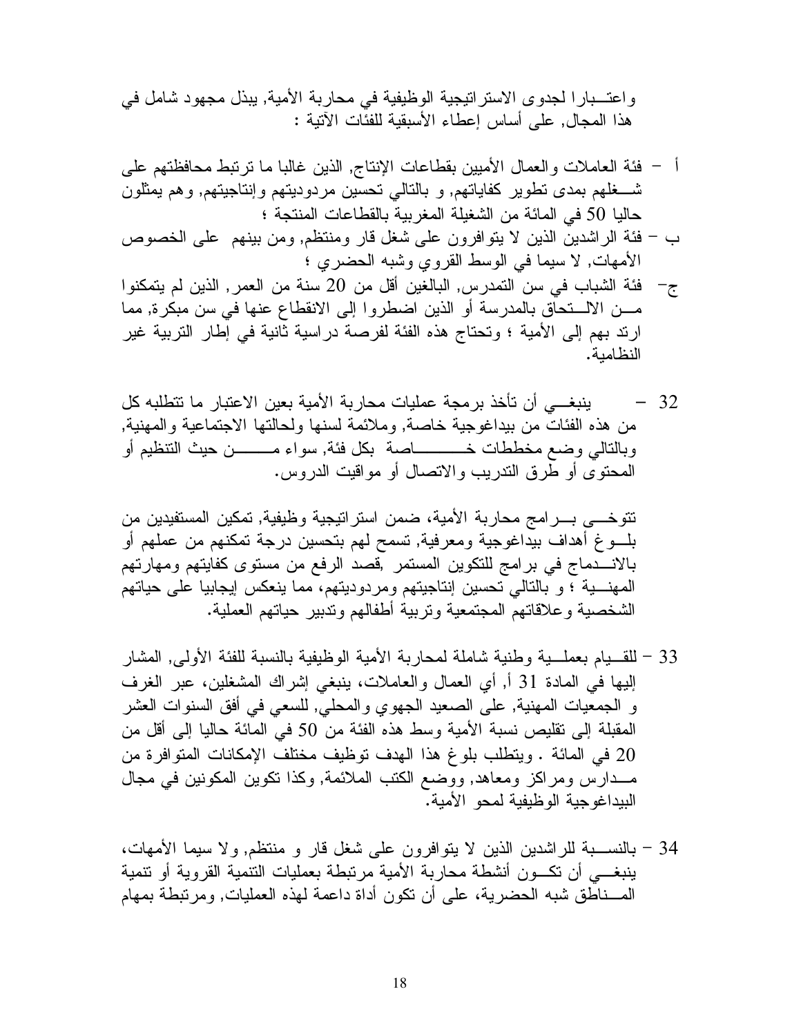واعتـــبارا لجدوى الاستراتيجية الوظيفية في محاربة الأمية, يبذل مجهود شامل في هذا المجال, على أساس إعطاء الأسبقية للفئات الآتية :

أ – فئة العاملات والعمال الأميين بقطاعات الإنتاج, الذين غالبا ما ترتبط محافظتهم على شـــغلهم بمدى تطوير كفاياتهم, و بالتالي تحسين مردوديتهم وإنتاجيتهم, وهم يمثلون حاليا 50 في المائة من الشغيلة المغربية بالقطاعات المنتجة ؛

ب – فئة الراشدين الذين لا يتوافرون على شغل قار ومنتظم, ومن بينهم على الخصوص الأمهات, لا سيما في الوسط القروي وشبه الحضري ؛

ج– فئة الشباب في سن التمدرس, البالغين أقل من 20 سنة من العمر, الذين لم يتمكنوا مـــن الالـــتحاق بالمدرسة أو الذين اضطروا إلى الانقطاع عنها في سن مبكرة, مما ارتد بهم إلى الأمية ؛ وتحتاج هذه الفئة لفرصة دراسية ثانية في إطار التربية غير النظامية.

32 – ينبغـــي أن تأخذ برمجة عمليات محاربة الأمية بعين الاعتبار ما تتطلبه كل من هذه الفئات من بيداغوجية خاصة, وملائمة لسنها ولحالتها الاجتماعية والمهنية, وبالتالي وضع مخططات خـــــــــاصة بكل فئة, سواء مـــــــن حيث التنظيم أو المحتوى أو طرق التدريب والاتصال أو مواقيت الدروس.

تتوخـــى بـــرامج محاربة الأمية، ضمن استراتيجية وظيفية, تمكين المستفيدين من بلـــوغ أهداف بيداغوجية ومعرفية, تسمح لهم بتحسين درجة تمكنهم من عملهم أو بالانـــدماج في برامج للتكوين المستمر ,قصد الرفع من مستوى كفايتهم ومهارتهم المهنـــية ؛ و بالتالي تحسين إنتاجيتهم ومردوديتهم، مما ينعكس إيجابيا على حياتهم الشخصية وعلاقاتهم المجتمعية وتربية أطفالهم وتدبير حياتهم العملية.

33 – للقـــيام بعملـــية وطنية شاملة لمحاربة الأمية الوظيفية بالنسبة للفئة الأولى, المشار إليها في المادة 31 أ, أي العمال والعاملات، ينبغي إشراك المشغلين، عبر الغرف و الجمعيات المهنية, على الصعيد الجهوي والمحلي, للسعي في أفق السنوات العشر المقبلة إلى تقليص نسبة الأمية وسط هذه الفئة من 50 في المائة حاليا إلى أقل من 20 في المائة . ويتطلب بلوغ هذا الهدف توظيف مختلف الإمكانات المتوافرة من مـــدارس ومراكز ومعاهد, ووضع الكتب الملائمة, وكذا تكوين المكونين في مجال البيداغوجية الوظيفية لمحو الأمية.

34 – بالنســـبة للراشدين الذين لا يتوافرون على شغل قار و منتظم, ولا سيما الأمهات، ينبغـــي أن تكـــون أنشطة محاربة الأمية مرتبطة بعمليات التنمية القروية أو تنمية المـــناطق شبه الحضرية، على أن تكون أداة داعمة لهذه العمليات, ومرتبطة بمهام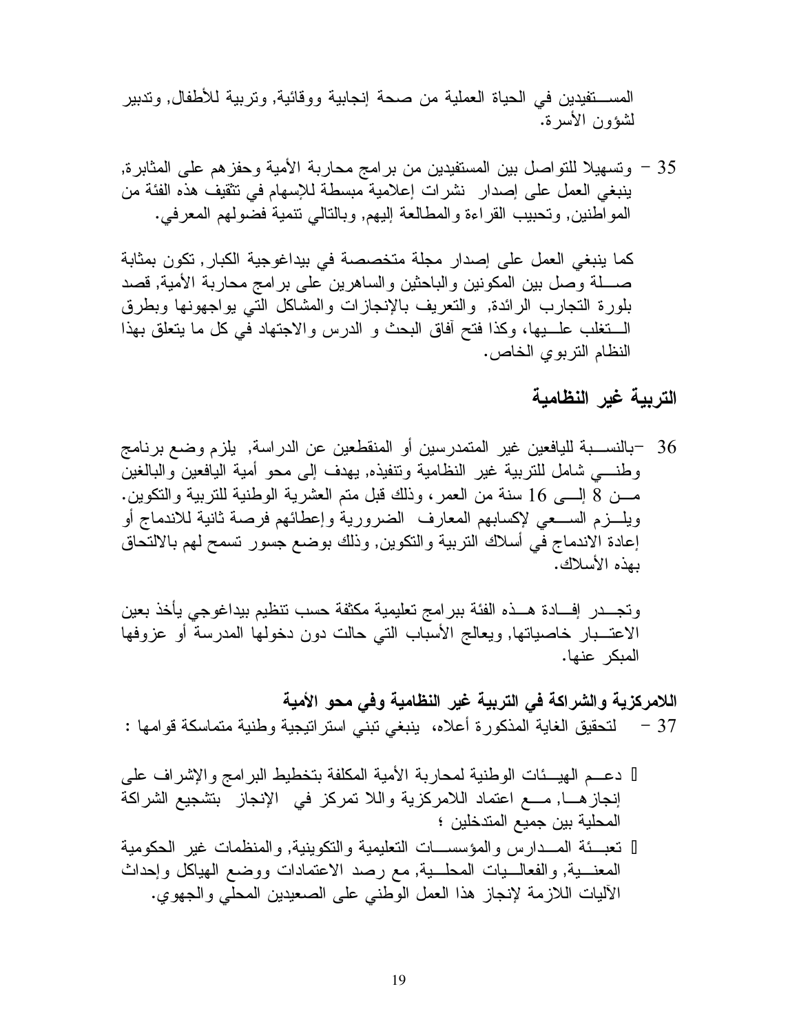المستفيدين في الحياة العملية من صحة إنجابية ووقائية, وتربية للأطفال, وتدبير لشؤون الأسرة.

35 - وتسهيلا للتواصل بين المستفيدين من برامج محاربة الأمية وحفزهم على المثابرة, ينبغي العمل على إصدار نشرات إعلامية مبسطة للإسهام في تثقيف هذه الفئة من المواطنين, وتحبيب القراءة والمطالعة إليهم, وبالتالي تنمية فضولهم المعرفي.

كما ينبغي العمل على إصدار مجلة متخصصة في بيداغوجية الكبار, تكون بمثابة صلة وصل بين المكونين والباحثين والساهرين على برامج محاربة الأمية, قصد بلورة التجارب الرائدة, والتعريف بالإنجازات والمشاكل التي يواجهونها وبطرق التغلب عليها، وكذا فتح آفاق البحث و الدرس والاجتهاد في كل ما يتعلق بهذا النظام التربوي الخاص.

## التربية غير النظامية

36 -بالنسبة لليافعين غير المتمدرسين أو المنقطعين عن الدراسة, يلزم وضع برنامج وطني شامل للتربية غير النظامية وتنفيذه, يهدف إلى محو أمية اليافعين والبالغين من 8 إلى 16 سنة من العمر، وذلك قبل متم العشرية الوطنية للتربية والتكوين. ويلزم السعي لإكسابهم المعارف الضرورية وإعطائهم فرصة ثانية للاندماج أو إعادة الاندماج في أسلاك التربية والتكوين, وذلك بوضع جسور تسمح لهم بالالتحاق بهذه الأسلاك.

وتجدر إفادة هذه الفئة ببرامج تعليمية مكثفة حسب تنظيم بيداغوجي يأخذ بعين الاعتبار خاصياتها, ويعالج الأسباب التي حالت دون دخولها المدرسة أو عزوفها المبكر عنها.

**اللامركزية والشراكة في التربية غير النظامية وفي محو الأمية**

37 - لتحقيق الغاية المذكورة أعلاه، ينبغي تبني استراتيجية وطنية متماسكة قوامها :

- دعم الهيئات الوطنية لمحاربة الأمية المكلفة بتخطيط البرامج والإشراف على إنجازها, مع اعتماد اللامركزية واللا تمركز في الإنجاز بتشجيع الشراكة المحلية بين جميع المتدخلين ؛
- تعبئة المدارس والمؤسسات التعليمية والتكوينية, والمنظمات غير الحكومية المعنية, والفعاليات المحلية, مع رصد الاعتمادات ووضع الهياكل وإحداث الآليات اللازمة لإنجاز هذا العمل الوطني على الصعيدين المحلي والجهوي.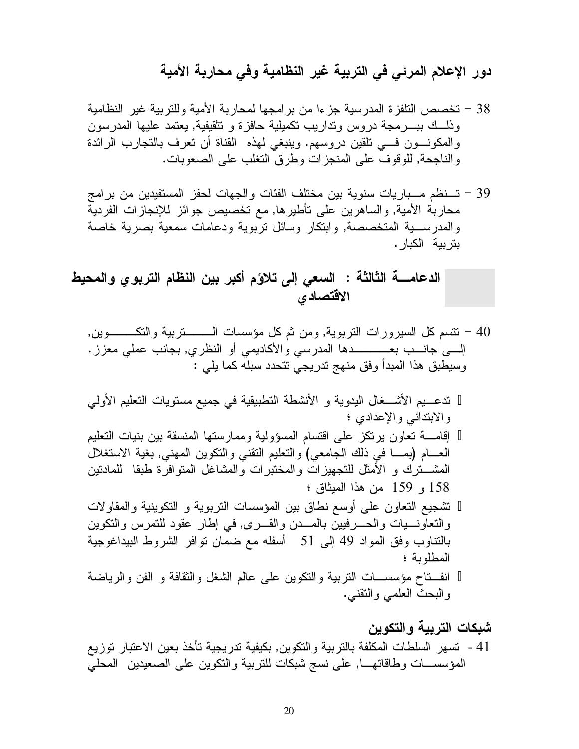## دور الإعلام المرئي في التربية غير النظامية وفي محاربة الأمية

38 – تخصص التلفزة المدرسية جزءا من برامجها لمحاربة الأمية وللتربية غير النظامية وذلك ببرمجة دروس وتداريب تكميلية حافزة و تثقيفية, يعتمد عليها المدرسون والمكونون في تلقين دروسهم. وينبغي لهذه القناة أن تعرف بالتجارب الرائدة والناجحة, للوقوف على المنجزات وطرق التغلب على الصعوبات.

39 – تنظم مباريات سنوية بين مختلف الفئات والجهات لحفز المستفيدين من برامج محاربة الأمية, والساهرين على تأطيرها, مع تخصيص جوائز للإنجازات الفردية والمدرسية المتخصصة, وابتكار وسائل تربوية ودعامات سمعية بصرية خاصة بتربية الكبار.

## الدعامة الثالثة : السعي إلى تلاؤم أكبر بين النظام التربوي والمحيط الاقتصادي

40 – تتسم كل السيرورات التربوية, ومن ثم كل مؤسسات التربية والتكوين, إلى جانب بعدها المدرسي والأكاديمي أو النظري, بجانب عملي معزز. وسيطبق هذا المبدأ وفق منهج تدريجي تتحدد سبله كما يلي :

- تدعيم الأشغال اليدوية و الأنشطة التطبيقية في جميع مستويات التعليم الأولي والابتدائي والإعدادي ؛
- إقامة تعاون يرتكز على اقتسام المسؤولية وممارستها المنسقة بين بنيات التعليم العام (بما في ذلك الجامعي) والتعليم التقني والتكوين المهني, بغية الاستغلال المشترك و الأمثل للتجهيزات والمختبرات والمشاغل المتوافرة طبقا للمادتين 158 و 159 من هذا الميثاق ؛
- تشجيع التعاون على أوسع نطاق بين المؤسسات التربوية و التكوينية والمقاولات والتعاونيات والحرفيين بالمدن والقرى, في إطار عقود للتمرس والتكوين بالتناوب وفق المواد 49 إلى 51 أسفله مع ضمان توافر الشروط البيداغوجية المطلوبة ؛
- انفتاح مؤسسات التربية والتكوين على عالم الشغل والثقافة و الفن والرياضة والبحث العلمي والتقني.

## شبكات التربية والتكوين

41 - تسهر السلطات المكلفة بالتربية والتكوين, بكيفية تدريجية تأخذ بعين الاعتبار توزيع المؤسسات وطاقاتها, على نسج شبكات للتربية والتكوين على الصعيدين المحلي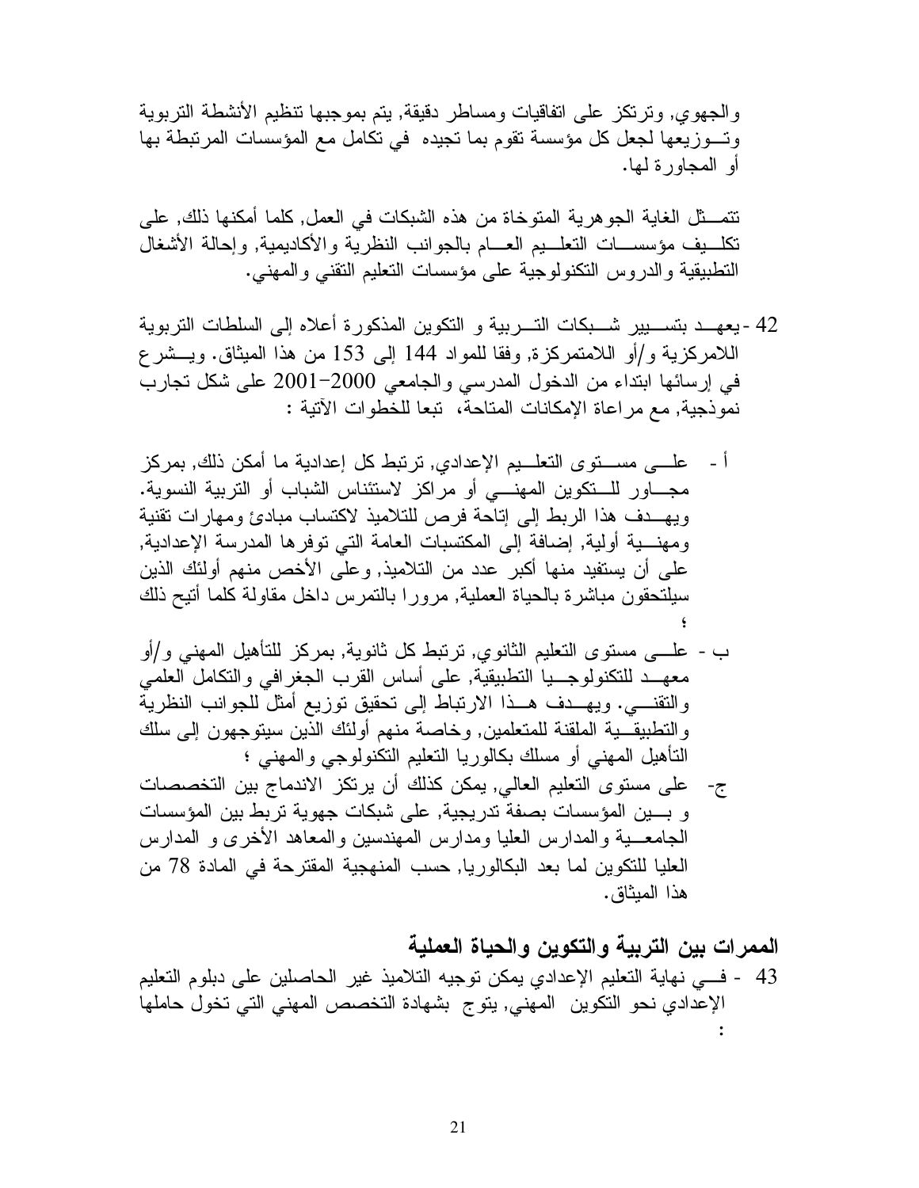والجهوي, وترتكز على اتفاقيات ومساطر دقيقة, يتم بموجبها تنظيم الأنشطة التربوية وتوزيعها لجعل كل مؤسسة تقوم بما تجيده في تكامل مع المؤسسات المرتبطة بها أو المجاورة لها.

تتمثل الغاية الجوهرية المتوخاة من هذه الشبكات في العمل, كلما أمكنها ذلك, على تكليف مؤسسات التعليم العام بالجوانب النظرية والأكاديمية, وإحالة الأشغال التطبيقية والدروس التكنولوجية على مؤسسات التعليم التقني والمهني.

42 - يعهد بتسيير شبكات التربية و التكوين المذكورة أعلاه إلى السلطات التربوية اللامركزية و/أو اللامتمركزة, وفقا للمواد 144 إلى 153 من هذا الميثاق. ويشرع في إرسائها ابتداء من الدخول المدرسي والجامعي 2000-2001 على شكل تجارب نموذجية, مع مراعاة الإمكانات المتاحة، تبعا للخطوات الآتية :

أ - على مستوى التعليم الإعدادي, ترتبط كل إعدادية ما أمكن ذلك, بمركز مجاور للتكوين المهني أو مراكز لاستئناس الشباب أو التربية النسوية. ويهدف هذا الربط إلى إتاحة فرص للتلاميذ لاكتساب مبادئ ومهارات تقنية ومهنية أولية, إضافة إلى المكتسبات العامة التي توفرها المدرسة الإعدادية, على أن يستفيد منها أكبر عدد من التلاميذ, وعلى الأخص منهم أولئك الذين سيلتحقون مباشرة بالحياة العملية, مرورا بالتمرس داخل مقاولة كلما أتيح ذلك ؛

ب - على مستوى التعليم الثانوي, ترتبط كل ثانوية, بمركز للتأهيل المهني و/أو معهد للتكنولوجيا التطبيقية, على أساس القرب الجغرافي والتكامل العلمي والتقني. ويهدف هذا الارتباط إلى تحقيق توزيع أمثل للجوانب النظرية والتطبيقية الملقنة للمتعلمين, وخاصة منهم أولئك الذين سيتوجهون إلى سلك التأهيل المهني أو مسلك بكالوريا التعليم التكنولوجي والمهني ؛

ج- على مستوى التعليم العالي, يمكن كذلك أن يرتكز الاندماج بين التخصصات و بين المؤسسات بصفة تدريجية, على شبكات جهوية تربط بين المؤسسات الجامعية والمدارس العليا ومدارس المهندسين والمعاهد الأخرى و المدارس العليا للتكوين لما بعد البكالوريا, حسب المنهجية المقترحة في المادة 78 من هذا الميثاق.

## الممرات بين التربية والتكوين والحياة العملية

43 - في نهاية التعليم الإعدادي يمكن توجيه التلاميذ غير الحاصلين على دبلوم التعليم الإعدادي نحو التكوين المهني, يتوج بشهادة التخصص المهني التي تخول حاملها :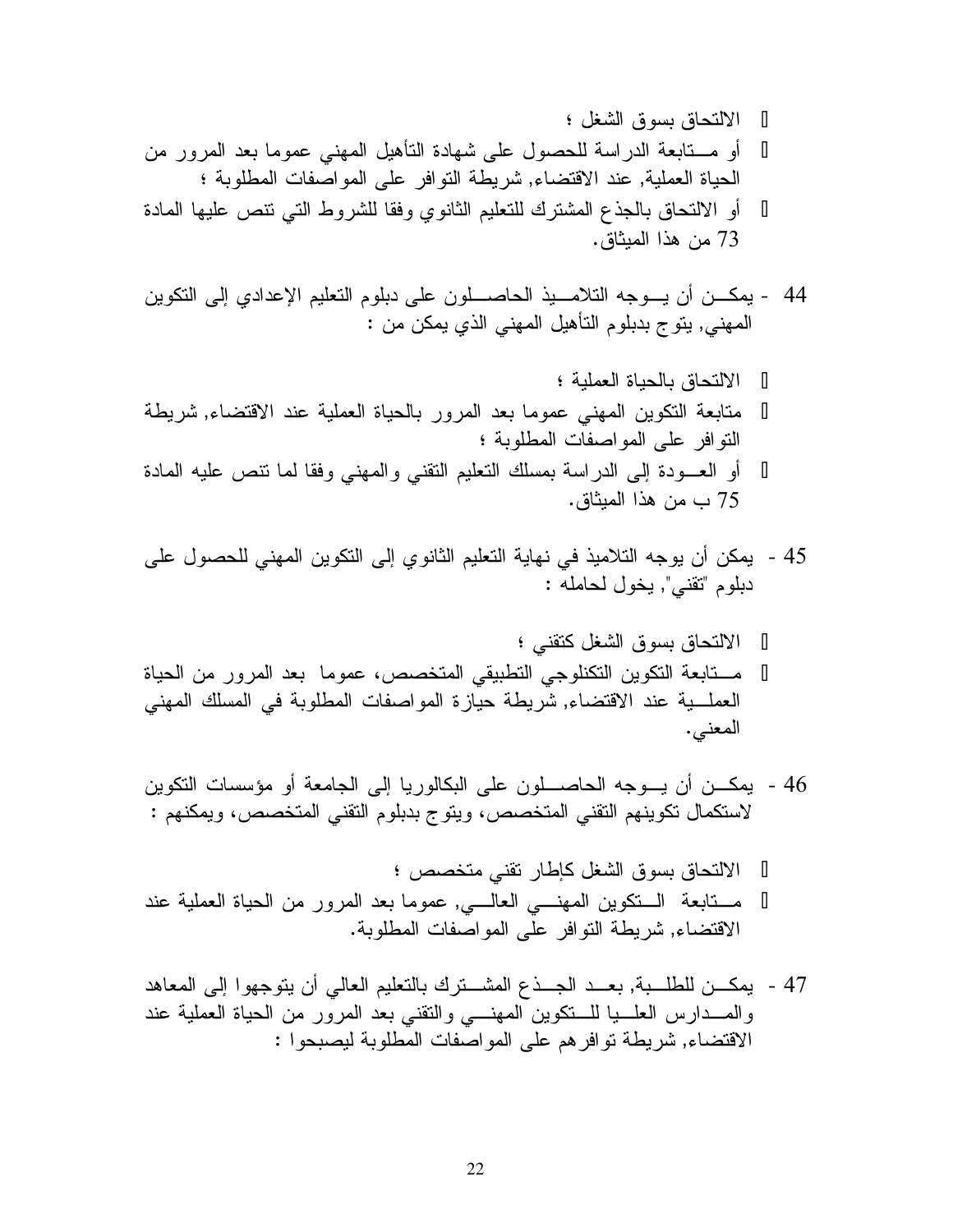- الالتحاق بسوق الشغل ؛
- أو متابعة الدراسة للحصول على شهادة التأهيل المهني عموما بعد المرور من الحياة العملية, عند الاقتضاء, شريطة التوافر على المواصفات المطلوبة ؛
- أو الالتحاق بالجذع المشترك للتعليم الثانوي وفقا للشروط التي تنص عليها المادة 73 من هذا الميثاق.

44 - يمكن أن يوجه التلاميذ الحاصلون على دبلوم التعليم الإعدادي إلى التكوين المهني, يتوج بدبلوم التأهيل المهني الذي يمكن من :

- الالتحاق بالحياة العملية ؛
- متابعة التكوين المهني عموما بعد المرور بالحياة العملية عند الاقتضاء, شريطة التوافر على المواصفات المطلوبة ؛
- أو العودة إلى الدراسة بمسلك التعليم التقني والمهني وفقا لما تنص عليه المادة 75 ب من هذا الميثاق.

45 - يمكن أن يوجه التلاميذ في نهاية التعليم الثانوي إلى التكوين المهني للحصول على دبلوم "تقني", يخول لحامله :

- الالتحاق بسوق الشغل كتقني ؛
- متابعة التكوين التكنلوجي التطبيقي المتخصص، عموما بعد المرور من الحياة العملية عند الاقتضاء, شريطة حيازة المواصفات المطلوبة في المسلك المهني المعني.

46 - يمكن أن يوجه الحاصلون على البكالوريا إلى الجامعة أو مؤسسات التكوين لاستكمال تكوينهم التقني المتخصص، ويتوج بدبلوم التقني المتخصص، ويمكنهم :

- الالتحاق بسوق الشغل كإطار تقني متخصص ؛
- متابعة التكوين المهني العالي, عموما بعد المرور من الحياة العملية عند الاقتضاء, شريطة التوافر على المواصفات المطلوبة.

47 - يمكن للطلبة, بعد الجذع المشترك بالتعليم العالي أن يتوجهوا إلى المعاهد والمدارس العليا للتكوين المهني والتقني بعد المرور من الحياة العملية عند الاقتضاء, شريطة توافرهم على المواصفات المطلوبة ليصبحوا :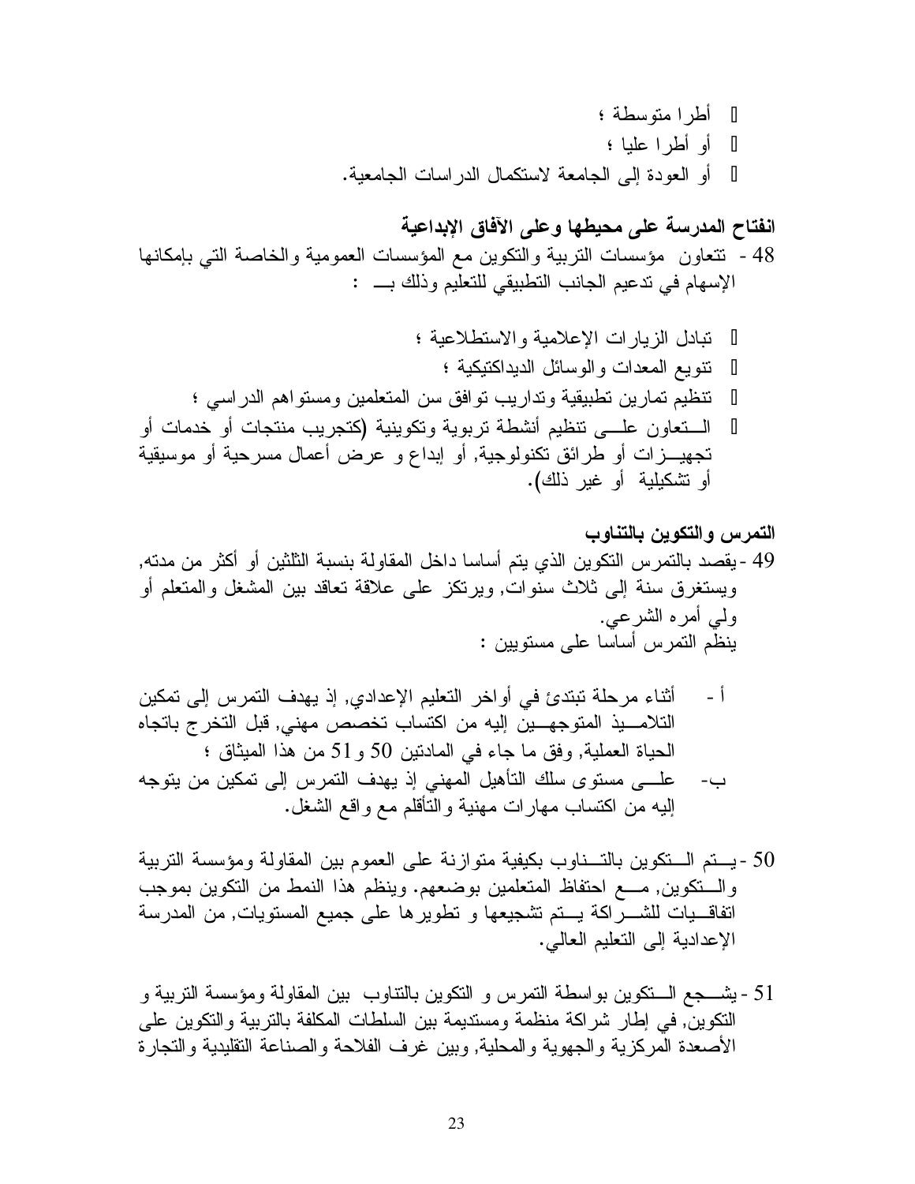- أطرا متوسطة ؛
- أو أطرا عليا ؛
- أو العودة إلى الجامعة لاستكمال الدراسات الجامعية.

**انفتاح المدرسة على محيطها وعلى الآفاق الإبداعية**

48 - تتعاون مؤسسات التربية والتكوين مع المؤسسات العمومية والخاصة التي بإمكانها الإسهام في تدعيم الجانب التطبيقي للتعليم وذلك بـــ :

- تبادل الزيارات الإعلامية والاستطلاعية ؛
- تنويع المعدات والوسائل الديداكتيكية ؛
- تنظيم تمارين تطبيقية وتداريب توافق سن المتعلمين ومستواهم الدراسي ؛
- الـتعاون علـى تنظيم أنشطة تربوية وتكوينية (كتجريب منتجات أو خدمات أو تجهيـزات أو طرائق تكنولوجية, أو إبداع و عرض أعمال مسرحية أو موسيقية أو تشكيلية أو غير ذلك).

**التمرس والتكوين بالتناوب**

49 - يقصد بالتمرس التكوين الذي يتم أساسا داخل المقاولة بنسبة الثلثين أو أكثر من مدته, ويستغرق سنة إلى ثلاث سنوات, ويرتكز على علاقة تعاقد بين المشغل والمتعلم أو ولي أمره الشرعي.
ينظم التمرس أساسا على مستويين :

أ - أثناء مرحلة تبتدئ في أواخر التعليم الإعدادي, إذ يهدف التمرس إلى تمكين التلاميذ المتوجهين إليه من اكتساب تخصص مهني, قبل التخرج باتجاه الحياة العملية, وفق ما جاء في المادتين 50 و51 من هذا الميثاق ؛

ب- علـى مستوى سلك التأهيل المهني إذ يهدف التمرس إلى تمكين من يتوجه إليه من اكتساب مهارات مهنية والتأقلم مع واقع الشغل.

50 - يـتم الـتكوين بالتـناوب بكيفية متوازنة على العموم بين المقاولة ومؤسسة التربية والـتكوين, مـع احتفاظ المتعلمين بوضعهم. وينظم هذا النمط من التكوين بموجب اتفاقـيات للشـراكة يـتم تشجيعها و تطويرها على جميع المستويات, من المدرسة الإعدادية إلى التعليم العالي.

51 - يشـجع الـتكوين بواسطة التمرس و التكوين بالتناوب بين المقاولة ومؤسسة التربية و التكوين, في إطار شراكة منظمة ومستديمة بين السلطات المكلفة بالتربية والتكوين على الأصعدة المركزية والجهوية والمحلية, وبين غرف الفلاحة والصناعة التقليدية والتجارة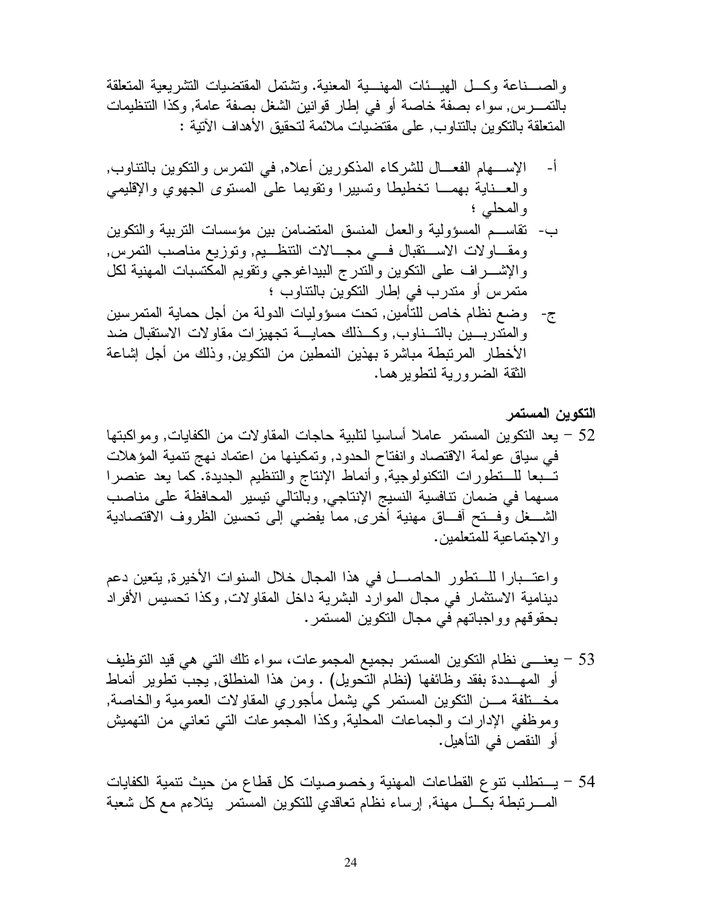والصناعة وكل الهيئات المهنية المعنية. وتشتمل المقتضيات التشريعية المتعلقة بالتمرس, سواء بصفة خاصة أو في إطار قوانين الشغل بصفة عامة, وكذا التنظيمات المتعلقة بالتكوين بالتناوب, على مقتضيات ملائمة لتحقيق الأهداف الآتية :

أ- الإسهام الفعال للشركاء المذكورين أعلاه, في التمرس والتكوين بالتناوب, والعناية بهما تخطيطا وتسييرا وتقويما على المستوى الجهوي والإقليمي والمحلي ؛

ب- تقاسم المسؤولية والعمل المنسق المتضامن بين مؤسسات التربية والتكوين ومقاولات الاستقبال في مجالات التنظيم, وتوزيع مناصب التمرس, والإشراف على التكوين والتدرج البيداغوجي وتقويم المكتسبات المهنية لكل متمرس أو متدرب في إطار التكوين بالتناوب ؛

ج- وضع نظام خاص للتأمين, تحت مسؤوليات الدولة من أجل حماية المتمرسين والمتدربين بالتناوب, وكذلك حماية تجهيزات مقاولات الاستقبال ضد الأخطار المرتبطة مباشرة بهذين النمطين من التكوين, وذلك من أجل إشاعة الثقة الضرورية لتطويرهما.

**التكوين المستمر**

52 – يعد التكوين المستمر عاملا أساسيا لتلبية حاجات المقاولات من الكفايات, ومواكبتها في سياق عولمة الاقتصاد وانفتاح الحدود, وتمكينها من اعتماد نهج تنمية المؤهلات تبعا للتطورات التكنولوجية, وأنماط الإنتاج والتنظيم الجديدة. كما يعد عنصرا مسهما في ضمان تنافسية النسيج الإنتاجي, وبالتالي تيسير المحافظة على مناصب الشغل وفتح آفاق مهنية أخرى, مما يفضي إلى تحسين الظروف الاقتصادية والاجتماعية للمتعلمين.

واعتبارا للتطور الحاصل في هذا المجال خلال السنوات الأخيرة, يتعين دعم دينامية الاستثمار في مجال الموارد البشرية داخل المقاولات, وكذا تحسيس الأفراد بحقوقهم وواجباتهم في مجال التكوين المستمر.

53 – يعنى نظام التكوين المستمر بجميع المجموعات، سواء تلك التي هي قيد التوظيف أو المهددة بفقد وظائفها (نظام التحويل) . ومن هذا المنطلق, يجب تطوير أنماط مختلفة من التكوين المستمر كي يشمل مأجوري المقاولات العمومية والخاصة, وموظفي الإدارات والجماعات المحلية, وكذا المجموعات التي تعاني من التهميش أو النقص في التأهيل.

54 – يتطلب تنوع القطاعات المهنية وخصوصيات كل قطاع من حيث تنمية الكفايات المرتبطة بكل مهنة, إرساء نظام تعاقدي للتكوين المستمر يتلاءم مع كل شعبة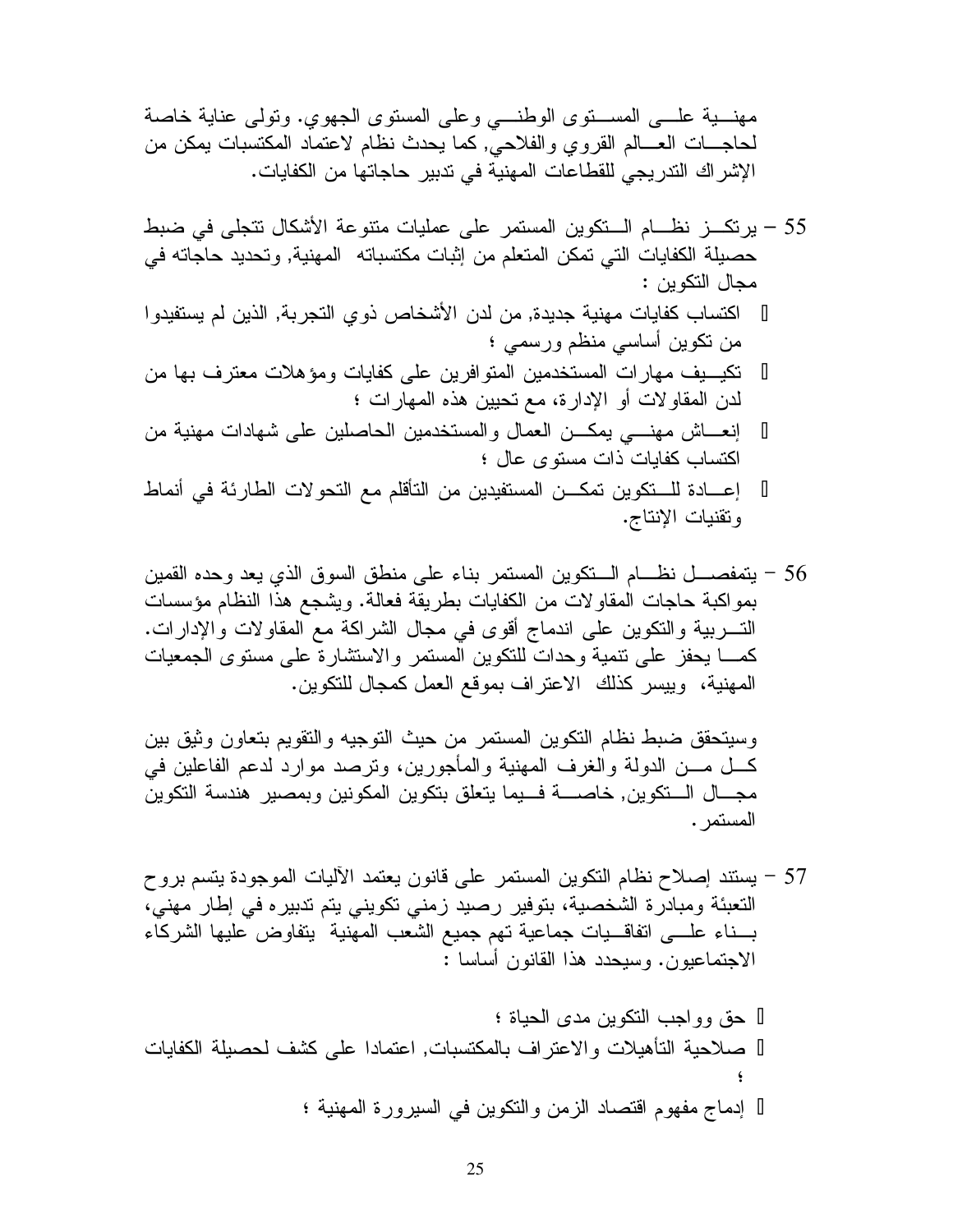مهنية على المستوى الوطني وعلى المستوى الجهوي. وتولى عناية خاصة لحاجات العالم القروي والفلاحي, كما يحدث نظام لاعتماد المكتسبات يمكن من الإشراك التدريجي للقطاعات المهنية في تدبير حاجاتها من الكفايات.

55 – يرتكز نظام التكوين المستمر على عمليات متنوعة الأشكال تتجلى في ضبط حصيلة الكفايات التي تمكن المتعلم من إثبات مكتسباته المهنية, وتحديد حاجاته في مجال التكوين :

- اكتساب كفايات مهنية جديدة, من لدن الأشخاص ذوي التجربة, الذين لم يستفيدوا من تكوين أساسي منظم ورسمي ؛
- تكييف مهارات المستخدمين المتوافرين على كفايات ومؤهلات معترف بها من لدن المقاولات أو الإدارة، مع تحيين هذه المهارات ؛
- إنعاش مهني يمكن العمال والمستخدمين الحاصلين على شهادات مهنية من اكتساب كفايات ذات مستوى عال ؛
- إعادة للتكوين تمكن المستفيدين من التأقلم مع التحولات الطارئة في أنماط وتقنيات الإنتاج.

56 – يتمفصل نظام التكوين المستمر بناء على منطق السوق الذي يعد وحده القمين بمواكبة حاجات المقاولات من الكفايات بطريقة فعالة. ويشجع هذا النظام مؤسسات التربية والتكوين على اندماج أقوى في مجال الشراكة مع المقاولات والإدارات. كما يحفز على تنمية وحدات للتكوين المستمر والاستشارة على مستوى الجمعيات المهنية، وييسر كذلك الاعتراف بموقع العمل كمجال للتكوين.

وسيتحقق ضبط نظام التكوين المستمر من حيث التوجيه والتقويم بتعاون وثيق بين كل من الدولة والغرف المهنية والمأجورين، وترصد موارد لدعم الفاعلين في مجال التكوين, خاصة فيما يتعلق بتكوين المكونين وبمصير هندسة التكوين المستمر.

57 – يستند إصلاح نظام التكوين المستمر على قانون يعتمد الآليات الموجودة يتسم بروح التعبئة ومبادرة الشخصية، بتوفير رصيد زمني تكويني يتم تدبيره في إطار مهني، بناء على اتفاقيات جماعية تهم جميع الشعب المهنية يتفاوض عليها الشركاء الاجتماعيون. وسيحدد هذا القانون أساسا :

- حق وواجب التكوين مدى الحياة ؛
- صلاحية التأهيلات والاعتراف بالمكتسبات, اعتمادا على كشف لحصيلة الكفايات ؛
- إدماج مفهوم اقتصاد الزمن والتكوين في السيرورة المهنية ؛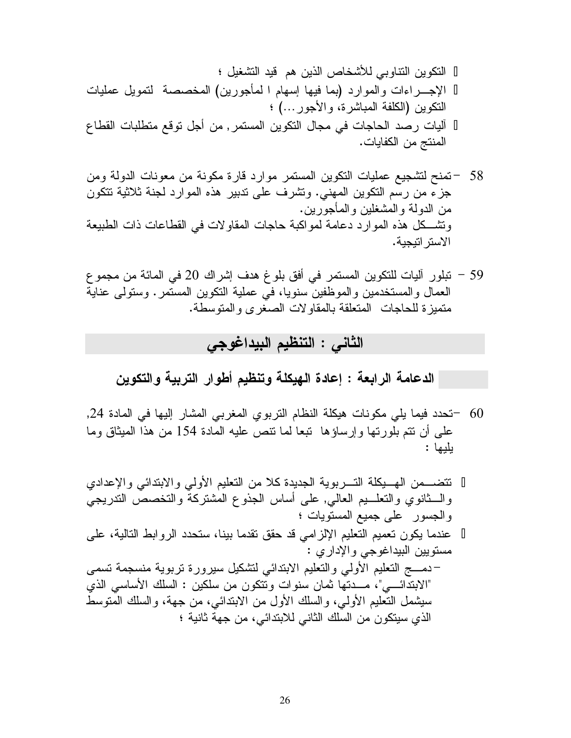- التكوين التناوبي للأشخاص الذين هم قيد التشغيل ؛
- الإجـــراءات والموارد (بما فيها إسهام ا لمأجورين) المخصصة لتمويل عمليات التكوين (الكلفة المباشرة، والأجور...) ؛
- آليات رصد الحاجات في مجال التكوين المستمر, من أجل توقع متطلبات القطاع المنتج من الكفايات.

58 –تمنح لتشجيع عمليات التكوين المستمر موارد قارة مكونة من معونات الدولة ومن جزء من رسم التكوين المهني. وتشرف على تدبير هذه الموارد لجنة ثلاثية تتكون من الدولة والمشغلين والمأجورين.
وتشـــكل هذه الموارد دعامة لمواكبة حاجات المقاولات في القطاعات ذات الطبيعة الاستراتيجية.

59 – تبلور آليات للتكوين المستمر في أفق بلوغ هدف إشراك 20 في المائة من مجموع العمال والمستخدمين والموظفين سنويا، في عملية التكوين المستمر. وستولى عناية متميزة للحاجات المتعلقة بالمقاولات الصغرى والمتوسطة.

## الثاني : التنظيم البيداغوجي

### الدعامة الرابعة : إعادة الهيكلة وتنظيم أطوار التربية والتكوين

60 –تحدد فيما يلي مكونات هيكلة النظام التربوي المغربي المشار إليها في المادة 24, على أن تتم بلورتها وإرساؤها تبعا لما تنص عليه المادة 154 من هذا الميثاق وما يليها :

- تتضـــمن الهـــيكلة التـــربوية الجديدة كلا من التعليم الأولي والابتدائي والإعدادي والـــثانوي والتعلـــيم العالي, على أساس الجذوع المشتركة والتخصص التدريجي والجسور على جميع المستويات ؛
- عندما يكون تعميم التعليم الإلزامي قد حقق تقدما بينا، ستحدد الروابط التالية، على مستويين البيداغوجي والإداري :

–دمـــج التعليم الأولي والتعليم الابتدائي لتشكيل سيرورة تربوية منسجمة تسمى "الابتدائـــي"، مـــدتها ثمان سنوات وتتكون من سلكين : السلك الأساسي الذي سيشمل التعليم الأولي، والسلك الأول من الابتدائي، من جهة، والسلك المتوسط الذي سيتكون من السلك الثاني للابتدائي، من جهة ثانية ؛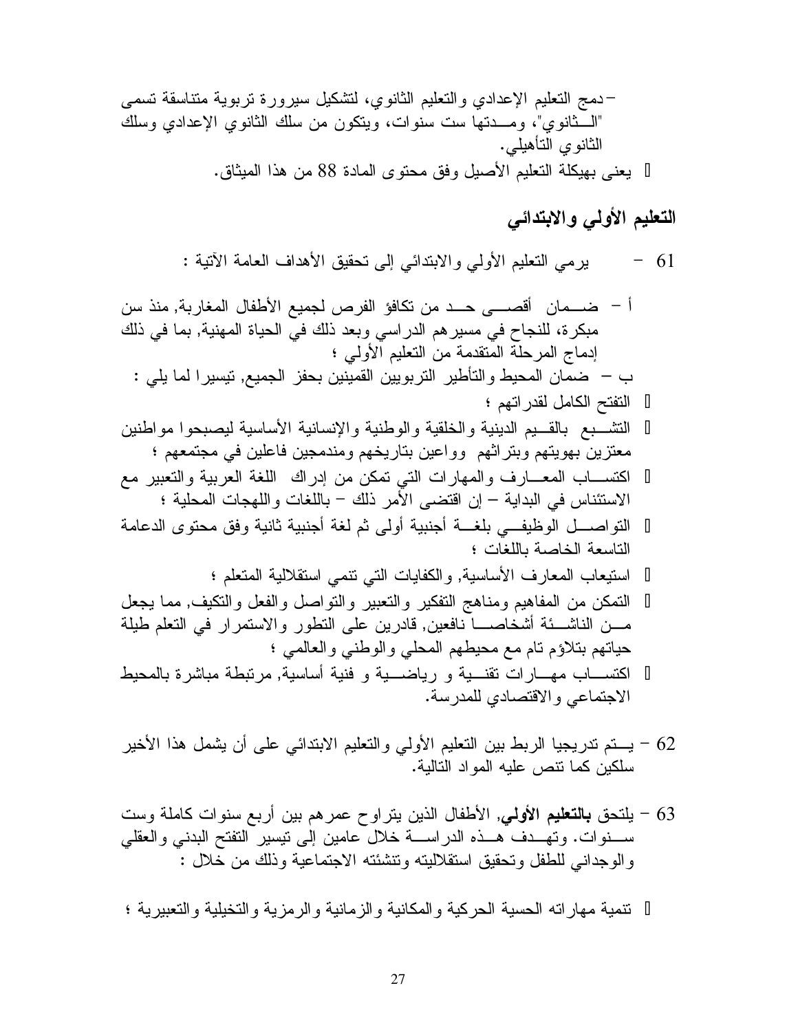- دمج التعليم الإعدادي والتعليم الثانوي، لتشكيل سيرورة تربوية متناسقة تسمى "الثانوي"، ومدتها ست سنوات، ويتكون من سلك الثانوي الإعدادي وسلك الثانوي التأهيلي.

- يعنى بهيكلة التعليم الأصيل وفق محتوى المادة 88 من هذا الميثاق.

## التعليم الأولي والابتدائي

61 - يرمي التعليم الأولي والابتدائي إلى تحقيق الأهداف العامة الآتية :

أ - ضمان أقصى حد من تكافؤ الفرص لجميع الأطفال المغاربة, منذ سن مبكرة، للنجاح في مسيرهم الدراسي وبعد ذلك في الحياة المهنية, بما في ذلك إدماج المرحلة المتقدمة من التعليم الأولي ؛

ب - ضمان المحيط والتأطير التربويين القمينين بحفز الجميع, تيسيرا لما يلي :

- التفتح الكامل لقدراتهم ؛
- التشبع بالقيم الدينية والخلقية والوطنية والإنسانية الأساسية ليصبحوا مواطنين معتزين بهويتهم وبتراثهم وواعين بتاريخهم ومندمجين فاعلين في مجتمعهم ؛
- اكتساب المعارف والمهارات التي تمكن من إدراك اللغة العربية والتعبير مع الاستئناس في البداية – إن اقتضى الأمر ذلك – باللغات واللهجات المحلية ؛
- التواصل الوظيفي بلغة أجنبية أولى ثم لغة أجنبية ثانية وفق محتوى الدعامة التاسعة الخاصة باللغات ؛
- استيعاب المعارف الأساسية, والكفايات التي تنمي استقلالية المتعلم ؛
- التمكن من المفاهيم ومناهج التفكير والتعبير والتواصل والفعل والتكيف, مما يجعل من الناشئة أشخاصا نافعين, قادرين على التطور والاستمرار في التعلم طيلة حياتهم بتلاؤم تام مع محيطهم المحلي والوطني والعالمي ؛
- اكتساب مهارات تقنية و رياضية و فنية أساسية, مرتبطة مباشرة بالمحيط الاجتماعي والاقتصادي للمدرسة.

62 - يتم تدريجيا الربط بين التعليم الأولي والتعليم الابتدائي على أن يشمل هذا الأخير سلكين كما تنص عليه المواد التالية.

63 - يلتحق **بالتعليم الأولي**, الأطفال الذين يتراوح عمرهم بين أربع سنوات كاملة وست سنوات. وتهدف هذه الدراسة خلال عامين إلى تيسير التفتح البدني والعقلي والوجداني للطفل وتحقيق استقلاليته وتنشئته الاجتماعية وذلك من خلال :

- تنمية مهاراته الحسية الحركية والمكانية والزمانية والرمزية والتخيلية والتعبيرية ؛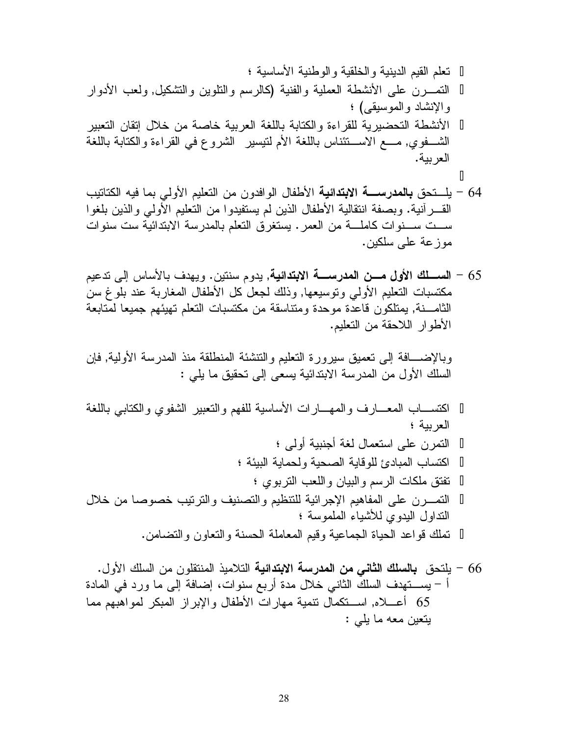- تعلم القيم الدينية والخلقية والوطنية الأساسية ؛
- التمرن على الأنشطة العملية والفنية (كالرسم والتلوين والتشكيل, ولعب الأدوار والإنشاد والموسيقى) ؛
- الأنشطة التحضيرية للقراءة والكتابة باللغة العربية خاصة من خلال إتقان التعبير الشفوي, مع الاستئناس باللغة الأم لتيسير الشروع في القراءة والكتابة باللغة العربية.

64 – يلتحق **بالمدرسة الابتدائية** الأطفال الوافدون من التعليم الأولي بما فيه الكتاتيب القرآنية. وبصفة انتقالية الأطفال الذين لم يستفيدوا من التعليم الأولي والذين بلغوا ست سنوات كاملة من العمر. يستغرق التعلم بالمدرسة الابتدائية ست سنوات موزعة على سلكين.

65 – **السلك الأول من المدرسة الابتدائية**, يدوم سنتين. ويهدف بالأساس إلى تدعيم مكتسبات التعليم الأولي وتوسيعها, وذلك لجعل كل الأطفال المغاربة عند بلوغ سن الثامنة, يمتلكون قاعدة موحدة ومتناسقة من مكتسبات التعلم تهيئهم جميعا لمتابعة الأطوار اللاحقة من التعليم.

وبالإضافة إلى تعميق سيرورة التعليم والتنشئة المنطلقة منذ المدرسة الأولية, فإن السلك الأول من المدرسة الابتدائية يسعى إلى تحقيق ما يلي :

- اكتساب المعارف والمهارات الأساسية للفهم والتعبير الشفوي والكتابي باللغة العربية ؛
- التمرن على استعمال لغة أجنبية أولى ؛
- اكتساب المبادئ للوقاية الصحية ولحماية البيئة ؛
- تفتق ملكات الرسم والبيان واللعب التربوي ؛
- التمرن على المفاهيم الإجرائية للتنظيم والتصنيف والترتيب خصوصا من خلال التداول اليدوي للأشياء الملموسة ؛
- تملك قواعد الحياة الجماعية وقيم المعاملة الحسنة والتعاون والتضامن.

66 – يلتحق **بالسلك الثاني من المدرسة الابتدائية** التلاميذ المنتقلون من السلك الأول.
أ – يستهدف السلك الثاني خلال مدة أربع سنوات، إضافة إلى ما ورد في المادة 65 أعلاه, استكمال تنمية مهارات الأطفال والإبراز المبكر لمواهبهم مما يتعين معه ما يلي :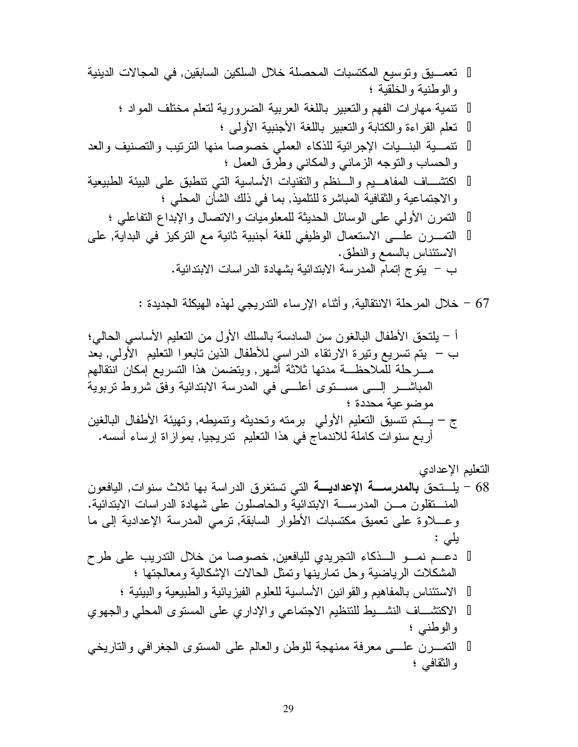- تعميق وتوسيع المكتسبات المحصلة خلال السلكين السابقين, في المجالات الدينية والوطنية والخلقية ؛
- تنمية مهارات الفهم والتعبير باللغة العربية الضرورية لتعلم مختلف المواد ؛
- تعلم القراءة والكتابة والتعبير باللغة الأجنبية الأولى ؛
- تنمية البنيات الإجرائية للذكاء العملي خصوصا منها الترتيب والتصنيف والعد والحساب والتوجه الزماني والمكاني وطرق العمل ؛
- اكتشاف المفاهيم والنظم والتقنيات الأساسية التي تنطبق على البيئة الطبيعية والاجتماعية والثقافية المباشرة للتلميذ, بما في ذلك الشأن المحلي ؛
- التمرن الأولي على الوسائل الحديثة للمعلوميات والاتصال والإبداع التفاعلي ؛
- التمرن على الاستعمال الوظيفي للغة أجنبية ثانية مع التركيز في البداية, على الاستئناس بالسمع والنطق.

ب – يتوج إتمام المدرسة الابتدائية بشهادة الدراسات الابتدائية.

67 – خلال المرحلة الانتقالية, وأثناء الإرساء التدريجي لهذه الهيكلة الجديدة :

أ – يلتحق الأطفال البالغون سن السادسة بالسلك الأول من التعليم الأساسي الحالي؛

ب – يتم تسريع وتيرة الارتقاء الدراسي للأطفال الذين تابعوا التعليم الأولي, بعد مرحلة للملاحظة مدتها ثلاثة أشهر, ويتضمن هذا التسريع إمكان انتقالهم المباشر إلى مستوى أعلى في المدرسة الابتدائية وفق شروط تربوية موضوعية محددة ؛

ج – يتم تنسيق التعليم الأولي برمته وتحديثه وتنميطه, وتهيئة الأطفال البالغين أربع سنوات كاملة للاندماج في هذا التعليم تدريجيا, بموازاة إرساء أسسه.

التعليم الإعدادي

68 – يلتحق **بالمدرسة الإعدادية** التي تستغرق الدراسة بها ثلاث سنوات, اليافعون المنتقلون من المدرسة الابتدائية والحاصلون على شهادة الدراسات الابتدائية. وعلاوة على تعميق مكتسبات الأطوار السابقة, ترمي المدرسة الإعدادية إلى ما يلي :

- دعم نمو الذكاء التجريدي لليافعين, خصوصا من خلال التدريب على طرح المشكلات الرياضية وحل تمارينها وتمثل الحالات الإشكالية ومعالجتها ؛
- الاستئناس بالمفاهيم والقوانين الأساسية للعلوم الفيزيائية والطبيعية والبيئية ؛
- الاكتشاف النشيط للتنظيم الاجتماعي والإداري على المستوى المحلي والجهوي والوطني ؛
- التمرن على معرفة ممنهجة للوطن والعالم على المستوى الجغرافي والتاريخي والثقافي ؛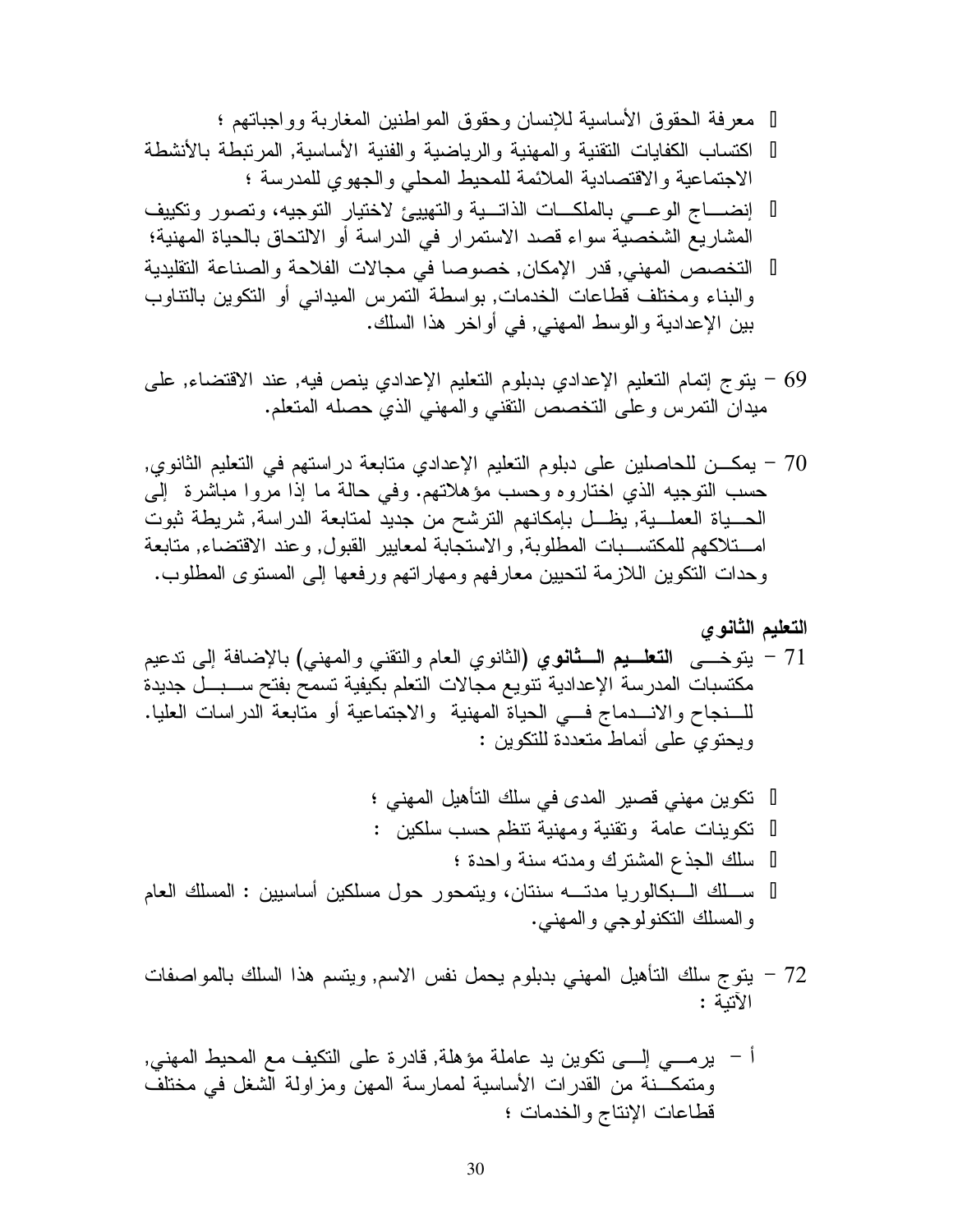- معرفة الحقوق الأساسية للإنسان وحقوق المواطنين المغاربة وواجباتهم ؛
- اكتساب الكفايات التقنية والمهنية والرياضية والفنية الأساسية, المرتبطة بالأنشطة الاجتماعية والاقتصادية الملائمة للمحيط المحلي والجهوي للمدرسة ؛
- إنضاج الوعي بالملكات الذاتية والتهييئ لاختيار التوجيه، وتصور وتكييف المشاريع الشخصية سواء قصد الاستمرار في الدراسة أو الالتحاق بالحياة المهنية؛
- التخصص المهني, قدر الإمكان, خصوصا في مجالات الفلاحة والصناعة التقليدية والبناء ومختلف قطاعات الخدمات, بواسطة التمرس الميداني أو التكوين بالتناوب بين الإعدادية والوسط المهني, في أواخر هذا السلك.

69 – يتوج إتمام التعليم الإعدادي بدبلوم التعليم الإعدادي ينص فيه, عند الاقتضاء, على ميدان التمرس وعلى التخصص التقني والمهني الذي حصله المتعلم.

70 – يمكن للحاصلين على دبلوم التعليم الإعدادي متابعة دراستهم في التعليم الثانوي, حسب التوجيه الذي اختاروه وحسب مؤهلاتهم. وفي حالة ما إذا مروا مباشرة إلى الحياة العملية, يظل بإمكانهم الترشح من جديد لمتابعة الدراسة, شريطة ثبوت امتلاكهم للمكتسبات المطلوبة, والاستجابة لمعايير القبول, وعند الاقتضاء, متابعة وحدات التكوين اللازمة لتحيين معارفهم ومهاراتهم ورفعها إلى المستوى المطلوب.

**التعليم الثانوي**

71 – يتوخى **التعليم الثانوي** (الثانوي العام والتقني والمهني) بالإضافة إلى تدعيم مكتسبات المدرسة الإعدادية تنويع مجالات التعلم بكيفية تسمح بفتح سبل جديدة للنجاح والاندماج في الحياة المهنية والاجتماعية أو متابعة الدراسات العليا. ويحتوي على أنماط متعددة للتكوين :

- تكوين مهني قصير المدى في سلك التأهيل المهني ؛
- تكوينات عامة وتقنية ومهنية تنظم حسب سلكين :
- سلك الجذع المشترك ومدته سنة واحدة ؛
- سلك البكالوريا مدته سنتان، ويتمحور حول مسلكين أساسيين : المسلك العام والمسلك التكنولوجي والمهني.

72 – يتوج سلك التأهيل المهني بدبلوم يحمل نفس الاسم, ويتسم هذا السلك بالمواصفات الآتية :

أ – يرمي إلى تكوين يد عاملة مؤهلة, قادرة على التكيف مع المحيط المهني, ومتمكنة من القدرات الأساسية لممارسة المهن ومزاولة الشغل في مختلف قطاعات الإنتاج والخدمات ؛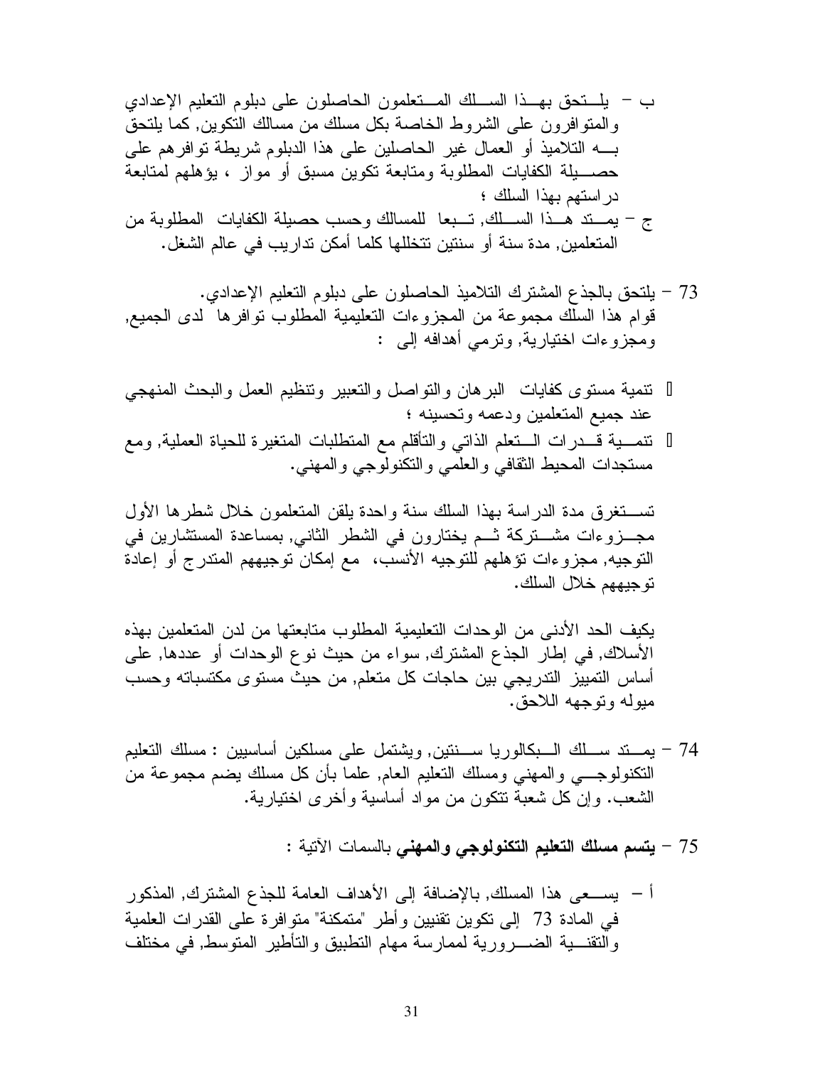ب – يلتحق بهذا السلك المتعلمون الحاصلون على دبلوم التعليم الإعدادي والمتوافرون على الشروط الخاصة بكل مسلك من مسالك التكوين, كما يلتحق به التلاميذ أو العمال غير الحاصلين على هذا الدبلوم شريطة توافرهم على حصيلة الكفايات المطلوبة ومتابعة تكوين مسبق أو مواز ، يؤهلهم لمتابعة دراستهم بهذا السلك ؛

ج – يمتد هذا السلك, تبعا للمسالك وحسب حصيلة الكفايات المطلوبة من المتعلمين, مدة سنة أو سنتين تتخللها كلما أمكن تداريب في عالم الشغل.

73 – يلتحق بالجذع المشترك التلاميذ الحاصلون على دبلوم التعليم الإعدادي.
قوام هذا السلك مجموعة من المجزوءات التعليمية المطلوب توافرها لدى الجميع, ومجزوءات اختيارية, وترمي أهدافه إلى :

- تنمية مستوى كفايات البرهان والتواصل والتعبير وتنظيم العمل والبحث المنهجي عند جميع المتعلمين ودعمه وتحسينه ؛
- تنمية قدرات التعلم الذاتي والتأقلم مع المتطلبات المتغيرة للحياة العملية, ومع مستجدات المحيط الثقافي والعلمي والتكنولوجي والمهني.

تستغرق مدة الدراسة بهذا السلك سنة واحدة يلقن المتعلمون خلال شطرها الأول مجزوءات مشتركة ثم يختارون في الشطر الثاني, بمساعدة المستشارين في التوجيه, مجزوءات تؤهلهم للتوجيه الأنسب، مع إمكان توجيههم المتدرج أو إعادة توجيههم خلال السلك.

يكيف الحد الأدنى من الوحدات التعليمية المطلوب متابعتها من لدن المتعلمين بهذه الأسلاك, في إطار الجذع المشترك, سواء من حيث نوع الوحدات أو عددها, على أساس التمييز التدريجي بين حاجات كل متعلم, من حيث مستوى مكتسباته وحسب ميوله وتوجهه اللاحق.

74 – يمتد سلك البكالوريا سنتين, ويشتمل على مسلكين أساسيين : مسلك التعليم التكنولوجي والمهني ومسلك التعليم العام, علما بأن كل مسلك يضم مجموعة من الشعب. وإن كل شعبة تتكون من مواد أساسية وأخرى اختيارية.

75 – **يتسم مسلك التعليم التكنولوجي والمهني** بالسمات الآتية :

أ – يسعى هذا المسلك, بالإضافة إلى الأهداف العامة للجذع المشترك, المذكور في المادة 73 إلى تكوين تقنيين وأطر "متمكنة" متوافرة على القدرات العلمية والتقنية الضرورية لممارسة مهام التطبيق والتأطير المتوسط, في مختلف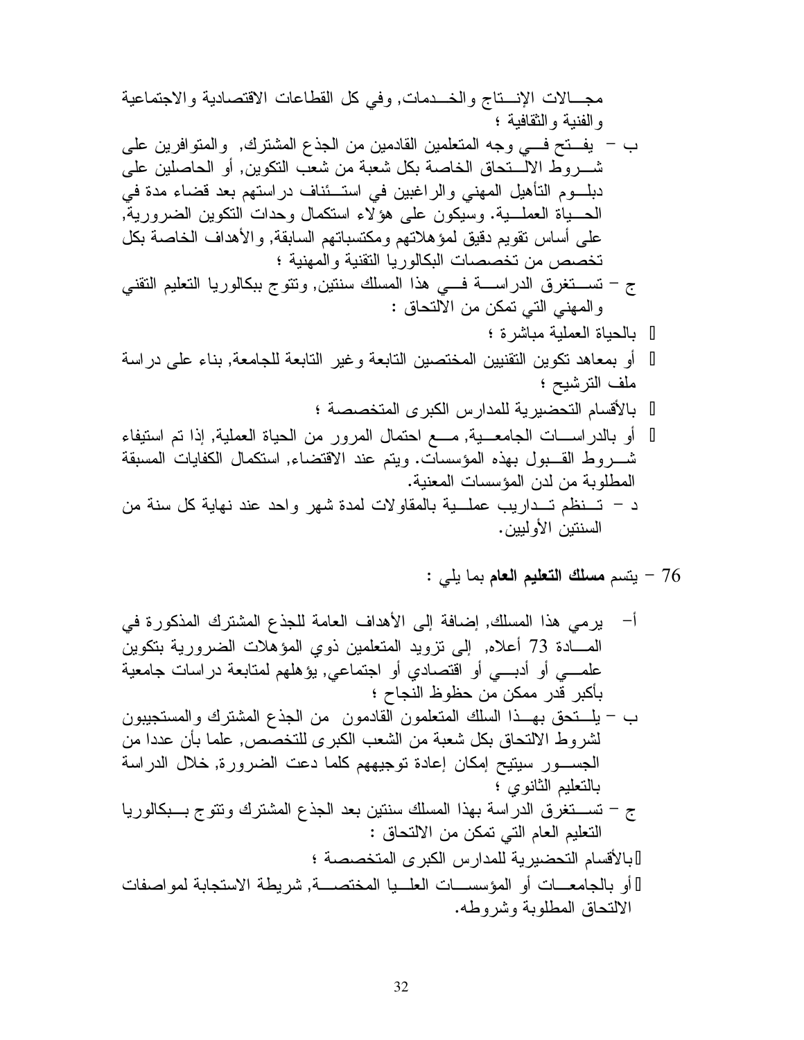مجـالات الإنـتاج والخـدمات, وفي كل القطاعات الاقتصادية والاجتماعية والفنية والثقافية ؛

ب – يفـتح فـي وجه المتعلمين القادمين من الجذع المشترك, والمتوافرين على شـروط الالـتحاق الخاصة بكل شعبة من شعب التكوين, أو الحاصلين على دبلـوم التأهيل المهني والراغبين في استـئناف دراستهم بعد قضاء مدة في الحـياة العملـية. وسيكون على هؤلاء استكمال وحدات التكوين الضرورية, على أساس تقويم دقيق لمؤهلاتهم ومكتسباتهم السابقة, والأهداف الخاصة بكل تخصص من تخصصات البكالوريا التقنية والمهنية ؛

ج – تسـتغرق الدراسـة فـي هذا المسلك سنتين, وتتوج ببكالوريا التعليم التقني والمهني التي تمكن من الالتحاق :

- بالحياة العملية مباشرة ؛
- أو بمعاهد تكوين التقنيين المختصين التابعة وغير التابعة للجامعة, بناء على دراسة ملف الترشيح ؛
- بالأقسام التحضيرية للمدارس الكبرى المتخصصة ؛
- أو بالدراسـات الجامعـية, مـع احتمال المرور من الحياة العملية, إذا تم استيفاء شـروط القـبول بهذه المؤسسات. ويتم عند الاقتضاء, استكمال الكفايات المسبقة المطلوبة من لدن المؤسسات المعنية.

د – تـنظم تـداريب عملـية بالمقاولات لمدة شهر واحد عند نهاية كل سنة من السنتين الأوليين.

76 – يتسم **مسلك التعليم العام** بما يلي :

أ- يرمي هذا المسلك, إضافة إلى الأهداف العامة للجذع المشترك المذكورة في المـادة 73 أعلاه, إلى تزويد المتعلمين ذوي المؤهلات الضرورية بتكوين علمـي أو أدبـي أو اقتصادي أو اجتماعي, يؤهلهم لمتابعة دراسات جامعية بأكبر قدر ممكن من حظوظ النجاح ؛

ب – يلـتحق بهـذا السلك المتعلمون القادمون من الجذع المشترك والمستجيبون لشروط الالتحاق بكل شعبة من الشعب الكبرى للتخصص, علما بأن عددا من الجسـور سيتيح إمكان إعادة توجيههم كلما دعت الضرورة, خلال الدراسة بالتعليم الثانوي ؛

ج – تسـتغرق الدراسة بهذا المسلك سنتين بعد الجذع المشترك وتتوج بـبكالوريا التعليم العام التي تمكن من الالتحاق :

- بالأقسام التحضيرية للمدارس الكبرى المتخصصة ؛
- أو بالجامعـات أو المؤسسـات العلـيا المختصـة, شريطة الاستجابة لمواصفات الالتحاق المطلوبة وشروطه.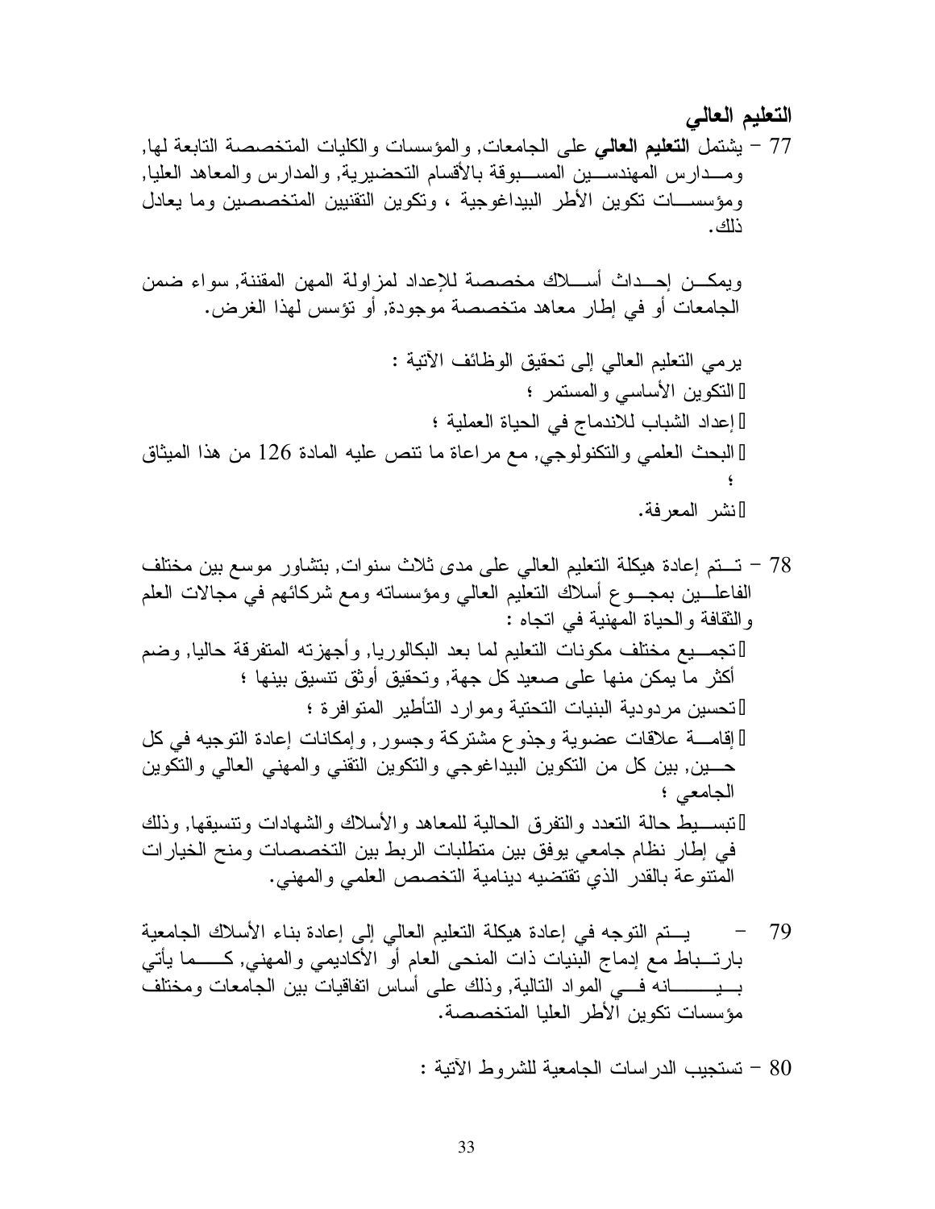## التعليم العالي

77 – يشتمل **التعليم العالي** على الجامعات, والمؤسسات والكليات المتخصصة التابعة لها, ومدارس المهندسين المسبوقة بالأقسام التحضيرية, والمدارس والمعاهد العليا, ومؤسسات تكوين الأطر البيداغوجية ، وتكوين التقنيين المتخصصين وما يعادل ذلك.

ويمكن إحداث أسلاك مخصصة للإعداد لمزاولة المهن المقننة, سواء ضمن الجامعات أو في إطار معاهد متخصصة موجودة, أو تؤسس لهذا الغرض.

يرمي التعليم العالي إلى تحقيق الوظائف الآتية :

- التكوين الأساسي والمستمر ؛
- إعداد الشباب للاندماج في الحياة العملية ؛
- البحث العلمي والتكنولوجي, مع مراعاة ما تنص عليه المادة 126 من هذا الميثاق ؛
- نشر المعرفة.

78 – تتم إعادة هيكلة التعليم العالي على مدى ثلاث سنوات, بتشاور موسع بين مختلف الفاعلين بمجموع أسلاك التعليم العالي ومؤسساته ومع شركائهم في مجالات العلم والثقافة والحياة المهنية في اتجاه :

- تجميع مختلف مكونات التعليم لما بعد البكالوريا, وأجهزته المتفرقة حاليا, وضم أكثر ما يمكن منها على صعيد كل جهة, وتحقيق أوثق تنسيق بينها ؛
- تحسين مردودية البنيات التحتية وموارد التأطير المتوافرة ؛
- إقامة علاقات عضوية وجذوع مشتركة وجسور, وإمكانات إعادة التوجيه في كل حين, بين كل من التكوين البيداغوجي والتكوين التقني والمهني العالي والتكوين الجامعي ؛
- تبسيط حالة التعدد والتفرق الحالية للمعاهد والأسلاك والشهادات وتنسيقها, وذلك في إطار نظام جامعي يوفق بين متطلبات الربط بين التخصصات ومنح الخيارات المتنوعة بالقدر الذي تقتضيه دينامية التخصص العلمي والمهني.

79 – يتم التوجه في إعادة هيكلة التعليم العالي إلى إعادة بناء الأسلاك الجامعية بارتباط مع إدماج البنيات ذات المنحى العام أو الأكاديمي والمهني, كما يأتي بيانه في المواد التالية, وذلك على أساس اتفاقيات بين الجامعات ومختلف مؤسسات تكوين الأطر العليا المتخصصة.

80 – تستجيب الدراسات الجامعية للشروط الآتية :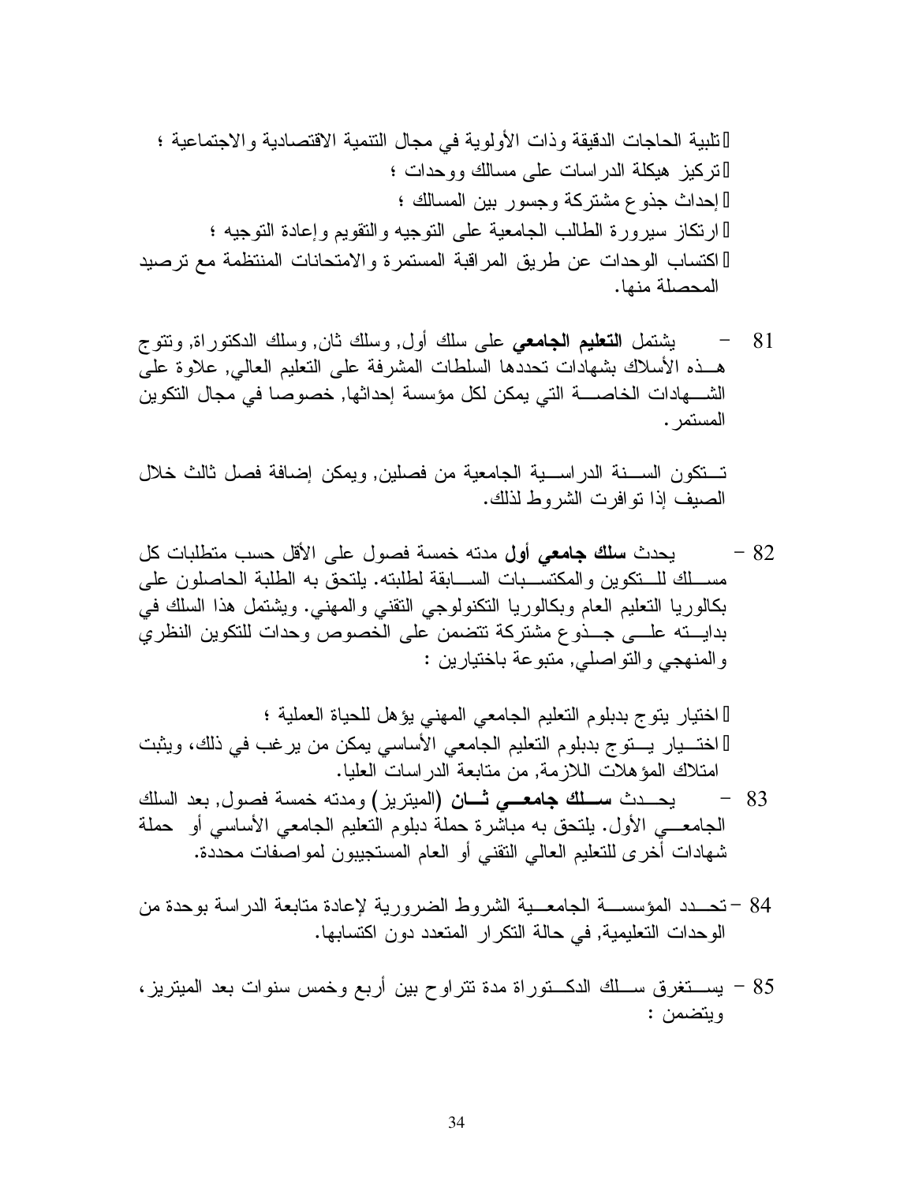- تلبية الحاجات الدقيقة وذات الأولوية في مجال التنمية الاقتصادية والاجتماعية ؛
- تركيز هيكلة الدراسات على مسالك ووحدات ؛
- إحداث جذوع مشتركة وجسور بين المسالك ؛
- ارتكاز سيرورة الطالب الجامعية على التوجيه والتقويم وإعادة التوجيه ؛
- اكتساب الوحدات عن طريق المراقبة المستمرة والامتحانات المنتظمة مع ترصيد المحصلة منها.

81 – يشتمل **التعليم الجامعي** على سلك أول, وسلك ثان, وسلك الدكتوراة, وتتوج هذه الأسلاك بشهادات تحددها السلطات المشرفة على التعليم العالي, علاوة على الشهادات الخاصة التي يمكن لكل مؤسسة إحداثها, خصوصا في مجال التكوين المستمر.

تتكون السنة الدراسية الجامعية من فصلين, ويمكن إضافة فصل ثالث خلال الصيف إذا توافرت الشروط لذلك.

82 – يحدث **سلك جامعي أول** مدته خمسة فصول على الأقل حسب متطلبات كل مسلك للتكوين والمكتسبات السابقة لطلبته. يلتحق به الطلبة الحاصلون على بكالوريا التعليم العام وبكالوريا التكنولوجي التقني والمهني. ويشتمل هذا السلك في بدايته على جذوع مشتركة تتضمن على الخصوص وحدات للتكوين النظري والمنهجي والتواصلي, متبوعة باختيارين :

- اختيار يتوج بدبلوم التعليم الجامعي المهني يؤهل للحياة العملية ؛
- اختيار يتوج بدبلوم التعليم الجامعي الأساسي يمكن من يرغب في ذلك، ويثبت امتلاك المؤهلات اللازمة, من متابعة الدراسات العليا.

83 – يحدث **سلك جامعي ثان** (الميتريز) ومدته خمسة فصول, بعد السلك الجامعي الأول. يلتحق به مباشرة حملة دبلوم التعليم الجامعي الأساسي أو حملة شهادات أخرى للتعليم العالي التقني أو العام المستجيبون لمواصفات محددة.

84 – تحدد المؤسسة الجامعية الشروط الضرورية لإعادة متابعة الدراسة بوحدة من الوحدات التعليمية, في حالة التكرار المتعدد دون اكتسابها.

85 – يستغرق سلك الدكتوراة مدة تتراوح بين أربع وخمس سنوات بعد الميتريز، ويتضمن :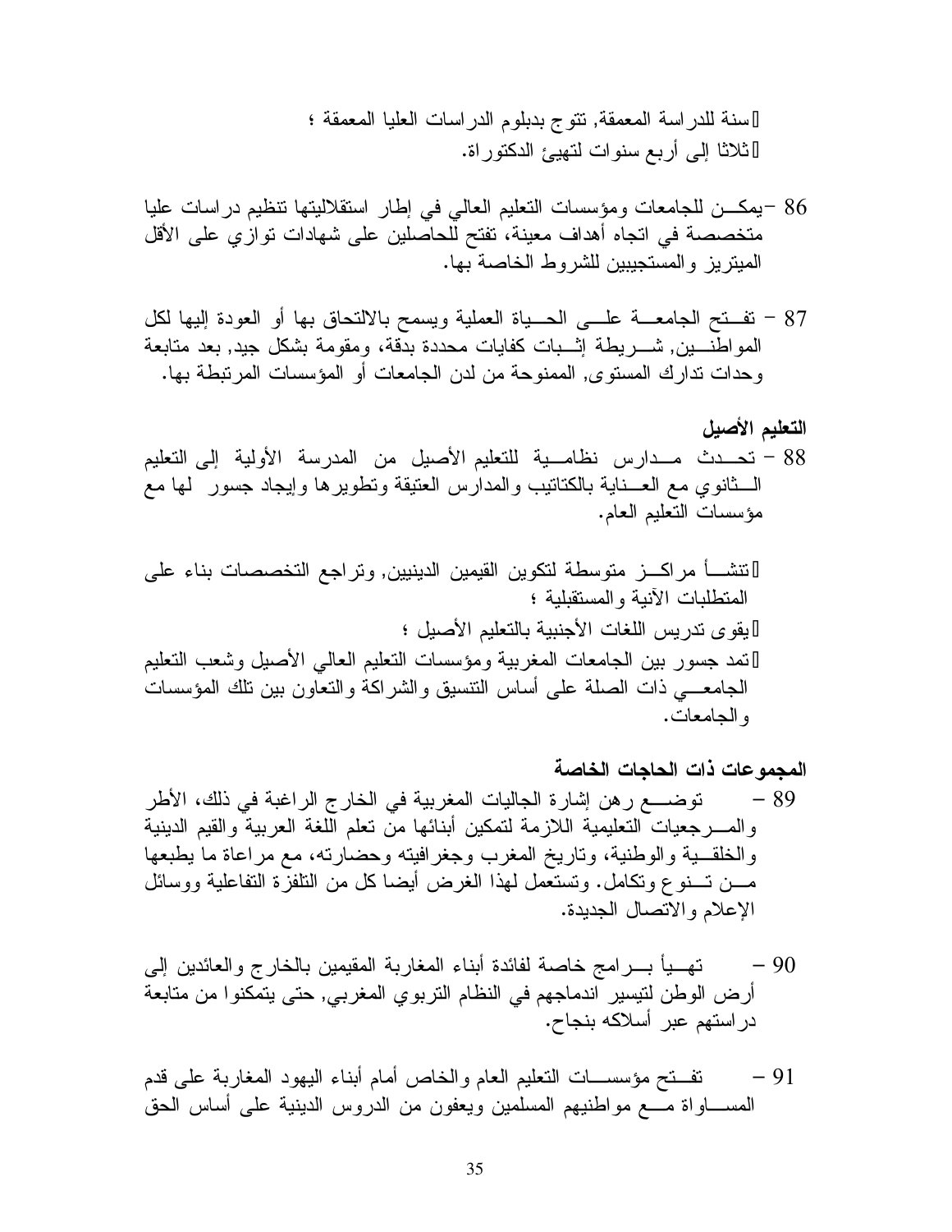- سنة للدراسة المعمقة, تتوج بدبلوم الدراسات العليا المعمقة ؛
- ثلاثا إلى أربع سنوات لتهييئ الدكتوراة.

86 - يمكن للجامعات ومؤسسات التعليم العالي في إطار استقلاليتها تنظيم دراسات عليا متخصصة في اتجاه أهداف معينة، تفتح للحاصلين على شهادات توازي على الأقل الميتريز والمستجيبين للشروط الخاصة بها.

87 - تفتح الجامعة على الحياة العملية ويسمح بالالتحاق بها أو العودة إليها لكل المواطنين, شريطة إثبات كفايات محددة بدقة، ومقومة بشكل جيد, بعد متابعة وحدات تدارك المستوى, الممنوحة من لدن الجامعات أو المؤسسات المرتبطة بها.

**التعليم الأصيل**

88 - تحدث مدارس نظامية للتعليم الأصيل من المدرسة الأولية إلى التعليم الثانوي مع العناية بالكتاتيب والمدارس العتيقة وتطويرها وإيجاد جسور لها مع مؤسسات التعليم العام.

- تنشأ مراكز متوسطة لتكوين القيمين الدينيين, وتراجع التخصصات بناء على المتطلبات الآنية والمستقبلية ؛
- يقوى تدريس اللغات الأجنبية بالتعليم الأصيل ؛
- تمد جسور بين الجامعات المغربية ومؤسسات التعليم العالي الأصيل وشعب التعليم الجامعي ذات الصلة على أساس التنسيق والشراكة والتعاون بين تلك المؤسسات والجامعات.

**المجموعات ذات الحاجات الخاصة**

89 - توضع رهن إشارة الجاليات المغربية في الخارج الراغبة في ذلك، الأطر والمرجعيات التعليمية اللازمة لتمكين أبنائها من تعلم اللغة العربية والقيم الدينية والخلقية والوطنية، وتاريخ المغرب وجغرافيته وحضارته، مع مراعاة ما يطبعها من تنوع وتكامل. وتستعمل لهذا الغرض أيضا كل من التلفزة التفاعلية ووسائل الإعلام والاتصال الجديدة.

90 - تهيأ برامج خاصة لفائدة أبناء المغاربة المقيمين بالخارج والعائدين إلى أرض الوطن لتيسير اندماجهم في النظام التربوي المغربي, حتى يتمكنوا من متابعة دراستهم عبر أسلاكه بنجاح.

91 - تفتح مؤسسات التعليم العام والخاص أمام أبناء اليهود المغاربة على قدم المساواة مع مواطنيهم المسلمين ويعفون من الدروس الدينية على أساس الحق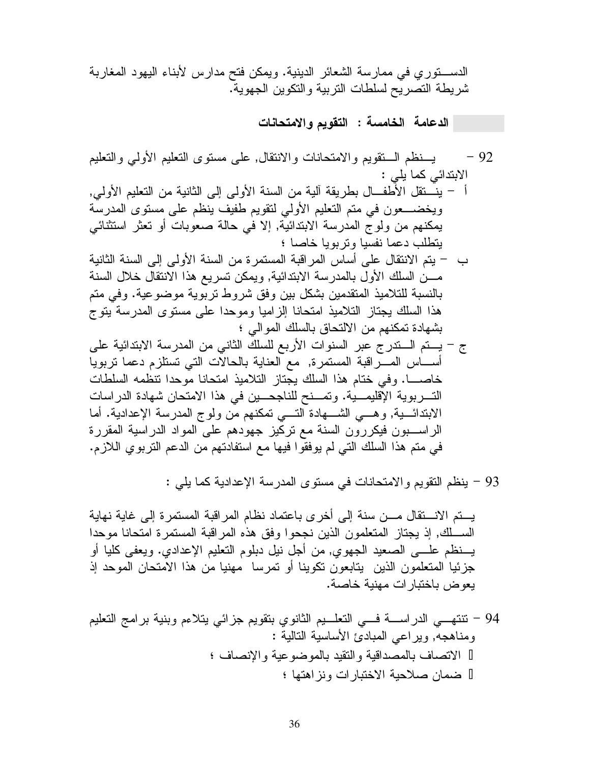الدستوري في ممارسة الشعائر الدينية. ويمكن فتح مدارس لأبناء اليهود المغاربة شريطة التصريح لسلطات التربية والتكوين الجهوية.

## الدعامة الخامسة : التقويم والامتحانات

92 – ينظم التقويم والامتحانات والانتقال, على مستوى التعليم الأولي والتعليم الابتدائي كما يلي :

أ – ينتقل الأطفال بطريقة آلية من السنة الأولى إلى الثانية من التعليم الأولي, ويخضعون في متم التعليم الأولي لتقويم طفيف ينظم على مستوى المدرسة يمكنهم من ولوج المدرسة الابتدائية, إلا في حالة صعوبات أو تعثر استثنائي يتطلب دعما نفسيا وتربويا خاصا ؛

ب – يتم الانتقال على أساس المراقبة المستمرة من السنة الأولى إلى السنة الثانية من السلك الأول بالمدرسة الابتدائية, ويمكن تسريع هذا الانتقال خلال السنة بالنسبة للتلاميذ المتقدمين بشكل بين وفق شروط تربوية موضوعية. وفي متم هذا السلك يجتاز التلاميذ امتحانا إلزاميا وموحدا على مستوى المدرسة يتوج بشهادة تمكنهم من الالتحاق بالسلك الموالي ؛

ج – يتم التدرج عبر السنوات الأربع للسلك الثاني من المدرسة الابتدائية على أساس المراقبة المستمرة, مع العناية بالحالات التي تستلزم دعما تربويا خاصا. وفي ختام هذا السلك يجتاز التلاميذ امتحانا موحدا تنظمه السلطات التربوية الإقليمية. وتمنح للناجحين في هذا الامتحان شهادة الدراسات الابتدائية, وهي الشهادة التي تمكنهم من ولوج المدرسة الإعدادية. أما الراسبون فيكررون السنة مع تركيز جهودهم على المواد الدراسية المقررة في متم هذا السلك التي لم يوفقوا فيها مع استفادتهم من الدعم التربوي اللازم.

93 – ينظم التقويم والامتحانات في مستوى المدرسة الإعدادية كما يلي :

يتم الانتقال من سنة إلى أخرى باعتماد نظام المراقبة المستمرة إلى غاية نهاية السلك, إذ يجتاز المتعلمون الذين نجحوا وفق هذه المراقبة المستمرة امتحانا موحدا ينظم على الصعيد الجهوي, من أجل نيل دبلوم التعليم الإعدادي. ويعفى كليا أو جزئيا المتعلمون الذين يتابعون تكوينا أو تمرسا مهنيا من هذا الامتحان الموحد إذ يعوض باختبارات مهنية خاصة.

94 – تنتهي الدراسة في التعليم الثانوي بتقويم جزائي يتلاءم وبنية برامج التعليم ومناهجه, ويراعي المبادئ الأساسية التالية :

- الاتصاف بالمصداقية والتقيد بالموضوعية والإنصاف ؛
- ضمان صلاحية الاختبارات ونزاهتها ؛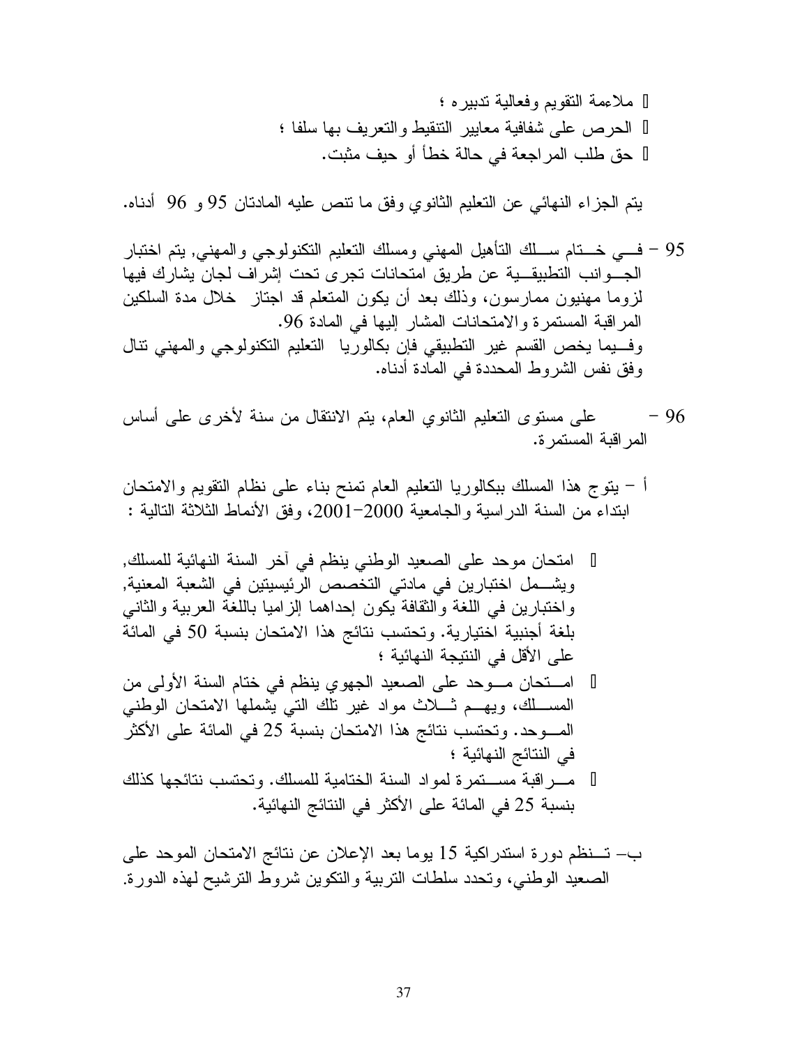- ملاءمة التقويم وفعالية تدبيره ؛
- الحرص على شفافية معايير التنقيط والتعريف بها سلفا ؛
- حق طلب المراجعة في حالة خطأ أو حيف مثبت.

يتم الجزاء النهائي عن التعليم الثانوي وفق ما تنص عليه المادتان 95 و 96 أدناه.

95 – في ختام سلك التأهيل المهني ومسلك التعليم التكنولوجي والمهني, يتم اختبار الجوانب التطبيقية عن طريق امتحانات تجرى تحت إشراف لجان يشارك فيها لزوما مهنيون ممارسون، وذلك بعد أن يكون المتعلم قد اجتاز خلال مدة السلكين المراقبة المستمرة والامتحانات المشار إليها في المادة 96.
وفيما يخص القسم غير التطبيقي فإن بكالوريا التعليم التكنولوجي والمهني تنال وفق نفس الشروط المحددة في المادة أدناه.

96 – على مستوى التعليم الثانوي العام، يتم الانتقال من سنة لأخرى على أساس المراقبة المستمرة.

أ – يتوج هذا المسلك ببكالوريا التعليم العام تمنح بناء على نظام التقويم والامتحان ابتداء من السنة الدراسية والجامعية 2000–2001، وفق الأنماط الثلاثة التالية :

- امتحان موحد على الصعيد الوطني ينظم في آخر السنة النهائية للمسلك, ويشمل اختبارين في مادتي التخصص الرئيسيتين في الشعبة المعنية, واختبارين في اللغة والثقافة يكون إحداهما إلزاميا باللغة العربية والثاني بلغة أجنبية اختيارية. وتحتسب نتائج هذا الامتحان بنسبة 50 في المائة على الأقل في النتيجة النهائية ؛
- امتحان موحد على الصعيد الجهوي ينظم في ختام السنة الأولى من المسلك، ويهم ثلاث مواد غير تلك التي يشملها الامتحان الوطني الموحد. وتحتسب نتائج هذا الامتحان بنسبة 25 في المائة على الأكثر في النتائج النهائية ؛
- مراقبة مستمرة لمواد السنة الختامية للمسلك. وتحتسب نتائجها كذلك بنسبة 25 في المائة على الأكثر في النتائج النهائية.

ب– تنظم دورة استدراكية 15 يوما بعد الإعلان عن نتائج الامتحان الموحد على الصعيد الوطني، وتحدد سلطات التربية والتكوين شروط الترشيح لهذه الدورة.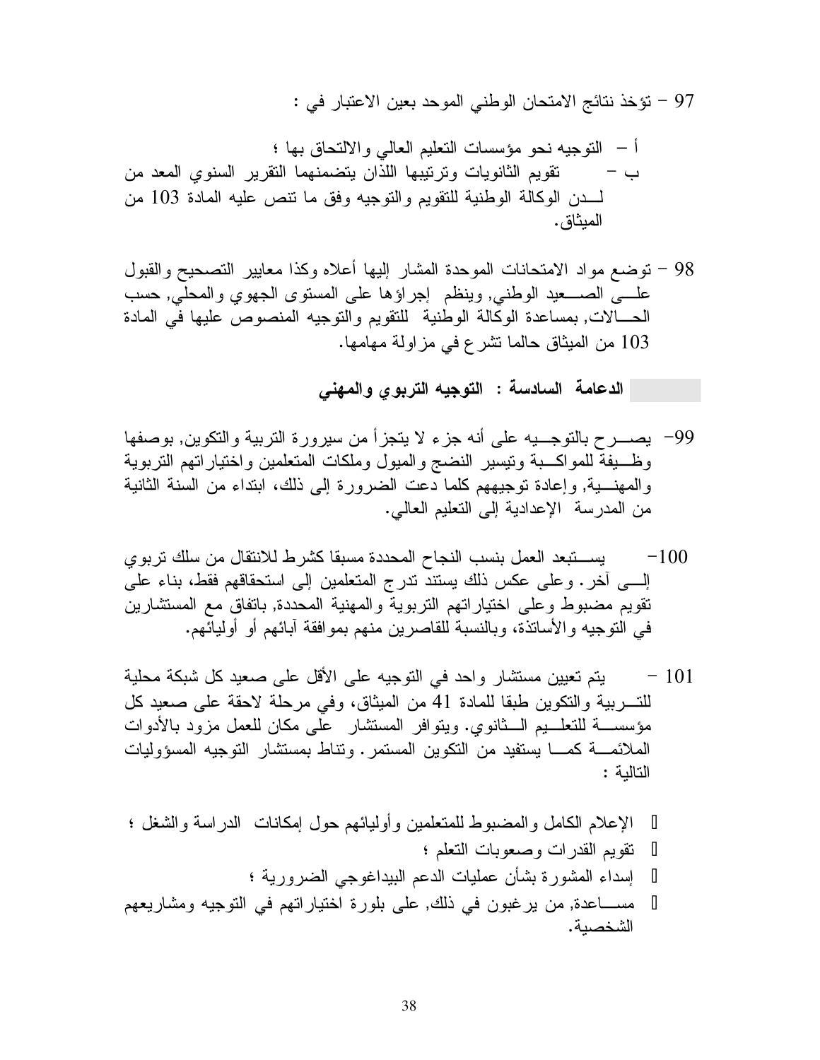97 – تؤخذ نتائج الامتحان الوطني الموحد بعين الاعتبار في :

أ – التوجيه نحو مؤسسات التعليم العالي والالتحاق بها ؛
ب – تقويم الثانويات وترتيبها اللذان يتضمنهما التقرير السنوي المعد من لـدن الوكالة الوطنية للتقويم والتوجيه وفق ما تنص عليه المادة 103 من الميثاق.

98 – توضع مواد الامتحانات الموحدة المشار إليها أعلاه وكذا معايير التصحيح والقبول علـى الصـعيد الوطني, وينظم إجراؤها على المستوى الجهوي والمحلي, حسب الحـالات, بمساعدة الوكالة الوطنية للتقويم والتوجيه المنصوص عليها في المادة 103 من الميثاق حالما تشرع في مزاولة مهامها.

## الدعامة السادسة : التوجيه التربوي والمهني

99- يصـرح بالتوجـيه على أنه جزء لا يتجزأ من سيرورة التربية والتكوين, بوصفها وظـيفة للمواكـبة وتيسير النضج والميول وملكات المتعلمين واختياراتهم التربوية والمهنـية, وإعادة توجيههم كلما دعت الضرورة إلى ذلك، ابتداء من السنة الثانية من المدرسة الإعدادية إلى التعليم العالي.

100- يسـتبعد العمل بنسب النجاح المحددة مسبقا كشرط للانتقال من سلك تربوي إلـى آخر. وعلى عكس ذلك يستند تدرج المتعلمين إلى استحقاقهم فقط، بناء على تقويم مضبوط وعلى اختياراتهم التربوية والمهنية المحددة, باتفاق مع المستشارين في التوجيه والأساتذة، وبالنسبة للقاصرين منهم بموافقة آبائهم أو أوليائهم.

101 – يتم تعيين مستشار واحد في التوجيه على الأقل على صعيد كل شبكة محلية للتـربية والتكوين طبقا للمادة 41 من الميثاق، وفي مرحلة لاحقة على صعيد كل مؤسسـة للتعلـيم الـثانوي. ويتوافر المستشار على مكان للعمل مزود بالأدوات الملائمـة كمـا يستفيد من التكوين المستمر. وتناط بمستشار التوجيه المسؤوليات التالية :

- الإعلام الكامل والمضبوط للمتعلمين وأوليائهم حول إمكانات الدراسة والشغل ؛
- تقويم القدرات وصعوبات التعلم ؛
- إسداء المشورة بشأن عمليات الدعم البيداغوجي الضرورية ؛
- مسـاعدة, من يرغبون في ذلك, على بلورة اختياراتهم في التوجيه ومشاريعهم الشخصية.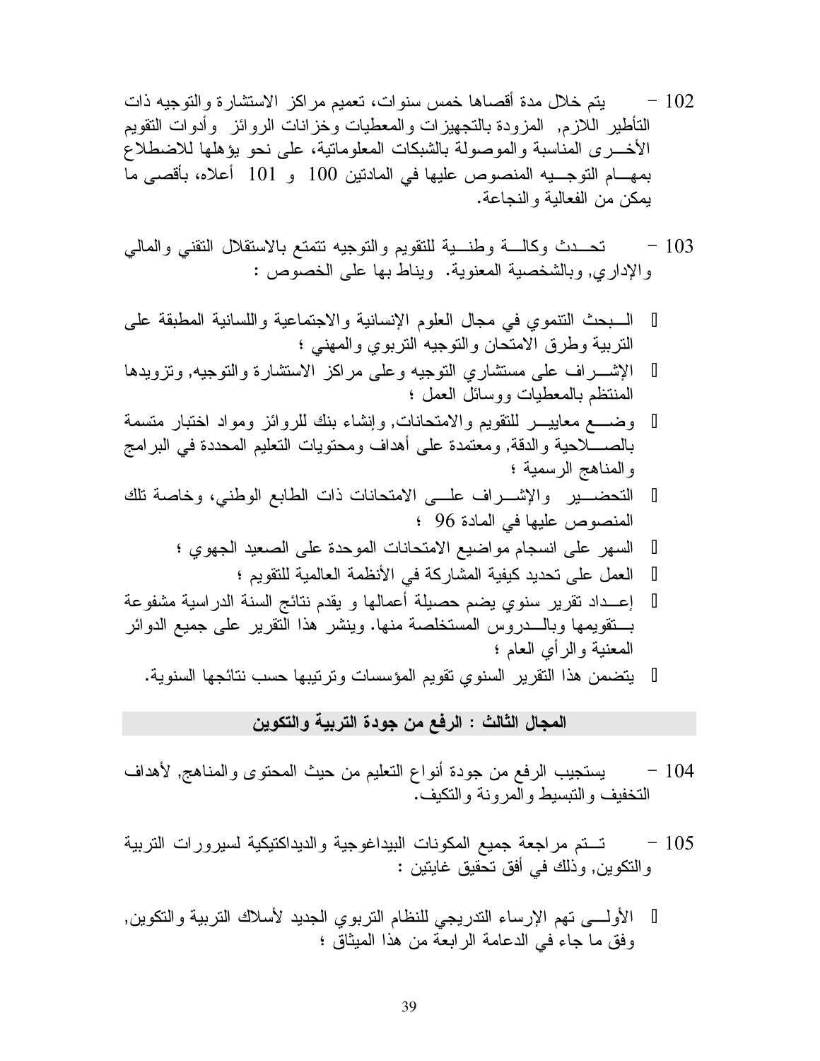102 - يتم خلال مدة أقصاها خمس سنوات، تعميم مراكز الاستشارة والتوجيه ذات التأطير اللازم, المزودة بالتجهيزات والمعطيات وخزانات الروائز وأدوات التقويم الأخرى المناسبة والموصولة بالشبكات المعلوماتية، على نحو يؤهلها للاضطلاع بمهام التوجيه المنصوص عليها في المادتين 100 و 101 أعلاه، بأقصى ما يمكن من الفعالية والنجاعة.

103 - تحدث وكالة وطنية للتقويم والتوجيه تتمتع بالاستقلال التقني والمالي والإداري, وبالشخصية المعنوية. ويناط بها على الخصوص :

- البحث التنموي في مجال العلوم الإنسانية والاجتماعية واللسانية المطبقة على التربية وطرق الامتحان والتوجيه التربوي والمهني ؛
- الإشراف على مستشاري التوجيه وعلى مراكز الاستشارة والتوجيه, وتزويدها المنتظم بالمعطيات ووسائل العمل ؛
- وضع معايير للتقويم والامتحانات, وإنشاء بنك للروائز ومواد اختبار متسمة بالصلاحية والدقة, ومعتمدة على أهداف ومحتويات التعليم المحددة في البرامج والمناهج الرسمية ؛
- التحضير والإشراف على الامتحانات ذات الطابع الوطني، وخاصة تلك المنصوص عليها في المادة 96 ؛
  - السهر على انسجام مواضيع الامتحانات الموحدة على الصعيد الجهوي ؛
  - العمل على تحديد كيفية المشاركة في الأنظمة العالمية للتقويم ؛
- إعداد تقرير سنوي يضم حصيلة أعمالها و يقدم نتائج السنة الدراسية مشفوعة بتقويمها وبالدروس المستخلصة منها. وينشر هذا التقرير على جميع الدوائر المعنية والرأي العام ؛
  - يتضمن هذا التقرير السنوي تقويم المؤسسات وترتيبها حسب نتائجها السنوية.

## المجال الثالث : الرفع من جودة التربية والتكوين

104 - يستجيب الرفع من جودة أنواع التعليم من حيث المحتوى والمناهج, لأهداف التخفيف والتبسيط والمرونة والتكيف.

105 - تتم مراجعة جميع المكونات البيداغوجية والديداكتيكية لسيرورات التربية والتكوين, وذلك في أفق تحقيق غايتين :

- الأولى تهم الإرساء التدريجي للنظام التربوي الجديد لأسلاك التربية والتكوين, وفق ما جاء في الدعامة الرابعة من هذا الميثاق ؛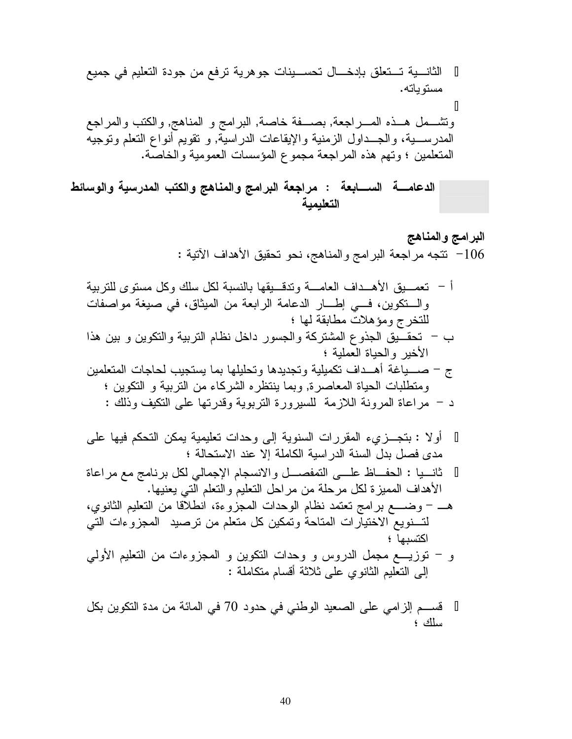- الثانية تتعلق بإدخال تحسينات جوهرية ترفع من جودة التعليم في جميع مستوياته.

وتشمل هذه المراجعة, بصفة خاصة, البرامج و المناهج, والكتب والمراجع المدرسية، والجداول الزمنية والإيقاعات الدراسية, و تقويم أنواع التعلم وتوجيه المتعلمين ؛ وتهم هذه المراجعة مجموع المؤسسات العمومية والخاصة.

## الدعامة السابعة : مراجعة البرامج والمناهج والكتب المدرسية والوسائط التعليمية

### البرامج والمناهج

106- تتجه مراجعة البرامج والمناهج، نحو تحقيق الأهداف الآتية :

أ - تعميق الأهداف العامة وتدقيقها بالنسبة لكل سلك وكل مستوى للتربية والتكوين، في إطار الدعامة الرابعة من الميثاق، في صيغة مواصفات للتخرج ومؤهلات مطابقة لها ؛

ب - تحقيق الجذوع المشتركة والجسور داخل نظام التربية والتكوين و بين هذا الأخير والحياة العملية ؛

ج - صياغة أهداف تكميلية وتجديدها وتحليلها بما يستجيب لحاجات المتعلمين ومتطلبات الحياة المعاصرة, وبما ينتظره الشركاء من التربية و التكوين ؛

د - مراعاة المرونة اللازمة للسيرورة التربوية وقدرتها على التكيف وذلك :

- أولا : بتجزيء المقررات السنوية إلى وحدات تعليمية يمكن التحكم فيها على مدى فصل بدل السنة الدراسية الكاملة إلا عند الاستحالة ؛
- ثانيا : الحفاظ على التمفصل والانسجام الإجمالي لكل برنامج مع مراعاة الأهداف المميزة لكل مرحلة من مراحل التعليم والتعلم التي يعنيها.

هـ - وضع برامج تعتمد نظام الوحدات المجزوءة، انطلاقا من التعليم الثانوي، لتنويع الاختيارات المتاحة وتمكين كل متعلم من ترصيد المجزوءات التي اكتسبها ؛

و - توزيع مجمل الدروس و وحدات التكوين و المجزوءات من التعليم الأولي إلى التعليم الثانوي على ثلاثة أقسام متكاملة :

- قسم إلزامي على الصعيد الوطني في حدود 70 في المائة من مدة التكوين بكل سلك ؛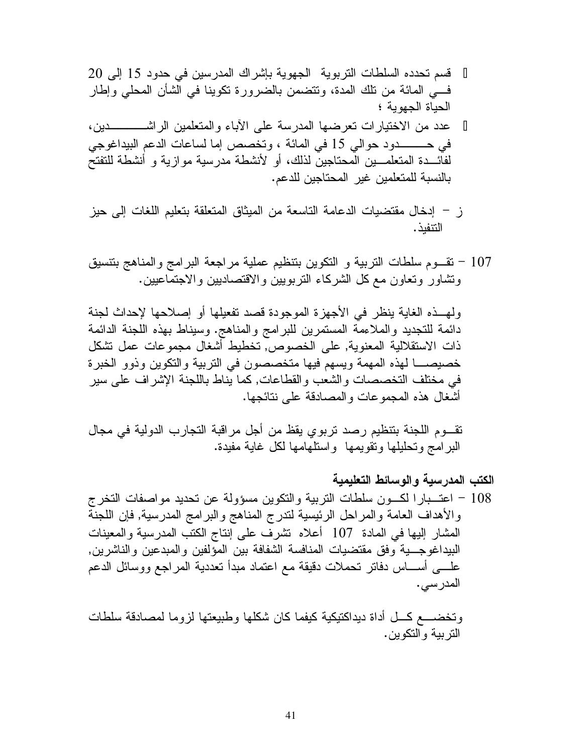- قسم تحدده السلطات التربوية الجهوية بإشراك المدرسين في حدود 15 إلى 20 في المائة من تلك المدة، وتتضمن بالضرورة تكوينا في الشأن المحلي وإطار الحياة الجهوية ؛
- عدد من الاختيارات تعرضها المدرسة على الآباء والمتعلمين الراشدين، في حدود حوالي 15 في المائة ، وتخصص إما لساعات الدعم البيداغوجي لفائدة المتعلمين المحتاجين لذلك، أو لأنشطة مدرسية موازية و أنشطة للتفتح بالنسبة للمتعلمين غير المحتاجين للدعم.

ز – إدخال مقتضيات الدعامة التاسعة من الميثاق المتعلقة بتعليم اللغات إلى حيز التنفيذ.

107 – تقوم سلطات التربية و التكوين بتنظيم عملية مراجعة البرامج والمناهج بتنسيق وتشاور وتعاون مع كل الشركاء التربويين والاقتصاديين والاجتماعيين.

ولهذه الغاية ينظر في الأجهزة الموجودة قصد تفعيلها أو إصلاحها لإحداث لجنة دائمة للتجديد والملاءمة المستمرين للبرامج والمناهج. وسيناط بهذه اللجنة الدائمة ذات الاستقلالية المعنوية, على الخصوص, تخطيط أشغال مجموعات عمل تشكل خصيصا لهذه المهمة ويسهم فيها متخصصون في التربية والتكوين وذوو الخبرة في مختلف التخصصات والشعب والقطاعات, كما يناط باللجنة الإشراف على سير أشغال هذه المجموعات والمصادقة على نتائجها.

تقوم اللجنة بتنظيم رصد تربوي يقظ من أجل مراقبة التجارب الدولية في مجال البرامج وتحليلها وتقويمها واستلهامها لكل غاية مفيدة.

**الكتب المدرسية والوسائط التعليمية**

108 – اعتبارا لكون سلطات التربية والتكوين مسؤولة عن تحديد مواصفات التخرج والأهداف العامة والمراحل الرئيسية لتدرج المناهج والبرامج المدرسية, فإن اللجنة المشار إليها في المادة 107 أعلاه تشرف على إنتاج الكتب المدرسية والمعينات البيداغوجية وفق مقتضيات المنافسة الشفافة بين المؤلفين والمبدعين والناشرين, على أساس دفاتر تحملات دقيقة مع اعتماد مبدأ تعددية المراجع ووسائل الدعم المدرسي.

وتخضع كل أداة ديداكتيكية كيفما كان شكلها وطبيعتها لزوما لمصادقة سلطات التربية والتكوين.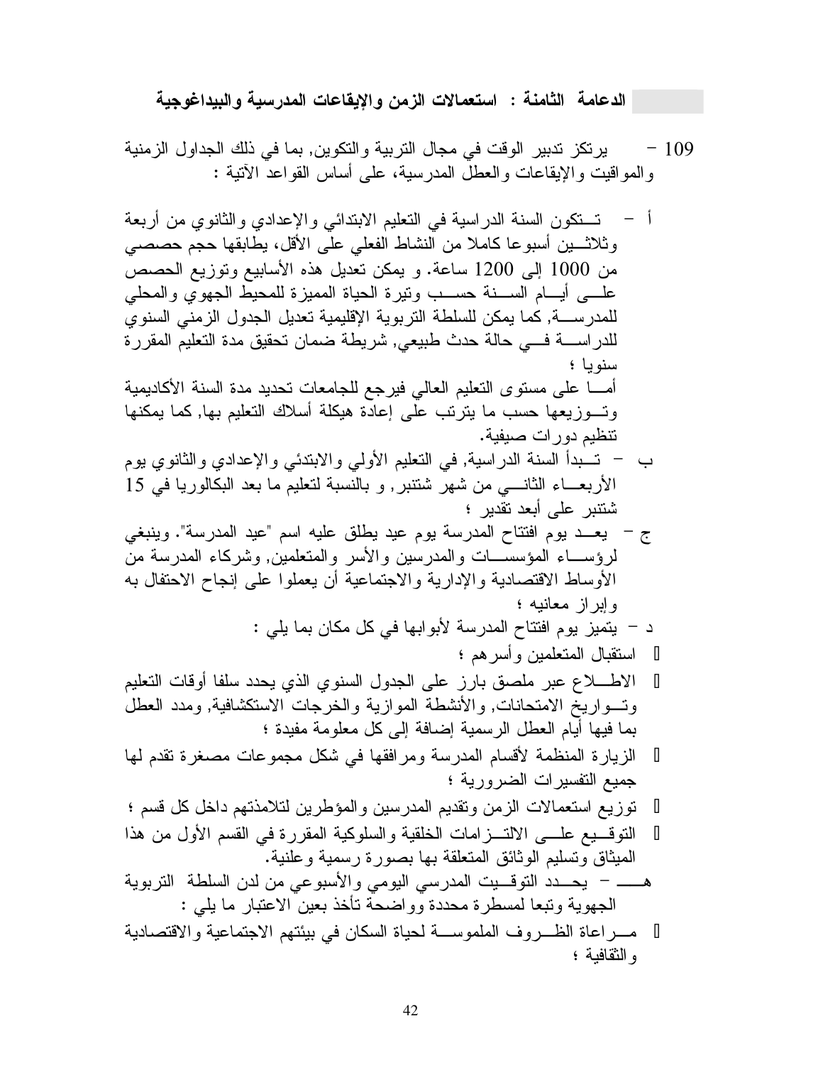## الدعامة الثامنة : استعمالات الزمن والإيقاعات المدرسية والبيداغوجية

109 – يرتكز تدبير الوقت في مجال التربية والتكوين, بما في ذلك الجداول الزمنية والمواقيت والإيقاعات والعطل المدرسية، على أساس القواعد الآتية :

أ – تتكون السنة الدراسية في التعليم الابتدائي والإعدادي والثانوي من أربعة وثلاثين أسبوعا كاملا من النشاط الفعلي على الأقل، يطابقها حجم حصصي من 1000 إلى 1200 ساعة. و يمكن تعديل هذه الأسابيع وتوزيع الحصص على أيام السنة حسب وتيرة الحياة المميزة للمحيط الجهوي والمحلي للمدرسة, كما يمكن للسلطة التربوية الإقليمية تعديل الجدول الزمني السنوي للدراسة في حالة حدث طبيعي, شريطة ضمان تحقيق مدة التعليم المقررة سنويا ؛

أما على مستوى التعليم العالي فيرجع للجامعات تحديد مدة السنة الأكاديمية وتوزيعها حسب ما يترتب على إعادة هيكلة أسلاك التعليم بها, كما يمكنها تنظيم دورات صيفية.

ب – تبدأ السنة الدراسية, في التعليم الأولي والابتدائي والإعدادي والثانوي يوم الأربعاء الثاني من شهر شتنبر, و بالنسبة لتعليم ما بعد البكالوريا في 15 شتنبر على أبعد تقدير ؛

ج – يعد يوم افتتاح المدرسة يوم عيد يطلق عليه اسم "عيد المدرسة". وينبغي لرؤساء المؤسسات والمدرسين والأسر والمتعلمين, وشركاء المدرسة من الأوساط الاقتصادية والإدارية والاجتماعية أن يعملوا على إنجاح الاحتفال به وإبراز معانيه ؛

د – يتميز يوم افتتاح المدرسة لأبوابها في كل مكان بما يلي :

- استقبال المتعلمين وأسرهم ؛
- الاطلاع عبر ملصق بارز على الجدول السنوي الذي يحدد سلفا أوقات التعليم وتواريخ الامتحانات, والأنشطة الموازية والخرجات الاستكشافية, ومدد العطل بما فيها أيام العطل الرسمية إضافة إلى كل معلومة مفيدة ؛
- الزيارة المنظمة لأقسام المدرسة ومرافقها في شكل مجموعات مصغرة تقدم لها جميع التفسيرات الضرورية ؛
- توزيع استعمالات الزمن وتقديم المدرسين والمؤطرين لتلامذتهم داخل كل قسم ؛
- التوقيع على الالتزامات الخلقية والسلوكية المقررة في القسم الأول من هذا الميثاق وتسليم الوثائق المتعلقة بها بصورة رسمية وعلنية.

هـ – يحدد التوقيت المدرسي اليومي والأسبوعي من لدن السلطة التربوية الجهوية وتبعا لمسطرة محددة وواضحة تأخذ بعين الاعتبار ما يلي :

- مراعاة الظروف الملموسة لحياة السكان في بيئتهم الاجتماعية والاقتصادية والثقافية ؛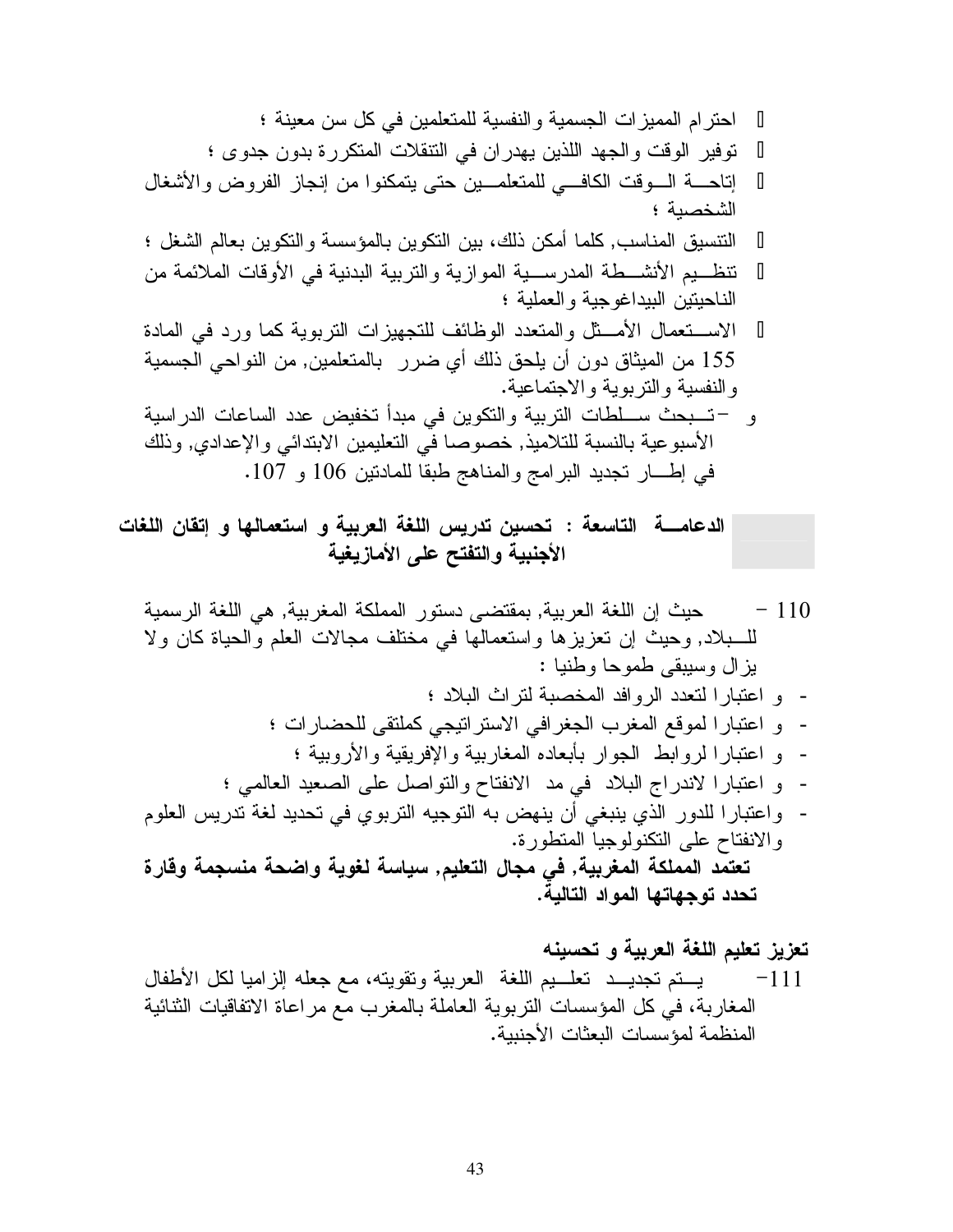- احترام المميزات الجسمية والنفسية للمتعلمين في كل سن معينة ؛
- توفير الوقت والجهد اللذين يهدران في التنقلات المتكررة بدون جدوى ؛
- إتاحـة الـوقت الكافـي للمتعلمـين حتى يتمكنوا من إنجاز الفروض والأشغال الشخصية ؛
- التنسيق المناسب, كلما أمكن ذلك، بين التكوين بالمؤسسة والتكوين بعالم الشغل ؛
- تنظـيم الأنشـطة المدرسـية الموازية والتربية البدنية في الأوقات الملائمة من الناحيتين البيداغوجية والعملية ؛
- الاسـتعمال الأمـثل والمتعدد الوظائف للتجهيزات التربوية كما ورد في المادة 155 من الميثاق دون أن يلحق ذلك أي ضرر بالمتعلمين, من النواحي الجسمية والنفسية والتربوية والاجتماعية.

و –تـبحث سـلطات التربية والتكوين في مبدأ تخفيض عدد الساعات الدراسية الأسبوعية بالنسبة للتلاميذ, خصوصا في التعليمين الابتدائي والإعدادي, وذلك في إطـار تجديد البرامج والمناهج طبقا للمادتين 106 و 107.

## الدعامـة التاسعة : تحسين تدريس اللغة العربية و استعمالها و إتقان اللغات الأجنبية والتفتح على الأمازيغية

110 – حيث إن اللغة العربية, بمقتضى دستور المملكة المغربية, هي اللغة الرسمية للـبلاد, وحيث إن تعزيزها واستعمالها في مختلف مجالات العلم والحياة كان ولا يزال وسيبقى طموحا وطنيا :

- و اعتبارا لتعدد الروافد المخصبة لتراث البلاد ؛
- و اعتبارا لموقع المغرب الجغرافي الاستراتيجي كملتقى للحضارات ؛
- و اعتبارا لروابط الجوار بأبعاده المغاربية والإفريقية والأوروبية ؛
- و اعتبارا لاندراج البلاد في مد الانفتاح والتواصل على الصعيد العالمي ؛
- واعتبارا للدور الذي ينبغي أن ينهض به التوجيه التربوي في تحديد لغة تدريس العلوم والانفتاح على التكنولوجيا المتطورة.

**تعتمد المملكة المغربية, في مجال التعليم, سياسة لغوية واضحة منسجمة وقارة تحدد توجهاتها المواد التالية.**

**تعزيز تعليم اللغة العربية و تحسينه**

111– يـتم تجديـد تعلـيم اللغة العربية وتقويته، مع جعله إلزاميا لكل الأطفال المغاربة، في كل المؤسسات التربوية العاملة بالمغرب مع مراعاة الاتفاقيات الثنائية المنظمة لمؤسسات البعثات الأجنبية.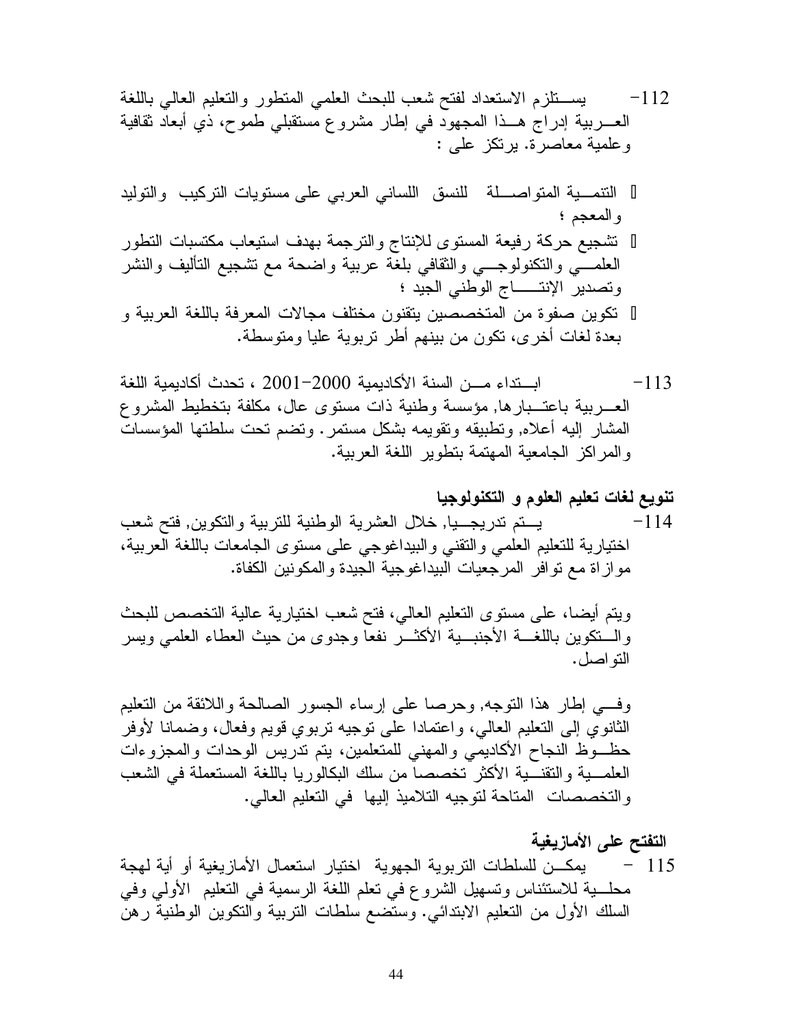112- يستلزم الاستعداد لفتح شعب للبحث العلمي المتطور والتعليم العالي باللغة العربية إدراج هذا المجهود في إطار مشروع مستقبلي طموح، ذي أبعاد ثقافية وعلمية معاصرة. يرتكز على :

- التنمية المتواصلة للنسق اللساني العربي على مستويات التركيب والتوليد والمعجم ؛
- تشجيع حركة رفيعة المستوى للإنتاج والترجمة بهدف استيعاب مكتسبات التطور العلمي والتكنولوجي والثقافي بلغة عربية واضحة مع تشجيع التأليف والنشر وتصدير الإنتاج الوطني الجيد ؛
- تكوين صفوة من المتخصصين يتقنون مختلف مجالات المعرفة باللغة العربية و بعدة لغات أخرى، تكون من بينهم أطر تربوية عليا ومتوسطة.

113- ابتداء من السنة الأكاديمية 2000-2001 ، تحدث أكاديمية اللغة العربية باعتبارها, مؤسسة وطنية ذات مستوى عال، مكلفة بتخطيط المشروع المشار إليه أعلاه, وتطبيقه وتقويمه بشكل مستمر. وتضم تحت سلطتها المؤسسات والمراكز الجامعية المهتمة بتطوير اللغة العربية.

**تنويع لغات تعليم العلوم و التكنولوجيا**

114- يتم تدريجيا, خلال العشرية الوطنية للتربية والتكوين, فتح شعب اختيارية للتعليم العلمي والتقني والبيداغوجي على مستوى الجامعات باللغة العربية، موازاة مع توافر المرجعيات البيداغوجية الجيدة والمكونين الكفاة.

ويتم أيضا، على مستوى التعليم العالي، فتح شعب اختيارية عالية التخصص للبحث والتكوين باللغة الأجنبية الأكثر نفعا وجدوى من حيث العطاء العلمي ويسر التواصل.

وفي إطار هذا التوجه, وحرصا على إرساء الجسور الصالحة واللائقة من التعليم الثانوي إلى التعليم العالي، واعتمادا على توجيه تربوي قويم وفعال، وضمانا لأوفر حظوظ النجاح الأكاديمي والمهني للمتعلمين، يتم تدريس الوحدات والمجزوءات العلمية والتقنية الأكثر تخصصا من سلك البكالوريا باللغة المستعملة في الشعب والتخصصات المتاحة لتوجيه التلاميذ إليها في التعليم العالي.

**التفتح على الأمازيغية**

115 - يمكن للسلطات التربوية الجهوية اختيار استعمال الأمازيغية أو أية لهجة محلية للاستئناس وتسهيل الشروع في تعلم اللغة الرسمية في التعليم الأولي وفي السلك الأول من التعليم الابتدائي. وستضع سلطات التربية والتكوين الوطنية رهن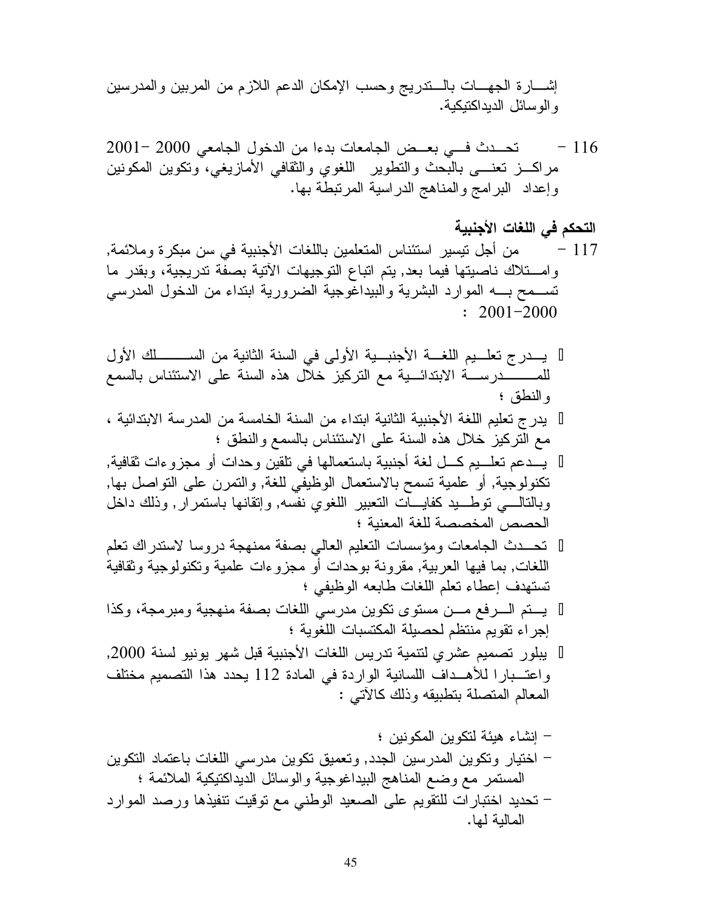إشـــارة الجهـــات بالـــتدريج وحسب الإمكان الدعم اللازم من المربين والمدرسين والوسائل الديداكتيكية.

116 - تحـــدث فـــي بعـــض الجامعات بدءا من الدخول الجامعي 2000 -2001 مراكـــز تعنـــى بالبحث والتطوير اللغوي والثقافي الأمازيغي، وتكوين المكونين وإعداد البرامج والمناهج الدراسية المرتبطة بها.

**التحكم في اللغات الأجنبية**

117 - من أجل تيسير استئناس المتعلمين باللغات الأجنبية في سن مبكرة وملائمة, وامـــتلاك ناصيتها فيما بعد, يتم اتباع التوجيهات الآتية بصفة تدريجية، وبقدر ما تســـمح بـــه الموارد البشرية والبيداغوجية الضرورية ابتداء من الدخول المدرسي 2000-2001 :

- يـــدرج تعلـــيم اللغـــة الأجنبـــية الأولى في السنة الثانية من الســـــلك الأول للمـــــــدرســـة الابتدائـــية مع التركيز خلال هذه السنة على الاستئناس بالسمع والنطق ؛
- يدرج تعليم اللغة الأجنبية الثانية ابتداء من السنة الخامسة من المدرسة الابتدائية ، مع التركيز خلال هذه السنة على الاستئناس بالسمع والنطق ؛
- يـــدعم تعلـــيم كـــل لغة أجنبية باستعمالها في تلقين وحدات أو مجزوءات ثقافية, تكنولوجية, أو علمية تسمح بالاستعمال الوظيفي للغة, والتمرن على التواصل بها, وبالتالـــي توطـــيد كفايـــات التعبير اللغوي نفسه, وإتقانها باستمرار, وذلك داخل الحصص المخصصة للغة المعنية ؛
- تحـــدث الجامعات ومؤسسات التعليم العالي بصفة ممنهجة دروسا لاستدراك تعلم اللغات, بما فيها العربية, مقرونة بوحدات أو مجزوءات علمية وتكنولوجية وثقافية تستهدف إعطاء تعلم اللغات طابعه الوظيفي ؛
- يـــتم الـــرفع مـــن مستوى تكوين مدرسي اللغات بصفة منهجية ومبرمجة، وكذا إجراء تقويم منتظم لحصيلة المكتسبات اللغوية ؛
- يبلور تصميم عشري لتنمية تدريس اللغات الأجنبية قبل شهر يونيو لسنة 2000, واعتـــبارا للأهـــداف اللسانية الواردة في المادة 112 يحدد هذا التصميم مختلف المعالم المتصلة بتطبيقه وذلك كالآتي :

- إنشاء هيئة لتكوين المكونين ؛
- اختيار وتكوين المدرسين الجدد, وتعميق تكوين مدرسي اللغات باعتماد التكوين المستمر مع وضع المناهج البيداغوجية والوسائل الديداكتيكية الملائمة ؛
- تحديد اختبارات للتقويم على الصعيد الوطني مع توقيت تنفيذها ورصد الموارد المالية لها.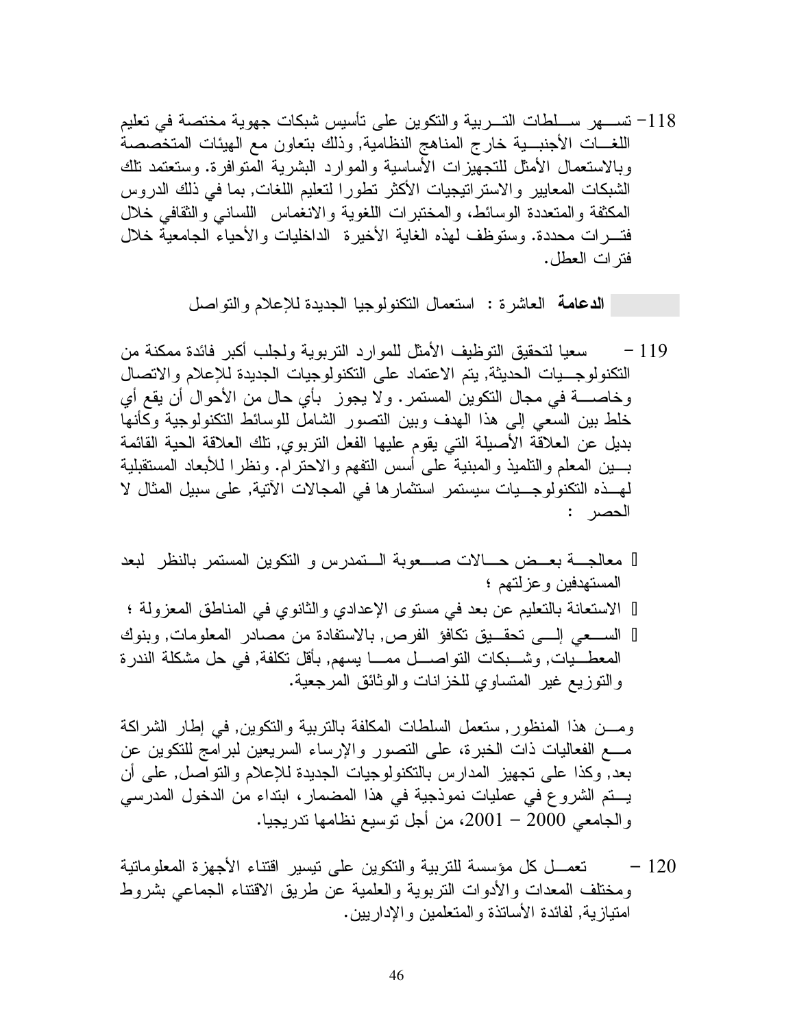118- تسهر سلطات التربية والتكوين على تأسيس شبكات جهوية مختصة في تعليم اللغات الأجنبية خارج المناهج النظامية, وذلك بتعاون مع الهيئات المتخصصة وبالاستعمال الأمثل للتجهيزات الأساسية والموارد البشرية المتوافرة. وستعتمد تلك الشبكات المعايير والاستراتيجيات الأكثر تطورا لتعليم اللغات, بما في ذلك الدروس المكثفة والمتعددة الوسائط، والمختبرات اللغوية والانغماس اللساني والثقافي خلال فترات محددة. وستوظف لهذه الغاية الأخيرة الداخليات والأحياء الجامعية خلال فترات العطل.

**الدعامة** العاشرة : استعمال التكنولوجيا الجديدة للإعلام والتواصل

119 - سعيا لتحقيق التوظيف الأمثل للموارد التربوية ولجلب أكبر فائدة ممكنة من التكنولوجيات الحديثة, يتم الاعتماد على التكنولوجيات الجديدة للإعلام والاتصال وخاصة في مجال التكوين المستمر. ولا يجوز بأي حال من الأحوال أن يقع أي خلط بين السعي إلى هذا الهدف وبين التصور الشامل للوسائط التكنولوجية وكأنها بديل عن العلاقة الأصيلة التي يقوم عليها الفعل التربوي, تلك العلاقة الحية القائمة بين المعلم والتلميذ والمبنية على أسس التفهم والاحترام. ونظرا للأبعاد المستقبلية لهذه التكنولوجيات سيستمر استثمارها في المجالات الآتية, على سبيل المثال لا الحصر :

- معالجة بعض حالات صعوبة التمدرس و التكوين المستمر بالنظر لبعد المستهدفين وعزلتهم ؛
- الاستعانة بالتعليم عن بعد في مستوى الإعدادي والثانوي في المناطق المعزولة ؛
- السعي إلى تحقيق تكافؤ الفرص, بالاستفادة من مصادر المعلومات, وبنوك المعطيات, وشبكات التواصل مما يسهم, بأقل تكلفة, في حل مشكلة الندرة والتوزيع غير المتساوي للخزانات والوثائق المرجعية.

ومن هذا المنظور, ستعمل السلطات المكلفة بالتربية والتكوين, في إطار الشراكة مع الفعاليات ذات الخبرة، على التصور والإرساء السريعين لبرامج للتكوين عن بعد, وكذا على تجهيز المدارس بالتكنولوجيات الجديدة للإعلام والتواصل, على أن يتم الشروع في عمليات نموذجية في هذا المضمار, ابتداء من الدخول المدرسي والجامعي 2000 – 2001، من أجل توسيع نظامها تدريجيا.

120 - تعمل كل مؤسسة للتربية والتكوين على تيسير اقتناء الأجهزة المعلوماتية ومختلف المعدات والأدوات التربوية والعلمية عن طريق الاقتناء الجماعي بشروط امتيازية, لفائدة الأساتذة والمتعلمين والإداريين.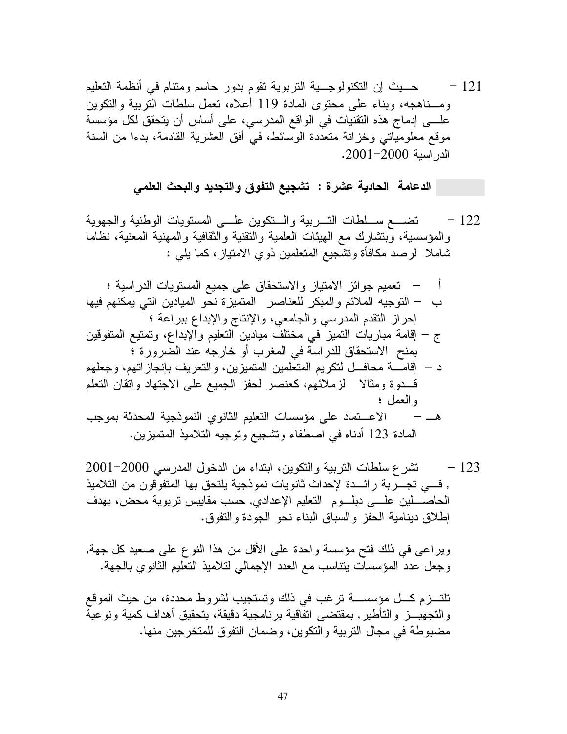121 - حيث إن التكنولوجية التربوية تقوم بدور حاسم ومتنام في أنظمة التعليم ومناهجه، وبناء على محتوى المادة 119 أعلاه، تعمل سلطات التربية والتكوين على إدماج هذه التقنيات في الواقع المدرسي، على أساس أن يتحقق لكل مؤسسة موقع معلومياتي وخزانة متعددة الوسائط، في أفق العشرية القادمة، بدءا من السنة الدراسية 2000-2001.

### الدعامة الحادية عشرة : تشجيع التفوق والتجديد والبحث العلمي

122 - تضع سلطات التربية والتكوين على المستويات الوطنية والجهوية والمؤسسية، وبتشارك مع الهيئات العلمية والتقنية والثقافية والمهنية المعنية، نظاما شاملا لرصد مكافأة وتشجيع المتعلمين ذوي الامتياز، كما يلي :

- أ – تعميم جوائز الامتياز والاستحقاق على جميع المستويات الدراسية ؛
- ب – التوجيه الملائم والمبكر للعناصر المتميزة نحو الميادين التي يمكنهم فيها إحراز التقدم المدرسي والجامعي، والإنتاج والإبداع ببراعة ؛
- ج – إقامة مباريات التميز في مختلف ميادين التعليم والإبداع، وتمتيع المتفوقين بمنح الاستحقاق للدراسة في المغرب أو خارجه عند الضرورة ؛
- د – إقامة محافل لتكريم المتعلمين المتميزين، والتعريف بإنجازاتهم، وجعلهم قدوة ومثالا لزملائهم، كعنصر لحفز الجميع على الاجتهاد وإتقان التعلم والعمل ؛
- هـ – الاعتماد على مؤسسات التعليم الثانوي النموذجية المحدثة بموجب المادة 123 أدناه في اصطفاء وتشجيع وتوجيه التلاميذ المتميزين.

123 - تشرع سلطات التربية والتكوين، ابتداء من الدخول المدرسي 2000-2001 , في تجربة رائدة لإحداث ثانويات نموذجية يلتحق بها المتفوقون من التلاميذ الحاصلين على دبلوم التعليم الإعدادي, حسب مقاييس تربوية محض، بهدف إطلاق دينامية الحفز والسباق البناء نحو الجودة والتفوق.

ويراعى في ذلك فتح مؤسسة واحدة على الأقل من هذا النوع على صعيد كل جهة, وجعل عدد المؤسسات يتناسب مع العدد الإجمالي لتلاميذ التعليم الثانوي بالجهة.

تلتزم كل مؤسسة ترغب في ذلك وتستجيب لشروط محددة، من حيث الموقع والتجهيز والتأطير, بمقتضى اتفاقية برنامجية دقيقة، بتحقيق أهداف كمية ونوعية مضبوطة في مجال التربية والتكوين، وضمان التفوق للمتخرجين منها.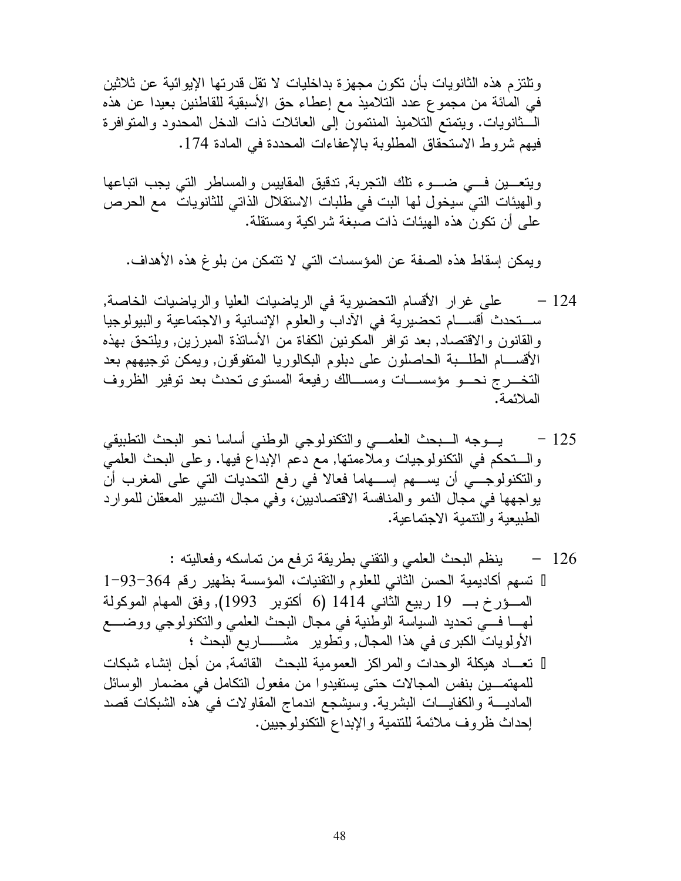وتلتزم هذه الثانويات بأن تكون مجهزة بداخليات لا تقل قدرتها الإيوائية عن ثلاثين في المائة من مجموع عدد التلاميذ مع إعطاء حق الأسبقية للقاطنين بعيدا عن هذه الثانويات. ويتمتع التلاميذ المنتمون إلى العائلات ذات الدخل المحدود والمتوافرة فيهم شروط الاستحقاق المطلوبة بالإعفاءات المحددة في المادة 174.

ويتعين في ضوء تلك التجربة, تدقيق المقاييس والمساطر التي يجب اتباعها والهيئات التي سيخول لها البت في طلبات الاستقلال الذاتي للثانويات مع الحرص على أن تكون هذه الهيئات ذات صبغة شراكية ومستقلة.

ويمكن إسقاط هذه الصفة عن المؤسسات التي لا تتمكن من بلوغ هذه الأهداف.

124 – على غرار الأقسام التحضيرية في الرياضيات العليا والرياضيات الخاصة, ستحدث أقسام تحضيرية في الآداب والعلوم الإنسانية والاجتماعية والبيولوجيا والقانون والاقتصاد, بعد توافر المكونين الكفاة من الأساتذة المبرزين, ويلتحق بهذه الأقسام الطلبة الحاصلون على دبلوم البكالوريا المتفوقون, ويمكن توجيههم بعد التخرج نحو مؤسسات ومسالك رفيعة المستوى تحدث بعد توفير الظروف الملائمة.

125 – يوجه البحث العلمي والتكنولوجي الوطني أساسا نحو البحث التطبيقي والتحكم في التكنولوجيات وملاءمتها, مع دعم الإبداع فيها. وعلى البحث العلمي والتكنولوجي أن يسهم إسهاما فعالا في رفع التحديات التي على المغرب أن يواجهها في مجال النمو والمنافسة الاقتصاديين، وفي مجال التسيير المعقلن للموارد الطبيعية والتنمية الاجتماعية.

126 – ينظم البحث العلمي والتقني بطريقة ترفع من تماسكه وفعاليته :

- تسهم أكاديمية الحسن الثاني للعلوم والتقنيات، المؤسسة بظهير رقم 1-93-364 المؤرخ بـ 19 ربيع الثاني 1414 (6 أكتوبر 1993), وفق المهام الموكولة لها في تحديد السياسة الوطنية في مجال البحث العلمي والتكنولوجي ووضع الأولويات الكبرى في هذا المجال, وتطوير مشاريع البحث ؛
- تعاد هيكلة الوحدات والمراكز العمومية للبحث القائمة, من أجل إنشاء شبكات للمهتمين بنفس المجالات حتى يستفيدوا من مفعول التكامل في مضمار الوسائل المادية والكفايات البشرية. وسيشجع اندماج المقاولات في هذه الشبكات قصد إحداث ظروف ملائمة للتنمية والإبداع التكنولوجيين.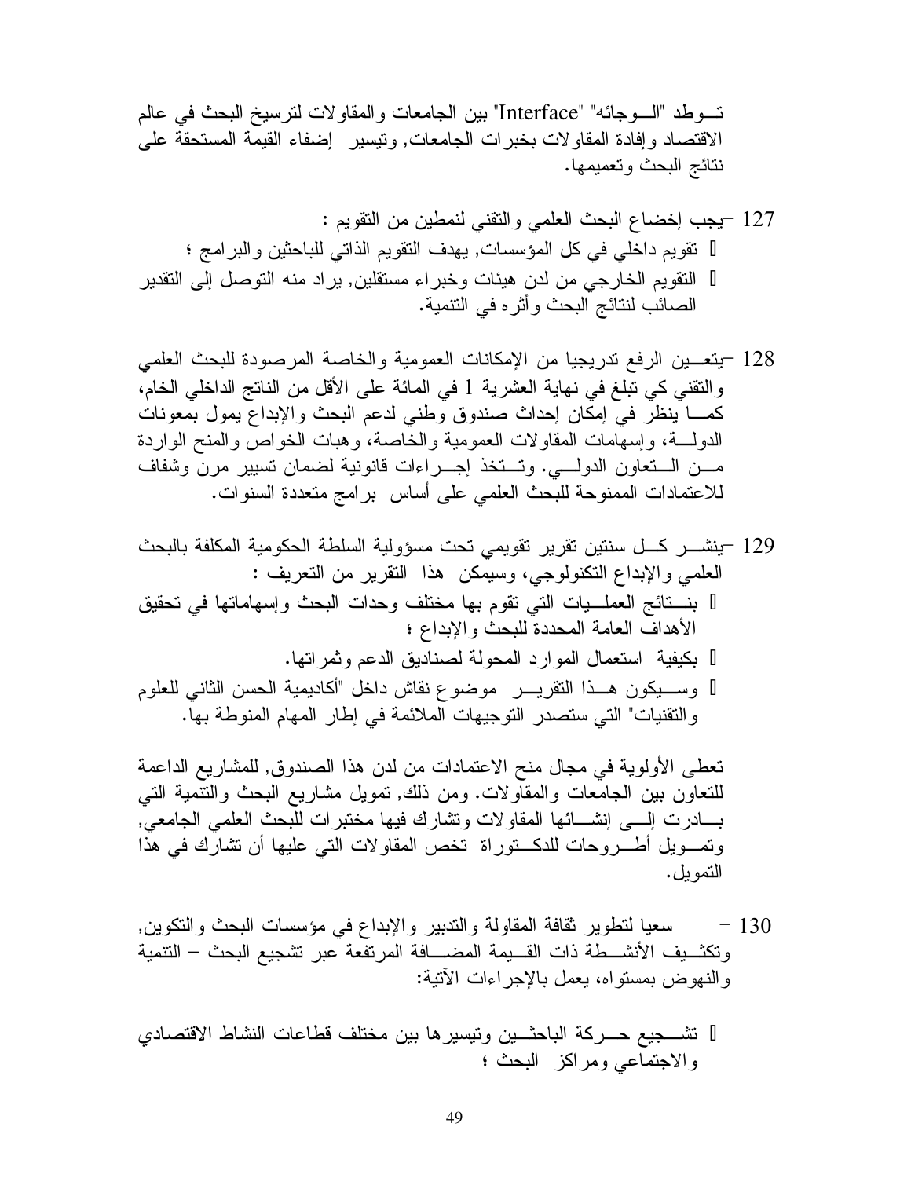تــوطد "الــوجائه" "Interface" بين الجامعات والمقاولات لترسيخ البحث في عالم الاقتصاد وإفادة المقاولات بخبرات الجامعات, وتيسير إضفاء القيمة المستحقة على نتائج البحث وتعميمها.

127 –يجب إخضاع البحث العلمي والتقني لنمطين من التقويم :

- تقويم داخلي في كل المؤسسات, يهدف التقويم الذاتي للباحثين والبرامج ؛
- التقويم الخارجي من لدن هيئات وخبراء مستقلين, يراد منه التوصل إلى التقدير الصائب لنتائج البحث وأثره في التنمية.

128 –يتعــين الرفع تدريجيا من الإمكانات العمومية والخاصة المرصودة للبحث العلمي والتقني كي تبلغ في نهاية العشرية 1 في المائة على الأقل من الناتج الداخلي الخام، كمــا ينظر في إمكان إحداث صندوق وطني لدعم البحث والإبداع يمول بمعونات الدولــة، وإسهامات المقاولات العمومية والخاصة، وهبات الخواص والمنح الواردة مــن الــتعاون الدولــي. وتــتخذ إجــراءات قانونية لضمان تسيير مرن وشفاف للاعتمادات الممنوحة للبحث العلمي على أساس برامج متعددة السنوات.

129 –ينشــر كــل سنتين تقرير تقويمي تحت مسؤولية السلطة الحكومية المكلفة بالبحث العلمي والإبداع التكنولوجي، وسيمكن هذا التقرير من التعريف :

- بنــتائج العملــيات التي تقوم بها مختلف وحدات البحث وإسهاماتها في تحقيق الأهداف العامة المحددة للبحث والإبداع ؛
- بكيفية استعمال الموارد المحولة لصناديق الدعم وثمراتها.
- وســيكون هــذا التقريــر موضوع نقاش داخل "أكاديمية الحسن الثاني للعلوم والتقنيات" التي ستصدر التوجيهات الملائمة في إطار المهام المنوطة بها.

تعطى الأولوية في مجال منح الاعتمادات من لدن هذا الصندوق, للمشاريع الداعمة للتعاون بين الجامعات والمقاولات. ومن ذلك, تمويل مشاريع البحث والتنمية التي بــادرت إلــى إنشــائها المقاولات وتشارك فيها مختبرات للبحث العلمي الجامعي, وتمــويل أطــروحات للدكــتوراة تخص المقاولات التي عليها أن تشارك في هذا التمويل.

130 – سعيا لتطوير ثقافة المقاولة والتدبير والإبداع في مؤسسات البحث والتكوين, وتكثــيف الأنشــطة ذات القــيمة المضــافة المرتفعة عبر تشجيع البحث – التنمية والنهوض بمستواه، يعمل بالإجراءات الآتية:

- تشــجيع حــركة الباحثــين وتيسيرها بين مختلف قطاعات النشاط الاقتصادي والاجتماعي ومراكز البحث ؛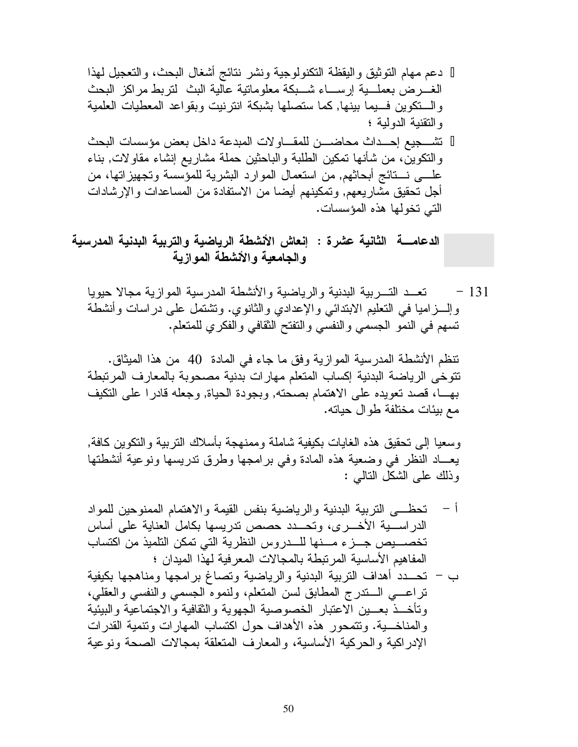- دعم مهام التوثيق واليقظة التكنولوجية ونشر نتائج أشغال البحث، والتعجيل لهذا الغرض بعملية إرساء شبكة معلوماتية عالية البث لتربط مراكز البحث والتكوين فيما بينها, كما ستصلها بشبكة انترنيت وبقواعد المعطيات العلمية والتقنية الدولية ؛
- تشجيع إحداث محاضن للمقاولات المبدعة داخل بعض مؤسسات البحث والتكوين، من شأنها تمكين الطلبة والباحثين حملة مشاريع إنشاء مقاولات, بناء على نتائج أبحاثهم, من استعمال الموارد البشرية للمؤسسة وتجهيزاتها، من أجل تحقيق مشاريعهم, وتمكينهم أيضا من الاستفادة من المساعدات والإرشادات التي تخولها هذه المؤسسات.

## الدعامة الثانية عشرة : إنعاش الأنشطة الرياضية والتربية البدنية المدرسية والجامعية والأنشطة الموازية

131 – تعد التربية البدنية والرياضية والأنشطة المدرسية الموازية مجالا حيويا وإلزاميا في التعليم الابتدائي والإعدادي والثانوي. وتشتمل على دراسات وأنشطة تسهم في النمو الجسمي والنفسي والتفتح الثقافي والفكري للمتعلم.

تنظم الأنشطة المدرسية الموازية وفق ما جاء في المادة 40 من هذا الميثاق. تتوخى الرياضة البدنية إكساب المتعلم مهارات بدنية مصحوبة بالمعارف المرتبطة بها، قصد تعويده على الاهتمام بصحته, وبجودة الحياة, وجعله قادرا على التكيف مع بيئات مختلفة طوال حياته.

وسعيا إلى تحقيق هذه الغايات بكيفية شاملة وممنهجة بأسلاك التربية والتكوين كافة, يعاد النظر في وضعية هذه المادة وفي برامجها وطرق تدريسها ونوعية أنشطتها وذلك على الشكل التالي :

أ – تحظى التربية البدنية والرياضية بنفس القيمة والاهتمام الممنوحين للمواد الدراسية الأخرى، وتحدد حصص تدريسها بكامل العناية على أساس تخصيص جزء منها للدروس النظرية التي تمكن التلميذ من اكتساب المفاهيم الأساسية المرتبطة بالمجالات المعرفية لهذا الميدان ؛

ب – تحدد أهداف التربية البدنية والرياضية وتصاغ برامجها ومناهجها بكيفية تراعي التدرج المطابق لسن المتعلم، ولنموه الجسمي والنفسي والعقلي، وتأخذ بعين الاعتبار الخصوصية الجهوية والثقافية والاجتماعية والبيئية والمناخية. وتتمحور هذه الأهداف حول اكتساب المهارات وتنمية القدرات الإدراكية والحركية الأساسية، والمعارف المتعلقة بمجالات الصحة ونوعية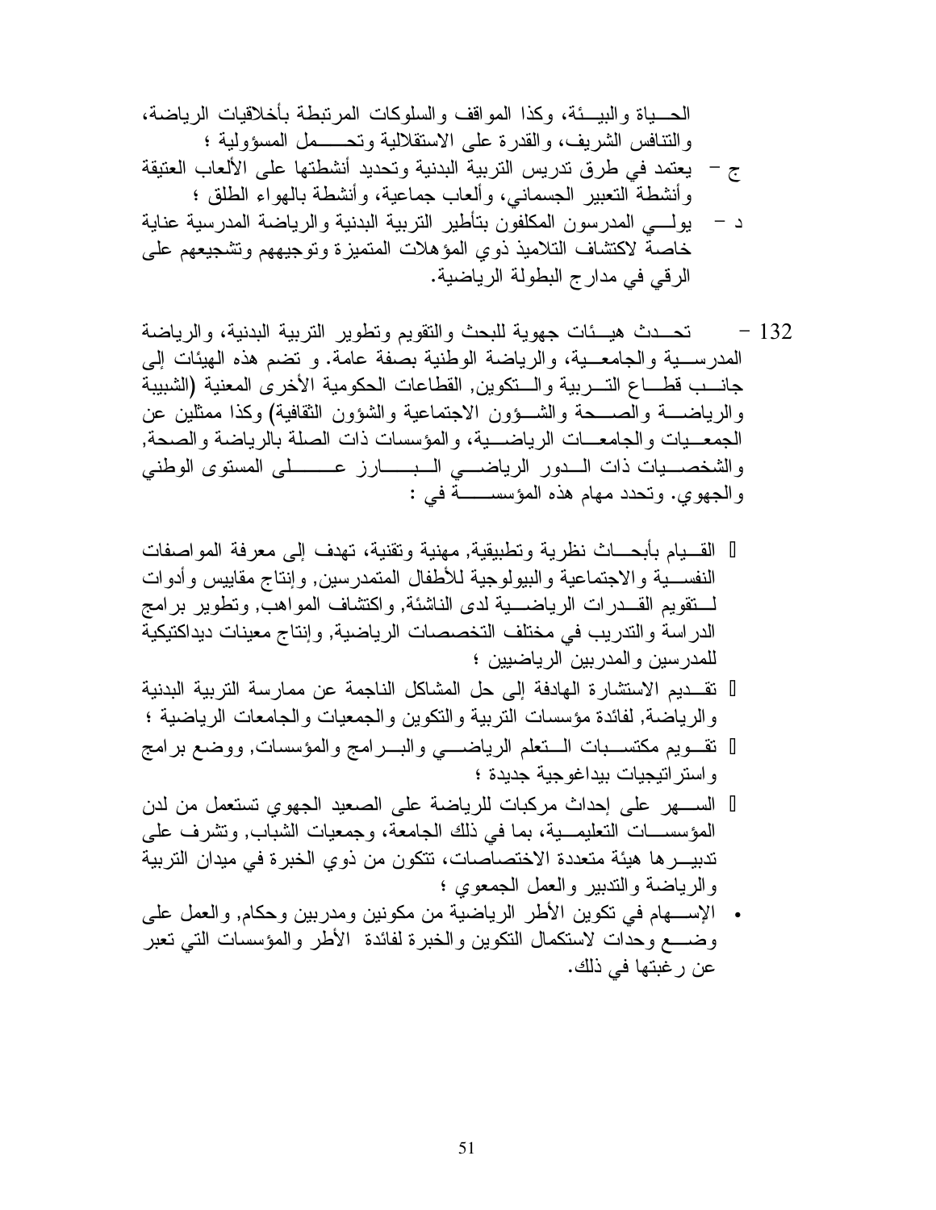الحياة والبيئة، وكذا المواقف والسلوكات المرتبطة بأخلاقيات الرياضة، والتنافس الشريف، والقدرة على الاستقلالية وتحمل المسؤولية ؛

ج – يعتمد في طرق تدريس التربية البدنية وتحديد أنشطتها على الألعاب العتيقة وأنشطة التعبير الجسماني، وألعاب جماعية، وأنشطة بالهواء الطلق ؛

د – يولي المدرسون المكلفون بتأطير التربية البدنية والرياضة المدرسية عناية خاصة لاكتشاف التلاميذ ذوي المؤهلات المتميزة وتوجيههم وتشجيعهم على الرقي في مدارج البطولة الرياضية.

132 – تحدث هيئات جهوية للبحث والتقويم وتطوير التربية البدنية، والرياضة المدرسية والجامعية، والرياضة الوطنية بصفة عامة. و تضم هذه الهيئات إلى جانب قطاع التربية والتكوين, القطاعات الحكومية الأخرى المعنية (الشبيبة والرياضة والصحة والشؤون الاجتماعية والشؤون الثقافية) وكذا ممثلين عن الجمعيات والجامعات الرياضية، والمؤسسات ذات الصلة بالرياضة والصحة, والشخصيات ذات الدور الرياضي البارز على المستوى الوطني والجهوي. وتحدد مهام هذه المؤسسة في :

- القيام بأبحاث نظرية وتطبيقية, مهنية وتقنية، تهدف إلى معرفة المواصفات النفسية والاجتماعية والبيولوجية للأطفال المتمدرسين, وإنتاج مقاييس وأدوات لتقويم القدرات الرياضية لدى الناشئة, واكتشاف المواهب, وتطوير برامج الدراسة والتدريب في مختلف التخصصات الرياضية, وإنتاج معينات ديداكتيكية للمدرسين والمدربين الرياضيين ؛
- تقديم الاستشارة الهادفة إلى حل المشاكل الناجمة عن ممارسة التربية البدنية والرياضة, لفائدة مؤسسات التربية والتكوين والجمعيات والجامعات الرياضية ؛
- تقويم مكتسبات التعلم الرياضي والبرامج والمؤسسات, ووضع برامج واستراتيجيات بيداغوجية جديدة ؛
- السهر على إحداث مركبات للرياضة على الصعيد الجهوي تستعمل من لدن المؤسسات التعليمية، بما في ذلك الجامعة، وجمعيات الشباب, وتشرف على تدبيرها هيئة متعددة الاختصاصات، تتكون من ذوي الخبرة في ميدان التربية والرياضة والتدبير والعمل الجمعوي ؛
- الإسهام في تكوين الأطر الرياضية من مكونين ومدربين وحكام, والعمل على وضع وحدات لاستكمال التكوين والخبرة لفائدة الأطر والمؤسسات التي تعبر عن رغبتها في ذلك.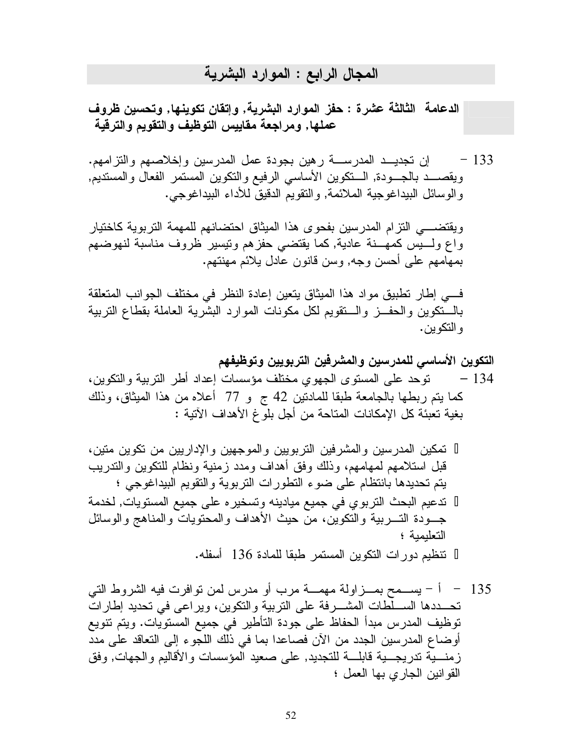## المجال الرابع : الموارد البشرية

### الدعامة الثالثة عشرة : حفز الموارد البشرية, وإتقان تكوينها, وتحسين ظروف عملها, ومراجعة مقاييس التوظيف والتقويم والترقية

133 – إن تجديد المدرسة رهين بجودة عمل المدرسين وإخلاصهم والتزامهم. ويقصد بالجودة, التكوين الأساسي الرفيع والتكوين المستمر الفعال والمستديم, والوسائل البيداغوجية الملائمة, والتقويم الدقيق للأداء البيداغوجي.

ويقتضي التزام المدرسين بفحوى هذا الميثاق احتضانهم للمهمة التربوية كاختيار واع وليس كمهنة عادية, كما يقتضي حفزهم وتيسير ظروف مناسبة لنهوضهم بمهامهم على أحسن وجه, وسن قانون عادل يلائم مهنتهم.

في إطار تطبيق مواد هذا الميثاق يتعين إعادة النظر في مختلف الجوانب المتعلقة بالتكوين والحفز والتقويم لكل مكونات الموارد البشرية العاملة بقطاع التربية والتكوين.

**التكوين الأساسي للمدرسين والمشرفين التربويين وتوظيفهم**

134 – توحد على المستوى الجهوي مختلف مؤسسات إعداد أطر التربية والتكوين، كما يتم ربطها بالجامعة طبقا للمادتين 42 ج و 77 أعلاه من هذا الميثاق، وذلك بغية تعبئة كل الإمكانات المتاحة من أجل بلوغ الأهداف الآتية :

- تمكين المدرسين والمشرفين التربويين والموجهين والإداريين من تكوين متين، قبل استلامهم لمهامهم، وذلك وفق أهداف ومدد زمنية ونظام للتكوين والتدريب يتم تحديدها بانتظام على ضوء التطورات التربوية والتقويم البيداغوجي ؛
- تدعيم البحث التربوي في جميع ميادينه وتسخيره على جميع المستويات, لخدمة جودة التربية والتكوين، من حيث الأهداف والمحتويات والمناهج والوسائل التعليمية ؛
- تنظيم دورات التكوين المستمر طبقا للمادة 136 أسفله.

135 – أ – يسمح بمزاولة مهمة مرب أو مدرس لمن توافرت فيه الشروط التي تحددها السلطات المشرفة على التربية والتكوين، ويراعى في تحديد إطارات توظيف المدرس مبدأ الحفاظ على جودة التأطير في جميع المستويات. ويتم تنويع أوضاع المدرسين الجدد من الآن فصاعدا بما في ذلك اللجوء إلى التعاقد على مدد زمنية تدريجية قابلة للتجديد, على صعيد المؤسسات والأقاليم والجهات, وفق القوانين الجاري بها العمل ؛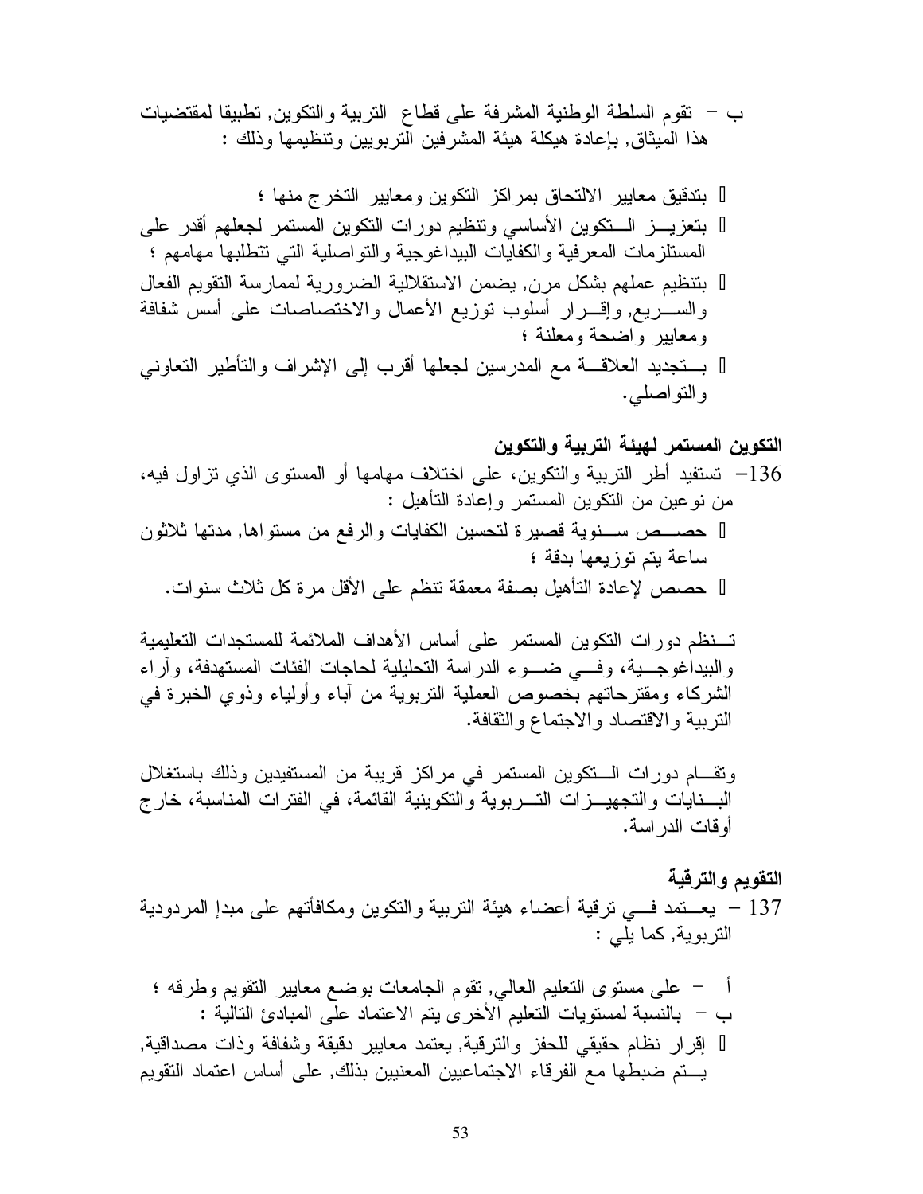ب – تقوم السلطة الوطنية المشرفة على قطاع التربية والتكوين, تطبيقا لمقتضيات هذا الميثاق, بإعادة هيكلة هيئة المشرفين التربويين وتنظيمها وذلك :

- بتدقيق معايير الالتحاق بمراكز التكوين ومعايير التخرج منها ؛
- بتعزيز التكوين الأساسي وتنظيم دورات التكوين المستمر لجعلهم أقدر على المستلزمات المعرفية والكفايات البيداغوجية والتواصلية التي تتطلبها مهامهم ؛
- بتنظيم عملهم بشكل مرن, يضمن الاستقلالية الضرورية لممارسة التقويم الفعال والسريع, وإقرار أسلوب توزيع الأعمال والاختصاصات على أسس شفافة ومعايير واضحة ومعلنة ؛
- بتجديد العلاقة مع المدرسين لجعلها أقرب إلى الإشراف والتأطير التعاوني والتواصلي.

**التكوين المستمر لهيئة التربية والتكوين**

136– تستفيد أطر التربية والتكوين، على اختلاف مهامها أو المستوى الذي تزاول فيه، من نوعين من التكوين المستمر وإعادة التأهيل :

- حصص سنوية قصيرة لتحسين الكفايات والرفع من مستواها, مدتها ثلاثون ساعة يتم توزيعها بدقة ؛
- حصص لإعادة التأهيل بصفة معمقة تنظم على الأقل مرة كل ثلاث سنوات.

تنظم دورات التكوين المستمر على أساس الأهداف الملائمة للمستجدات التعليمية والبيداغوجية، وفي ضوء الدراسة التحليلية لحاجات الفئات المستهدفة، وآراء الشركاء ومقترحاتهم بخصوص العملية التربوية من آباء وأولياء وذوي الخبرة في التربية والاقتصاد والاجتماع والثقافة.

وتقام دورات التكوين المستمر في مراكز قريبة من المستفيدين وذلك باستغلال البنايات والتجهيزات التربوية والتكوينية القائمة، في الفترات المناسبة، خارج أوقات الدراسة.

**التقويم والترقية**

137 – يعتمد في ترقية أعضاء هيئة التربية والتكوين ومكافأتهم على مبدإ المردودية التربوية, كما يلي :

أ – على مستوى التعليم العالي, تقوم الجامعات بوضع معايير التقويم وطرقه ؛
ب – بالنسبة لمستويات التعليم الأخرى يتم الاعتماد على المبادئ التالية :

- إقرار نظام حقيقي للحفز والترقية, يعتمد معايير دقيقة وشفافة وذات مصداقية, يتم ضبطها مع الفرقاء الاجتماعيين المعنيين بذلك, على أساس اعتماد التقويم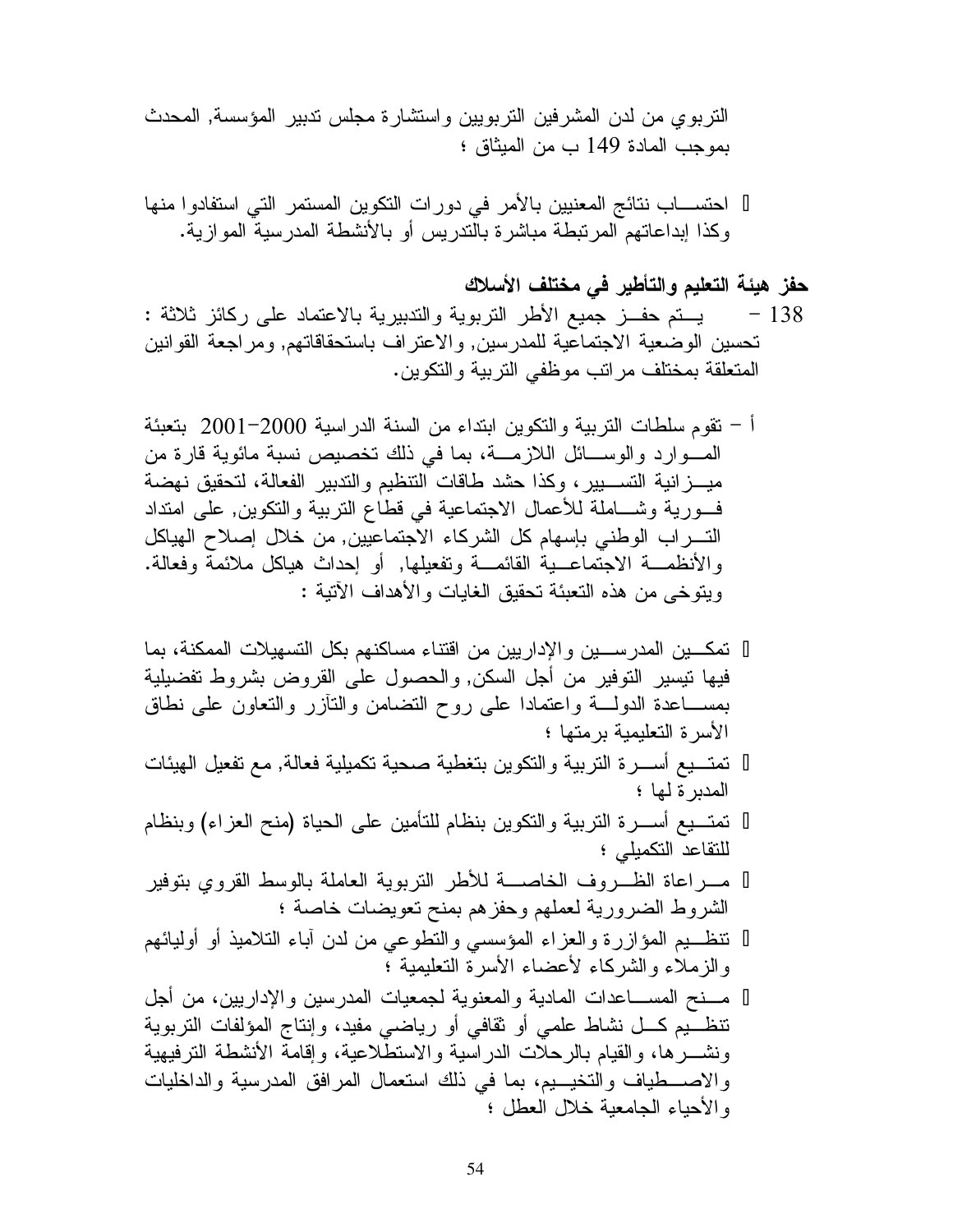التربوي من لدن المشرفين التربويين واستشارة مجلس تدبير المؤسسة, المحدث بموجب المادة 149 ب من الميثاق ؛

- احتساب نتائج المعنيين بالأمر في دورات التكوين المستمر التي استفادوا منها وكذا إبداعاتهم المرتبطة مباشرة بالتدريس أو بالأنشطة المدرسية الموازية.

**حفز هيئة التعليم والتأطير في مختلف الأسلاك**

138 – يتم حفز جميع الأطر التربوية والتدبيرية بالاعتماد على ركائز ثلاثة : تحسين الوضعية الاجتماعية للمدرسين, والاعتراف باستحقاقاتهم, ومراجعة القوانين المتعلقة بمختلف مراتب موظفي التربية والتكوين.

أ – تقوم سلطات التربية والتكوين ابتداء من السنة الدراسية 2000-2001 بتعبئة الموارد والوسائل اللازمة، بما في ذلك تخصيص نسبة مائوية قارة من ميزانية التسيير، وكذا حشد طاقات التنظيم والتدبير الفعالة، لتحقيق نهضة فورية وشاملة للأعمال الاجتماعية في قطاع التربية والتكوين, على امتداد التراب الوطني بإسهام كل الشركاء الاجتماعيين, من خلال إصلاح الهياكل والأنظمة الاجتماعية القائمة وتفعيلها, أو إحداث هياكل ملائمة وفعالة. ويتوخى من هذه التعبئة تحقيق الغايات والأهداف الآتية :

- تمكين المدرسين والإداريين من اقتناء مساكنهم بكل التسهيلات الممكنة، بما فيها تيسير التوفير من أجل السكن, والحصول على القروض بشروط تفضيلية بمساعدة الدولة واعتمادا على روح التضامن والتآزر والتعاون على نطاق الأسرة التعليمية برمتها ؛
- تمتيع أسرة التربية والتكوين بتغطية صحية تكميلية فعالة, مع تفعيل الهيئات المدبرة لها ؛
- تمتيع أسرة التربية والتكوين بنظام للتأمين على الحياة (منح العزاء) وبنظام للتقاعد التكميلي ؛
- مراعاة الظروف الخاصة للأطر التربوية العاملة بالوسط القروي بتوفير الشروط الضرورية لعملهم وحفزهم بمنح تعويضات خاصة ؛
- تنظيم المؤازرة والعزاء المؤسسي والتطوعي من لدن آباء التلاميذ أو أوليائهم والزملاء والشركاء لأعضاء الأسرة التعليمية ؛
- منح المساعدات المادية والمعنوية لجمعيات المدرسين والإداريين، من أجل تنظيم كل نشاط علمي أو ثقافي أو رياضي مفيد، وإنتاج المؤلفات التربوية ونشرها، والقيام بالرحلات الدراسية والاستطلاعية، وإقامة الأنشطة الترفيهية والاصطياف والتخييم، بما في ذلك استعمال المرافق المدرسية والداخليات والأحياء الجامعية خلال العطل ؛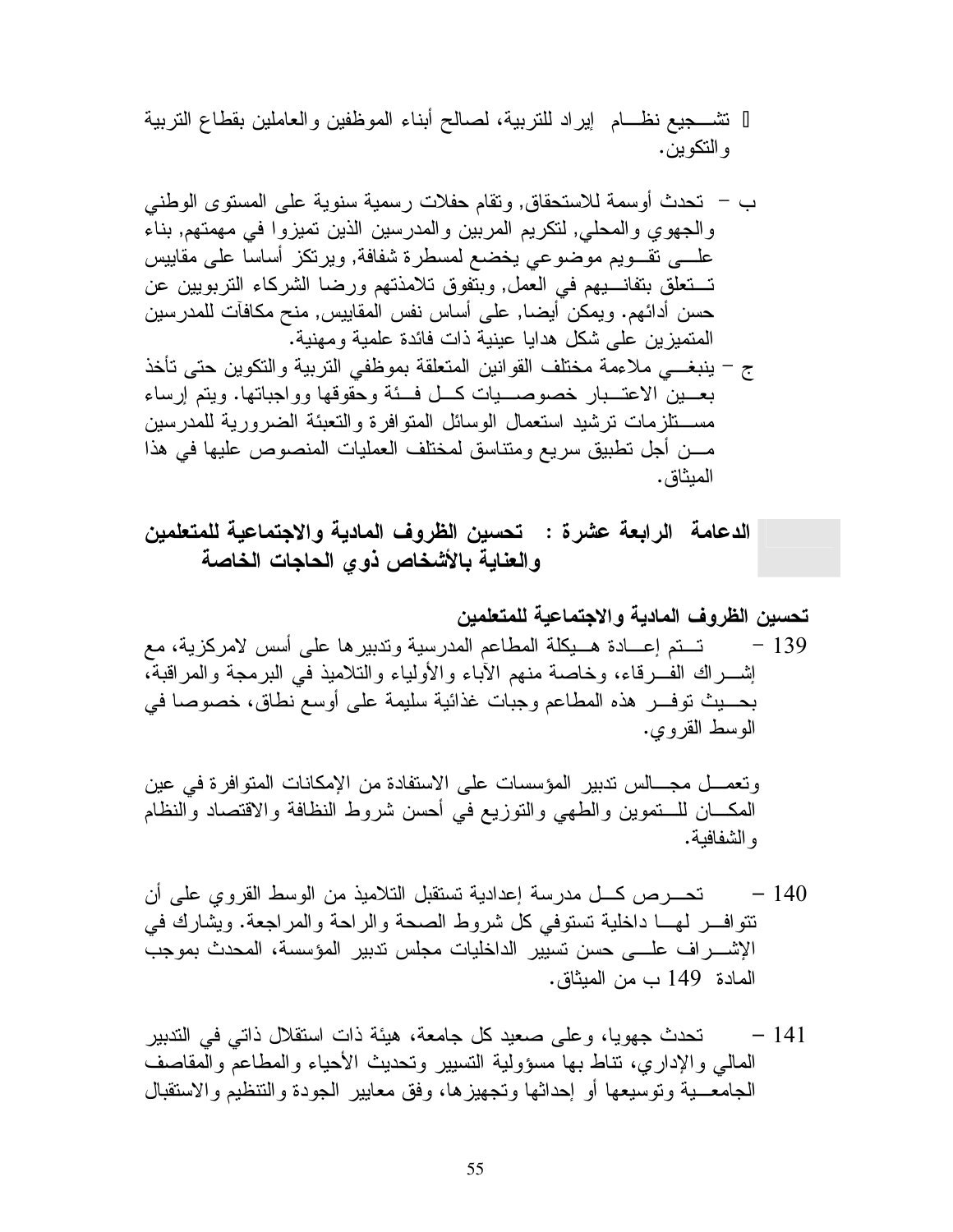- تشـــجيع نظـــام إيراد للتربية، لصالح أبناء الموظفين والعاملين بقطاع التربية والتكوين.

ب – تحدث أوسمة للاستحقاق, وتقام حفلات رسمية سنوية على المستوى الوطني والجهوي والمحلي, لتكريم المربين والمدرسين الذين تميزوا في مهمتهم, بناء علـــى تقـــويم موضوعي يخضع لمسطرة شفافة, ويرتكز أساسا على مقاييس تـــتعلق بتفانـــيهم في العمل, وبتفوق تلامذتهم ورضا الشركاء التربويين عن حسن أدائهم. ويمكن أيضا, على أساس نفس المقاييس, منح مكافآت للمدرسين المتميزين على شكل هدايا عينية ذات فائدة علمية ومهنية.

ج – ينبغـــي ملاءمة مختلف القوانين المتعلقة بموظفي التربية والتكوين حتى تأخذ بعـــين الاعتـــبار خصوصـــيات كـــل فـــئة وحقوقها وواجباتها. ويتم إرساء مســـتلزمات ترشيد استعمال الوسائل المتوافرة والتعبئة الضرورية للمدرسين مـــن أجل تطبيق سريع ومتناسق لمختلف العمليات المنصوص عليها في هذا الميثاق.

## الدعامة الرابعة عشرة : تحسين الظروف المادية والاجتماعية للمتعلمين والعناية بالأشخاص ذوي الحاجات الخاصة

### تحسين الظروف المادية والاجتماعية للمتعلمين

139 – تـــتم إعـــادة هـــيكلة المطاعم المدرسية وتدبيرها على أسس لامركزية، مع إشـــراك الفـــرقاء، وخاصة منهم الآباء والأولياء والتلاميذ في البرمجة والمراقبة، بحـــيث توفـــر هذه المطاعم وجبات غذائية سليمة على أوسع نطاق، خصوصا في الوسط القروي.

وتعمـــل مجـــالس تدبير المؤسسات على الاستفادة من الإمكانات المتوافرة في عين المكـــان للـــتموين والطهي والتوزيع في أحسن شروط النظافة والاقتصاد والنظام والشفافية.

140 – تحـــرص كـــل مدرسة إعدادية تستقبل التلاميذ من الوسط القروي على أن تتوافـــر لهـــا داخلية تستوفي كل شروط الصحة والراحة والمراجعة. ويشارك في الإشـــراف علـــى حسن تسيير الداخليات مجلس تدبير المؤسسة، المحدث بموجب المادة 149 ب من الميثاق.

141 – تحدث جهويا، وعلى صعيد كل جامعة، هيئة ذات استقلال ذاتي في التدبير المالي والإداري، تناط بها مسؤولية التسيير وتحديث الأحياء والمطاعم والمقاصف الجامعـــية وتوسيعها أو إحداثها وتجهيزها، وفق معايير الجودة والتنظيم والاستقبال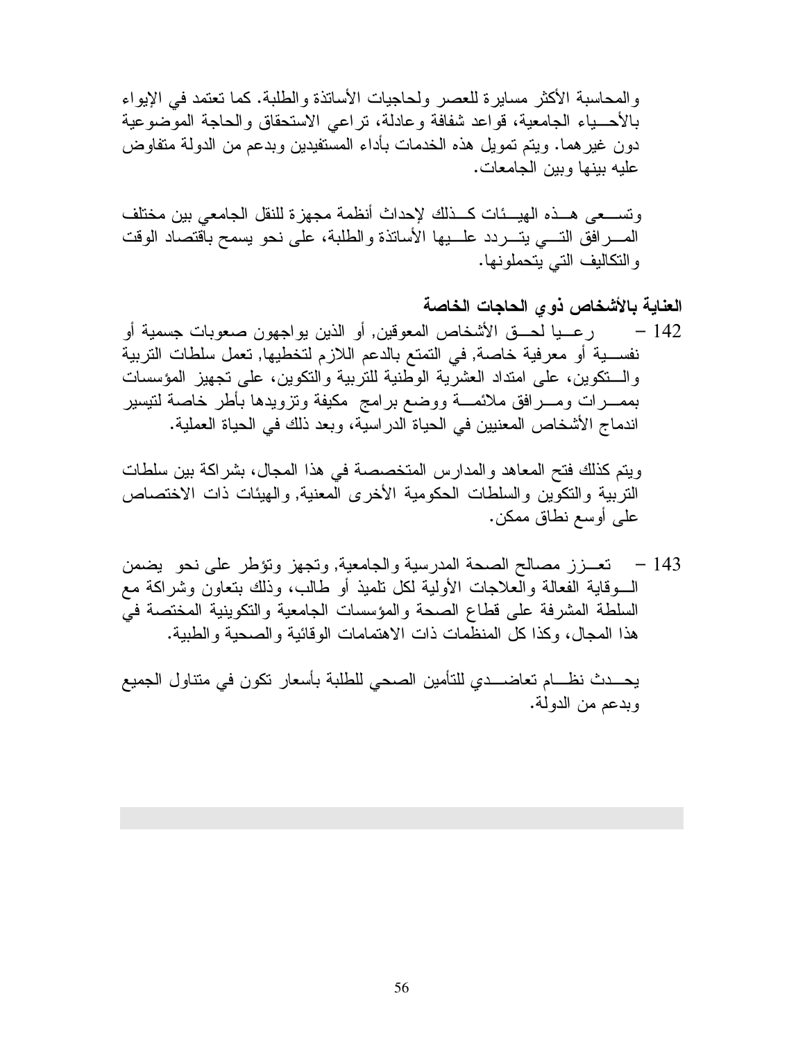والمحاسبة الأكثر مسايرة للعصر ولحاجيات الأساتذة والطلبة. كما تعتمد في الإيواء بالأحياء الجامعية، قواعد شفافة وعادلة، تراعي الاستحقاق والحاجة الموضوعية دون غيرهما. ويتم تمويل هذه الخدمات بأداء المستفيدين وبدعم من الدولة متفاوض عليه بينها وبين الجامعات.

وتسعى هذه الهيئات كذلك لإحداث أنظمة مجهزة للنقل الجامعي بين مختلف المرافق التي يتردد عليها الأساتذة والطلبة، على نحو يسمح باقتصاد الوقت والتكاليف التي يتحملونها.

**العناية بالأشخاص ذوي الحاجات الخاصة**

142 – رعيا لحق الأشخاص المعوقين, أو الذين يواجهون صعوبات جسمية أو نفسية أو معرفية خاصة, في التمتع بالدعم اللازم لتخطيها, تعمل سلطات التربية والتكوين، على امتداد العشرية الوطنية للتربية والتكوين، على تجهيز المؤسسات بممرات ومرافق ملائمة ووضع برامج مكيفة وتزويدها بأطر خاصة لتيسير اندماج الأشخاص المعنيين في الحياة الدراسية، وبعد ذلك في الحياة العملية.

ويتم كذلك فتح المعاهد والمدارس المتخصصة في هذا المجال، بشراكة بين سلطات التربية والتكوين والسلطات الحكومية الأخرى المعنية, والهيئات ذات الاختصاص على أوسع نطاق ممكن.

143 – تعزز مصالح الصحة المدرسية والجامعية, وتجهز وتؤطر على نحو يضمن الوقاية الفعالة والعلاجات الأولية لكل تلميذ أو طالب، وذلك بتعاون وشراكة مع السلطة المشرفة على قطاع الصحة والمؤسسات الجامعية والتكوينية المختصة في هذا المجال، وكذا كل المنظمات ذات الاهتمامات الوقائية والصحية والطبية.

يحدث نظام تعاضدي للتأمين الصحي للطلبة بأسعار تكون في متناول الجميع وبدعم من الدولة.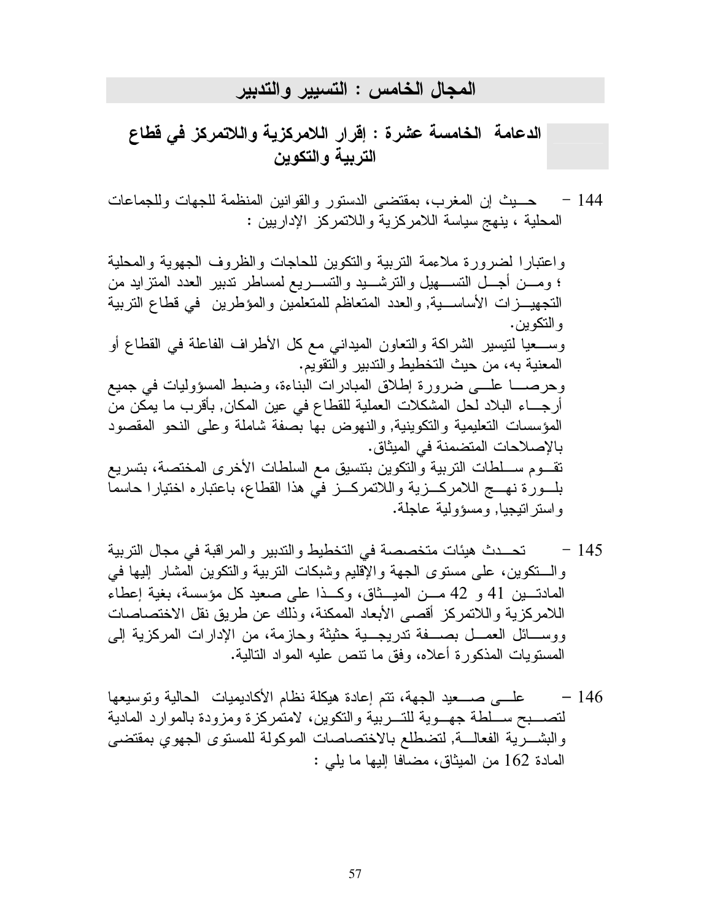## المجال الخامس : التسيير والتدبير

### الدعامة الخامسة عشرة : إقرار اللامركزية واللاتمركز في قطاع التربية والتكوين

144 – حيث إن المغرب، بمقتضى الدستور والقوانين المنظمة للجهات وللجماعات المحلية ، ينهج سياسة اللامركزية واللاتمركز الإداريين :

واعتبارا لضرورة ملاءمة التربية والتكوين للحاجات والظروف الجهوية والمحلية ؛ ومن أجل التسهيل والترشيد والتسريع لمساطر تدبير العدد المتزايد من التجهيزات الأساسية, والعدد المتعاظم للمتعلمين والمؤطرين في قطاع التربية والتكوين.

وسعيا لتيسير الشراكة والتعاون الميداني مع كل الأطراف الفاعلة في القطاع أو المعنية به، من حيث التخطيط والتدبير والتقويم.

وحرصا على ضرورة إطلاق المبادرات البناءة، وضبط المسؤوليات في جميع أرجاء البلاد لحل المشكلات العملية للقطاع في عين المكان, بأقرب ما يمكن من المؤسسات التعليمية والتكوينية, والنهوض بها بصفة شاملة وعلى النحو المقصود بالإصلاحات المتضمنة في الميثاق.

تقوم سلطات التربية والتكوين بتنسيق مع السلطات الأخرى المختصة، بتسريع بلورة نهج اللامركزية واللاتمركز في هذا القطاع، باعتباره اختيارا حاسما واستراتيجيا, ومسؤولية عاجلة.

145 – تحدث هيئات متخصصة في التخطيط والتدبير والمراقبة في مجال التربية والتكوين، على مستوى الجهة والإقليم وشبكات التربية والتكوين المشار إليها في المادتين 41 و 42 من الميثاق، وكذا على صعيد كل مؤسسة، بغية إعطاء اللامركزية واللاتمركز أقصى الأبعاد الممكنة، وذلك عن طريق نقل الاختصاصات ووسائل العمل بصفة تدريجية حثيثة وحازمة، من الإدارات المركزية إلى المستويات المذكورة أعلاه، وفق ما تنص عليه المواد التالية.

146 – على صعيد الجهة، تتم إعادة هيكلة نظام الأكاديميات الحالية وتوسيعها لتصبح سلطة جهوية للتربية والتكوين، لامتمركزة ومزودة بالموارد المادية والبشرية الفعالة, لتضطلع بالاختصاصات الموكولة للمستوى الجهوي بمقتضى المادة 162 من الميثاق، مضافا إليها ما يلي :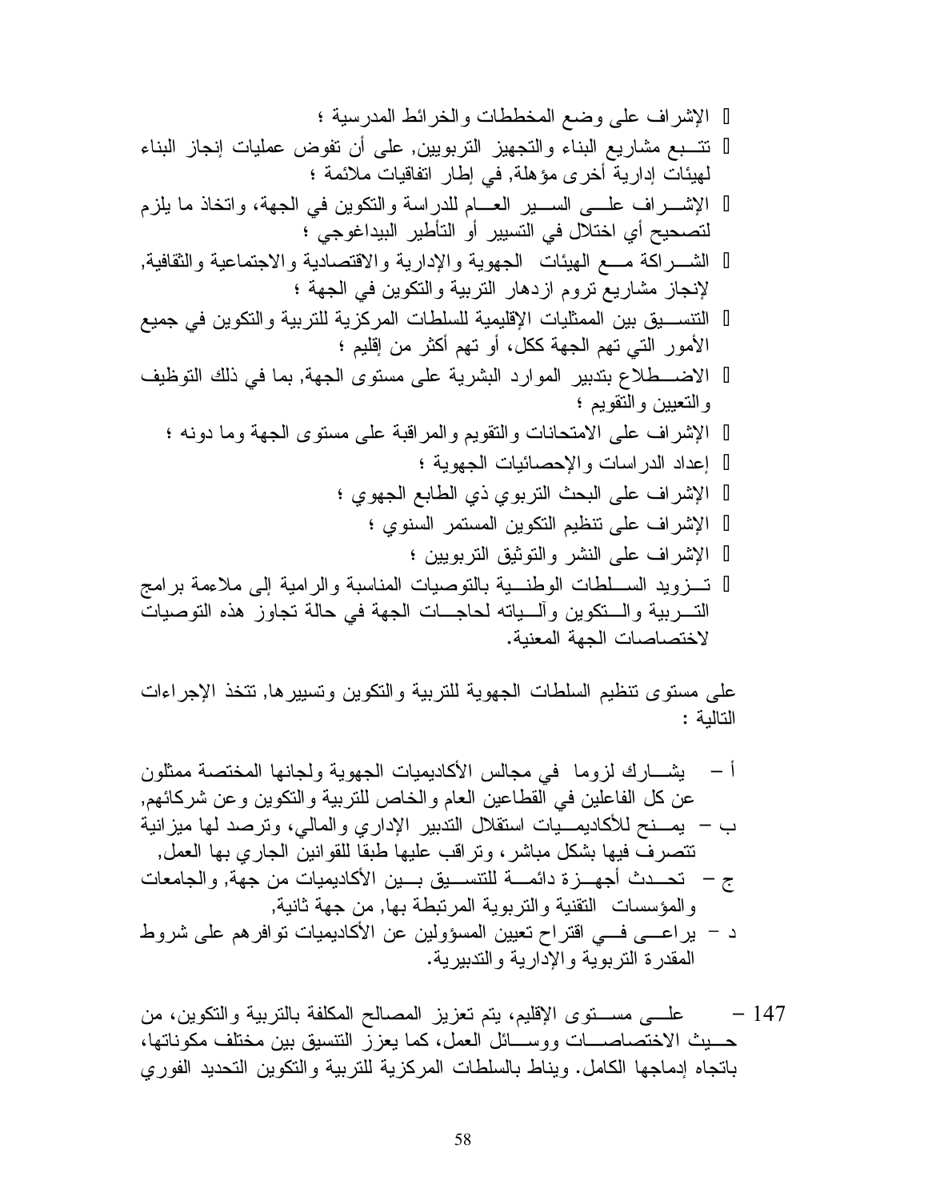- الإشراف على وضع المخططات والخرائط المدرسية ؛
- تتبع مشاريع البناء والتجهيز التربويين, على أن تفوض عمليات إنجاز البناء لهيئات إدارية أخرى مؤهلة, في إطار اتفاقيات ملائمة ؛
- الإشراف على السير العام للدراسة والتكوين في الجهة، واتخاذ ما يلزم لتصحيح أي اختلال في التسيير أو التأطير البيداغوجي ؛
- الشراكة مع الهيئات الجهوية والإدارية والاقتصادية والاجتماعية والثقافية, لإنجاز مشاريع تروم ازدهار التربية والتكوين في الجهة ؛
- التنسيق بين الممثليات الإقليمية للسلطات المركزية للتربية والتكوين في جميع الأمور التي تهم الجهة ككل، أو تهم أكثر من إقليم ؛
- الاضطلاع بتدبير الموارد البشرية على مستوى الجهة, بما في ذلك التوظيف والتعيين والتقويم ؛
- الإشراف على الامتحانات والتقويم والمراقبة على مستوى الجهة وما دونه ؛
- إعداد الدراسات والإحصائيات الجهوية ؛
- الإشراف على البحث التربوي ذي الطابع الجهوي ؛
- الإشراف على تنظيم التكوين المستمر السنوي ؛
- الإشراف على النشر والتوثيق التربويين ؛
- تزويد السلطات الوطنية بالتوصيات المناسبة والرامية إلى ملاءمة برامج التربية والتكوين وآلياته لحاجات الجهة في حالة تجاوز هذه التوصيات لاختصاصات الجهة المعنية.

على مستوى تنظيم السلطات الجهوية للتربية والتكوين وتسييرها, تتخذ الإجراءات التالية :

أ – يشارك لزوما في مجالس الأكاديميات الجهوية ولجانها المختصة ممثلون عن كل الفاعلين في القطاعين العام والخاص للتربية والتكوين وعن شركائهم,
ب – يمنح للأكاديميات استقلال التدبير الإداري والمالي، وترصد لها ميزانية تتصرف فيها بشكل مباشر، وتراقب عليها طبقا للقوانين الجاري بها العمل,
ج – تحدث أجهزة دائمة للتنسيق بين الأكاديميات من جهة, والجامعات والمؤسسات التقنية والتربوية المرتبطة بها, من جهة ثانية,
د – يراعى في اقتراح تعيين المسؤولين عن الأكاديميات توافرهم على شروط المقدرة التربوية والإدارية والتدبيرية.

147 – على مستوى الإقليم، يتم تعزيز المصالح المكلفة بالتربية والتكوين، من حيث الاختصاصات ووسائل العمل، كما يعزز التنسيق بين مختلف مكوناتها، باتجاه إدماجها الكامل. ويناط بالسلطات المركزية للتربية والتكوين التحديد الفوري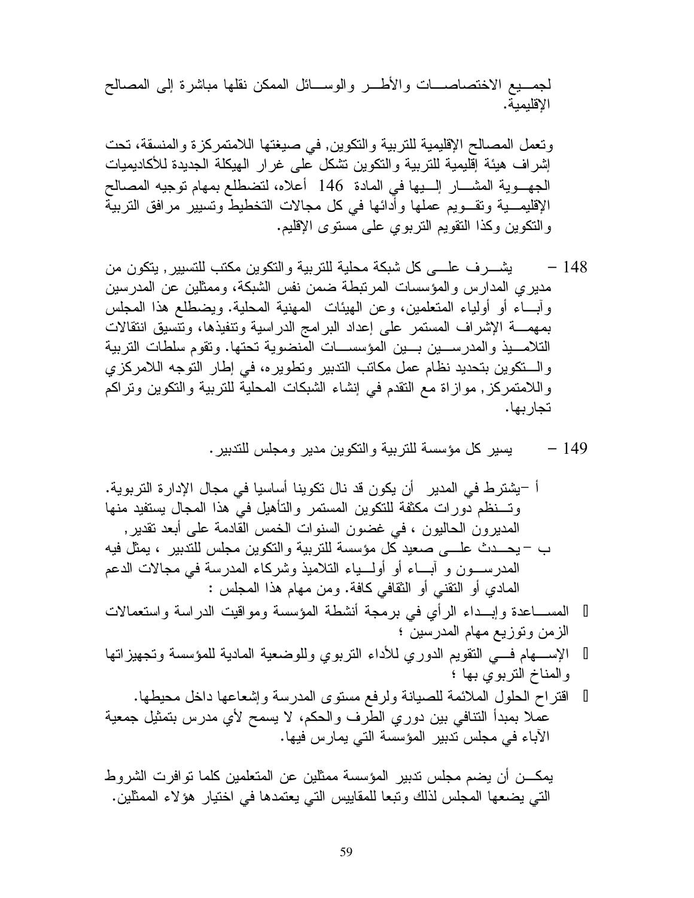لجميع الاختصاصات والأطر والوسائل الممكن نقلها مباشرة إلى المصالح الإقليمية.

وتعمل المصالح الإقليمية للتربية والتكوين, في صيغتها اللاممركزة والمنسقة، تحت إشراف هيئة إقليمية للتربية والتكوين تشكل على غرار الهيكلة الجديدة للأكاديميات الجهوية المشار إليها في المادة 146 أعلاه، لتضطلع بمهام توجيه المصالح الإقليمية وتقويم عملها وأدائها في كل مجالات التخطيط وتسيير مرافق التربية والتكوين وكذا التقويم التربوي على مستوى الإقليم.

148 – يشرف على كل شبكة محلية للتربية والتكوين مكتب للتسيير, يتكون من مديري المدارس والمؤسسات المرتبطة ضمن نفس الشبكة، وممثلين عن المدرسين وآباء أو أولياء المتعلمين، وعن الهيئات المهنية المحلية. ويضطلع هذا المجلس بمهمة الإشراف المستمر على إعداد البرامج الدراسية وتنفيذها، وتنسيق انتقالات التلاميذ والمدرسين بين المؤسسات المنضوية تحتها. وتقوم سلطات التربية والتكوين بتحديد نظام عمل مكاتب التدبير وتطويره، في إطار التوجه اللامركزي واللاممركز, موازاة مع التقدم في إنشاء الشبكات المحلية للتربية والتكوين وتراكم تجاربها.

149 – يسير كل مؤسسة للتربية والتكوين مدير ومجلس للتدبير.

أ –يشترط في المدير أن يكون قد نال تكوينا أساسيا في مجال الإدارة التربوية. وتنظم دورات مكثفة للتكوين المستمر والتأهيل في هذا المجال يستفيد منها المديرون الحاليون ، في غضون السنوات الخمس القادمة على أبعد تقدير,

ب –يحدث على صعيد كل مؤسسة للتربية والتكوين مجلس للتدبير ، يمثل فيه المدرسون و آباء أو أولياء التلاميذ وشركاء المدرسة في مجالات الدعم المادي أو التقني أو الثقافي كافة. ومن مهام هذا المجلس :

- المساعدة وإبداء الرأي في برمجة أنشطة المؤسسة ومواقيت الدراسة واستعمالات الزمن وتوزيع مهام المدرسين ؛
- الإسهام في التقويم الدوري للأداء التربوي وللوضعية المادية للمؤسسة وتجهيزاتها والمناخ التربوي بها ؛
- اقتراح الحلول الملائمة للصيانة ولرفع مستوى المدرسة وإشعاعها داخل محيطها.

عملا بمبدأ التنافي بين دوري الطرف والحكم، لا يسمح لأي مدرس بتمثيل جمعية الآباء في مجلس تدبير المؤسسة التي يمارس فيها.

يمكن أن يضم مجلس تدبير المؤسسة ممثلين عن المتعلمين كلما توافرت الشروط التي يضعها المجلس لذلك وتبعا للمقاييس التي يعتمدها في اختيار هؤلاء الممثلين.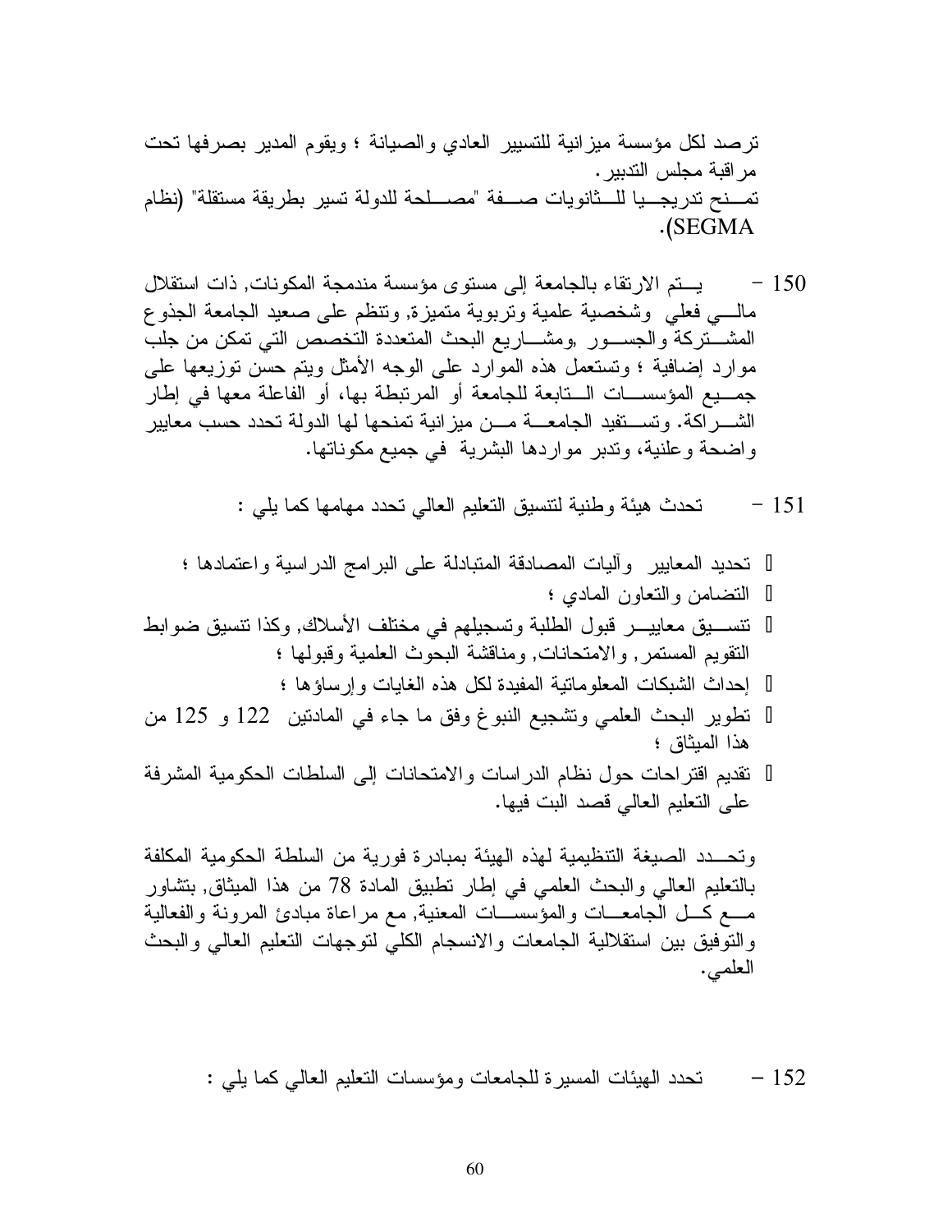ترصد لكل مؤسسة ميزانية للتسيير العادي والصيانة ؛ ويقوم المدير بصرفها تحت مراقبة مجلس التدبير.
تمنح تدريجيا للثانويات صفة "مصلحة للدولة تسير بطريقة مستقلة" (نظام SEGMA).

150 – يتم الارتقاء بالجامعة إلى مستوى مؤسسة مندمجة المكونات, ذات استقلال مالي فعلي وشخصية علمية وتربوية متميزة, وتنظم على صعيد الجامعة الجذوع المشتركة والجسور ,ومشاريع البحث المتعددة التخصص التي تمكن من جلب موارد إضافية ؛ وتستعمل هذه الموارد على الوجه الأمثل ويتم حسن توزيعها على جميع المؤسسات التابعة للجامعة أو المرتبطة بها، أو الفاعلة معها في إطار الشراكة. وتستفيد الجامعة من ميزانية تمنحها لها الدولة تحدد حسب معايير واضحة وعلنية، وتدبر مواردها البشرية في جميع مكوناتها.

151 – تحدث هيئة وطنية لتنسيق التعليم العالي تحدد مهامها كما يلي :

- تحديد المعايير وآليات المصادقة المتبادلة على البرامج الدراسية واعتمادها ؛
- التضامن والتعاون المادي ؛
- تنسيق معايير قبول الطلبة وتسجيلهم في مختلف الأسلاك, وكذا تنسيق ضوابط التقويم المستمر, والامتحانات, ومناقشة البحوث العلمية وقبولها ؛
- إحداث الشبكات المعلوماتية المفيدة لكل هذه الغايات وإرساؤها ؛
- تطوير البحث العلمي وتشجيع النبوغ وفق ما جاء في المادتين 122 و 125 من هذا الميثاق ؛
- تقديم اقتراحات حول نظام الدراسات والامتحانات إلى السلطات الحكومية المشرفة على التعليم العالي قصد البت فيها.

وتحدد الصيغة التنظيمية لهذه الهيئة بمبادرة فورية من السلطة الحكومية المكلفة بالتعليم العالي والبحث العلمي في إطار تطبيق المادة 78 من هذا الميثاق, بتشاور مع كل الجامعات والمؤسسات المعنية, مع مراعاة مبادئ المرونة والفعالية والتوفيق بين استقلالية الجامعات والانسجام الكلي لتوجهات التعليم العالي والبحث العلمي.

152 – تحدد الهيئات المسيرة للجامعات ومؤسسات التعليم العالي كما يلي :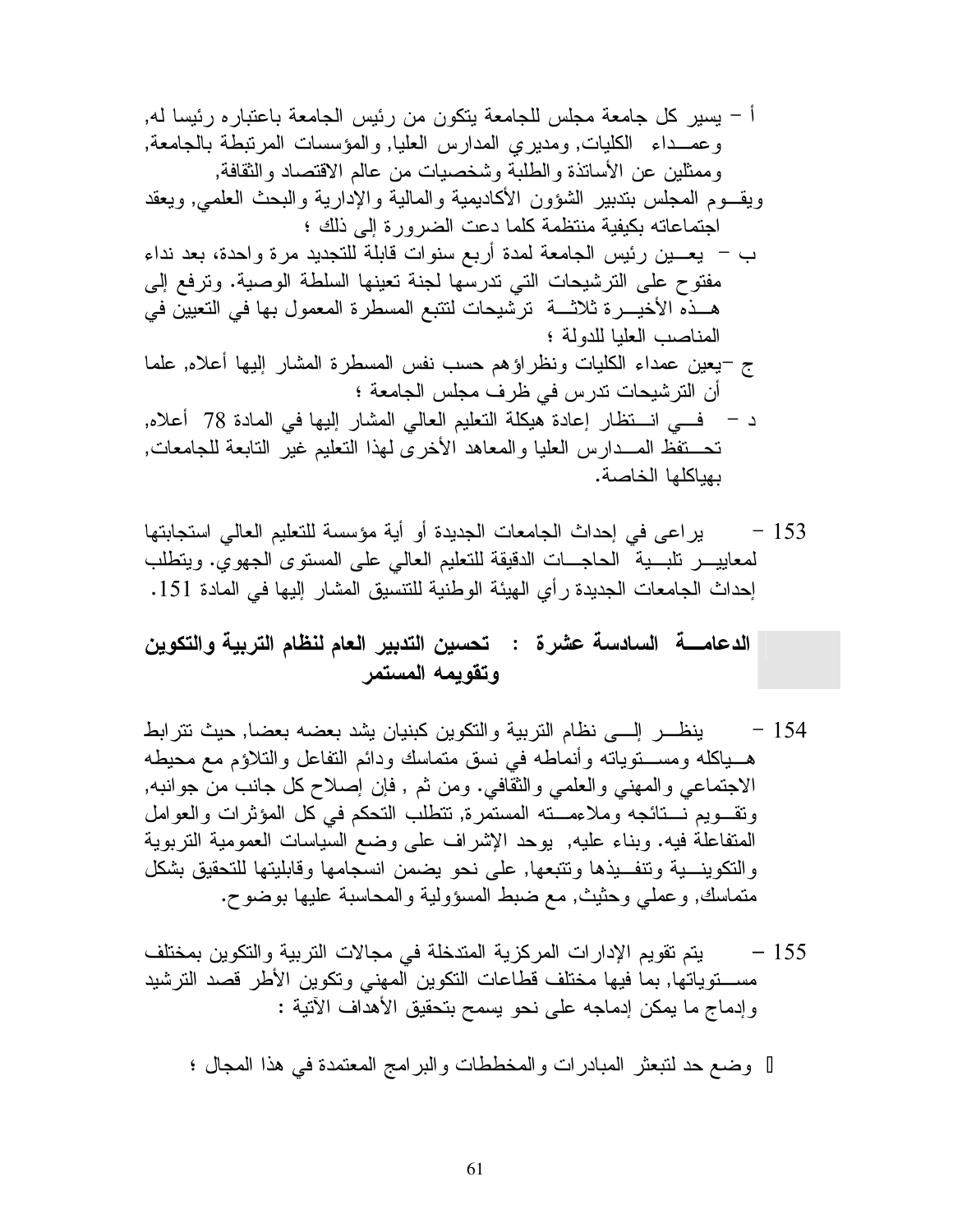أ – يسير كل جامعة مجلس للجامعة يتكون من رئيس الجامعة باعتباره رئيسا له, وعمداء الكليات, ومديري المدارس العليا, والمؤسسات المرتبطة بالجامعة, وممثلين عن الأساتذة والطلبة وشخصيات من عالم الاقتصاد والثقافة,
ويقوم المجلس بتدبير الشؤون الأكاديمية والمالية والإدارية والبحث العلمي, ويعقد اجتماعاته بكيفية منتظمة كلما دعت الضرورة إلى ذلك ؛

ب – يعين رئيس الجامعة لمدة أربع سنوات قابلة للتجديد مرة واحدة، بعد نداء مفتوح على الترشيحات التي تدرسها لجنة تعينها السلطة الوصية. وترفع إلى هذه الأخيرة ثلاثة ترشيحات لتتبع المسطرة المعمول بها في التعيين في المناصب العليا للدولة ؛

ج –يعين عمداء الكليات ونظراؤهم حسب نفس المسطرة المشار إليها أعلاه, علما أن الترشيحات تدرس في ظرف مجلس الجامعة ؛

د – في انتظار إعادة هيكلة التعليم العالي المشار إليها في المادة 78 أعلاه, تحتفظ المدارس العليا والمعاهد الأخرى لهذا التعليم غير التابعة للجامعات, بهياكلها الخاصة.

153 – يراعى في إحداث الجامعات الجديدة أو أية مؤسسة للتعليم العالي استجابتها لمعايير تلبية الحاجات الدقيقة للتعليم العالي على المستوى الجهوي. ويتطلب إحداث الجامعات الجديدة رأي الهيئة الوطنية للتنسيق المشار إليها في المادة 151.

## الدعامة السادسة عشرة : تحسين التدبير العام لنظام التربية والتكوين وتقويمه المستمر

154 – ينظر إلى نظام التربية والتكوين كبنيان يشد بعضه بعضا, حيث تترابط هياكله ومستوياته وأنماطه في نسق متماسك ودائم التفاعل والتلاؤم مع محيطه الاجتماعي والمهني والعلمي والثقافي. ومن ثم , فإن إصلاح كل جانب من جوانبه, وتقويم نتائجه وملاءمته المستمرة, تتطلب التحكم في كل المؤثرات والعوامل المتفاعلة فيه. وبناء عليه, يوحد الإشراف على وضع السياسات العمومية التربوية والتكوينية وتنفيذها وتتبعها, على نحو يضمن انسجامها وقابليتها للتحقيق بشكل متماسك, وعملي وحثيث, مع ضبط المسؤولية والمحاسبة عليها بوضوح.

155 – يتم تقويم الإدارات المركزية المتدخلة في مجالات التربية والتكوين بمختلف مستوياتها, بما فيها مختلف قطاعات التكوين المهني وتكوين الأطر قصد الترشيد وإدماج ما يمكن إدماجه على نحو يسمح بتحقيق الأهداف الآتية :

- وضع حد لتبعثر المبادرات والمخططات والبرامج المعتمدة في هذا المجال ؛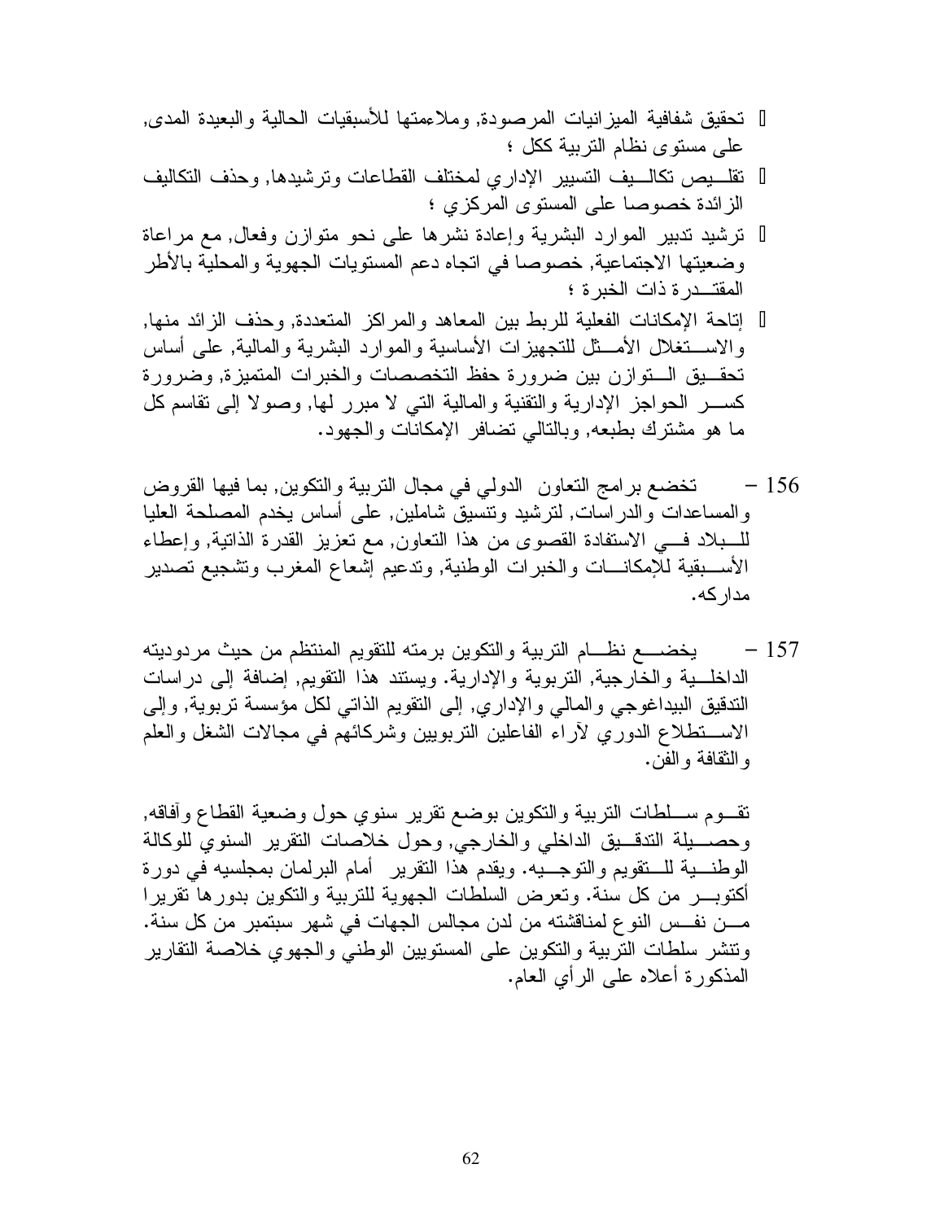- تحقيق شفافية الميزانيات المرصودة, وملاءمتها للأسبقيات الحالية والبعيدة المدى, على مستوى نظام التربية ككل ؛
- تقليص تكاليف التسيير الإداري لمختلف القطاعات وترشيدها, وحذف التكاليف الزائدة خصوصا على المستوى المركزي ؛
- ترشيد تدبير الموارد البشرية وإعادة نشرها على نحو متوازن وفعال, مع مراعاة وضعيتها الاجتماعية, خصوصا في اتجاه دعم المستويات الجهوية والمحلية بالأطر المقتدرة ذات الخبرة ؛
- إتاحة الإمكانات الفعلية للربط بين المعاهد والمراكز المتعددة, وحذف الزائد منها, والاستغلال الأمثل للتجهيزات الأساسية والموارد البشرية والمالية, على أساس تحقيق التوازن بين ضرورة حفظ التخصصات والخبرات المتميزة, وضرورة كسر الحواجز الإدارية والتقنية والمالية التي لا مبرر لها, وصولا إلى تقاسم كل ما هو مشترك بطبعه, وبالتالي تضافر الإمكانات والجهود.

156 – تخضع برامج التعاون الدولي في مجال التربية والتكوين, بما فيها القروض والمساعدات والدراسات, لترشيد وتنسيق شاملين, على أساس يخدم المصلحة العليا للبلاد في الاستفادة القصوى من هذا التعاون, مع تعزيز القدرة الذاتية, وإعطاء الأسبقية للإمكانات والخبرات الوطنية, وتدعيم إشعاع المغرب وتشجيع تصدير مداركه.

157 – يخضع نظام التربية والتكوين برمته للتقويم المنتظم من حيث مردوديته الداخلية والخارجية, التربوية والإدارية. ويستند هذا التقويم, إضافة إلى دراسات التدقيق البيداغوجي والمالي والإداري, إلى التقويم الذاتي لكل مؤسسة تربوية, وإلى الاستطلاع الدوري لآراء الفاعلين التربويين وشركائهم في مجالات الشغل والعلم والثقافة والفن.

تقوم سلطات التربية والتكوين بوضع تقرير سنوي حول وضعية القطاع وآفاقه, وحصيلة التدقيق الداخلي والخارجي, وحول خلاصات التقرير السنوي للوكالة الوطنية للتقويم والتوجيه. ويقدم هذا التقرير أمام البرلمان بمجلسيه في دورة أكتوبر من كل سنة. وتعرض السلطات الجهوية للتربية والتكوين بدورها تقريرا من نفس النوع لمناقشته من لدن مجالس الجهات في شهر سبتمبر من كل سنة. وتنشر سلطات التربية والتكوين على المستويين الوطني والجهوي خلاصة التقارير المذكورة أعلاه على الرأي العام.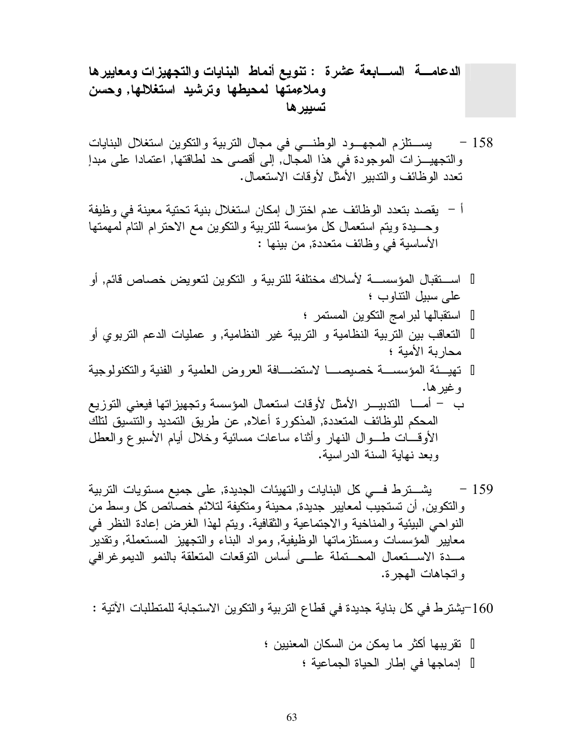## الدعامة السابعة عشرة : تنويع أنماط البنايات والتجهيزات ومعاييرها وملاءمتها لمحيطها وترشيد استغلالها, وحسن تسييرها

158 - يستلزم المجهود الوطني في مجال التربية والتكوين استغلال البنايات والتجهيزات الموجودة في هذا المجال, إلى أقصى حد لطاقتها, اعتمادا على مبدإ تعدد الوظائف والتدبير الأمثل لأوقات الاستعمال.

أ - يقصد بتعدد الوظائف عدم اختزال إمكان استغلال بنية تحتية معينة في وظيفة وحيدة ويتم استعمال كل مؤسسة للتربية والتكوين مع الاحترام التام لمهمتها الأساسية في وظائف متعددة, من بينها :

- استقبال المؤسسة لأسلاك مختلفة للتربية و التكوين لتعويض خصاص قائم, أو على سبيل التناوب ؛
- استقبالها لبرامج التكوين المستمر ؛
- التعاقب بين التربية النظامية و التربية غير النظامية, و عمليات الدعم التربوي أو محاربة الأمية ؛
- تهيئة المؤسسة خصيصا لاستضافة العروض العلمية و الفنية والتكنولوجية وغيرها.

ب - أما التدبير الأمثل لأوقات استعمال المؤسسة وتجهيزاتها فيعني التوزيع المحكم للوظائف المتعددة, المذكورة أعلاه, عن طريق التمديد والتنسيق لتلك الأوقات طوال النهار وأثناء ساعات مسائية وخلال أيام الأسبوع والعطل وبعد نهاية السنة الدراسية.

159 - يشترط في كل البنايات والتهيئات الجديدة, على جميع مستويات التربية والتكوين, أن تستجيب لمعايير جديدة, محينة ومتكيفة لتلائم خصائص كل وسط من النواحي البيئية والمناخية والاجتماعية والثقافية. ويتم لهذا الغرض إعادة النظر في معايير المؤسسات ومستلزماتها الوظيفية, ومواد البناء والتجهيز المستعملة, وتقدير مدة الاستعمال المحتملة على أساس التوقعات المتعلقة بالنمو الديموغرافي واتجاهات الهجرة.

160-يشترط في كل بناية جديدة في قطاع التربية والتكوين الاستجابة للمتطلبات الآتية :

- تقريبها أكثر ما يمكن من السكان المعنيين ؛
- إدماجها في إطار الحياة الجماعية ؛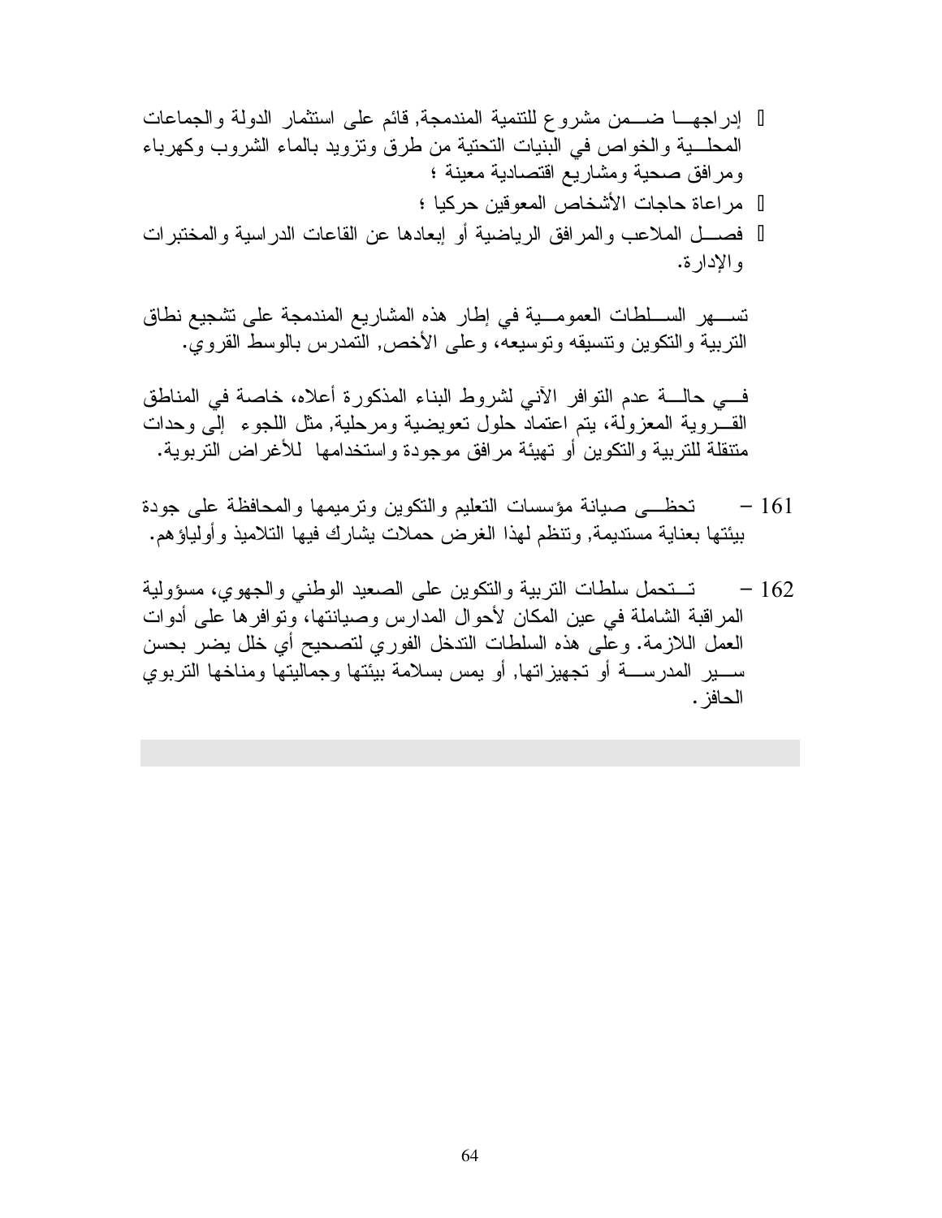- إدراجها ضمن مشروع للتنمية المندمجة, قائم على استثمار الدولة والجماعات المحلية والخواص في البنيات التحتية من طرق وتزويد بالماء الشروب وكهرباء ومرافق صحية ومشاريع اقتصادية معينة ؛
- مراعاة حاجات الأشخاص المعوقين حركيا ؛
- فصل الملاعب والمرافق الرياضية أو إبعادها عن القاعات الدراسية والمختبرات والإدارة.

تسهر السلطات العمومية في إطار هذه المشاريع المندمجة على تشجيع نطاق التربية والتكوين وتنسيقه وتوسيعه، وعلى الأخص, التمدرس بالوسط القروي.

في حالة عدم التوافر الآني لشروط البناء المذكورة أعلاه، خاصة في المناطق القروية المعزولة، يتم اعتماد حلول تعويضية ومرحلية, مثل اللجوء إلى وحدات متنقلة للتربية والتكوين أو تهيئة مرافق موجودة واستخدامها للأغراض التربوية.

161 – تحظى صيانة مؤسسات التعليم والتكوين وترميمها والمحافظة على جودة بيئتها بعناية مستديمة, وتنظم لهذا الغرض حملات يشارك فيها التلاميذ وأولياؤهم.

162 – تتحمل سلطات التربية والتكوين على الصعيد الوطني والجهوي، مسؤولية المراقبة الشاملة في عين المكان لأحوال المدارس وصيانتها، وتوافرها على أدوات العمل اللازمة. وعلى هذه السلطات التدخل الفوري لتصحيح أي خلل يضر بحسن سير المدرسة أو تجهيزاتها, أو يمس بسلامة بيئتها وجماليتها ومناخها التربوي الحافز.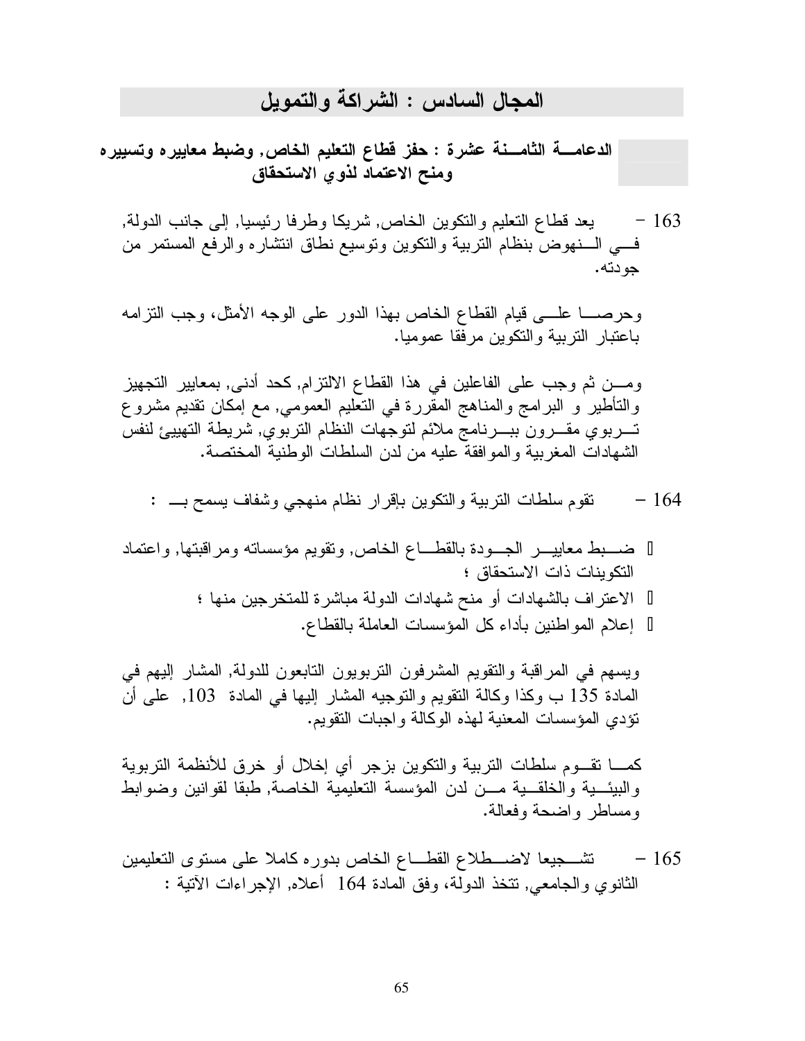## المجال السادس : الشراكة والتمويل

### الدعامة الثامنة عشرة : حفز قطاع التعليم الخاص, وضبط معاييره وتسييره ومنح الاعتماد لذوي الاستحقاق

163 – يعد قطاع التعليم والتكوين الخاص, شريكا وطرفا رئيسيا, إلى جانب الدولة, في النهوض بنظام التربية والتكوين وتوسيع نطاق انتشاره والرفع المستمر من جودته.

وحرصا على قيام القطاع الخاص بهذا الدور على الوجه الأمثل، وجب التزامه باعتبار التربية والتكوين مرفقا عموميا.

ومن ثم وجب على الفاعلين في هذا القطاع الالتزام, كحد أدنى, بمعايير التجهيز والتأطير و البرامج والمناهج المقررة في التعليم العمومي, مع إمكان تقديم مشروع تربوي مقرون ببرنامج ملائم لتوجهات النظام التربوي, شريطة التهييئ لنفس الشهادات المغربية والموافقة عليه من لدن السلطات الوطنية المختصة.

164 – تقوم سلطات التربية والتكوين بإقرار نظام منهجي وشفاف يسمح بـ :

- ضبط معايير الجودة بالقطاع الخاص, وتقويم مؤسساته ومراقبتها, واعتماد التكوينات ذات الاستحقاق ؛
- الاعتراف بالشهادات أو منح شهادات الدولة مباشرة للمتخرجين منها ؛
- إعلام المواطنين بأداء كل المؤسسات العاملة بالقطاع.

ويسهم في المراقبة والتقويم المشرفون التربويون التابعون للدولة, المشار إليهم في المادة 135 ب وكذا وكالة التقويم والتوجيه المشار إليها في المادة 103, على أن تؤدي المؤسسات المعنية لهذه الوكالة واجبات التقويم.

كما تقوم سلطات التربية والتكوين بزجر أي إخلال أو خرق للأنظمة التربوية والبيئية والخلقية من لدن المؤسسة التعليمية الخاصة, طبقا لقوانين وضوابط ومساطر واضحة وفعالة.

165 – تشجيعا لاضطلاع القطاع الخاص بدوره كاملا على مستوى التعليمين الثانوي والجامعي, تتخذ الدولة، وفق المادة 164 أعلاه, الإجراءات الآتية :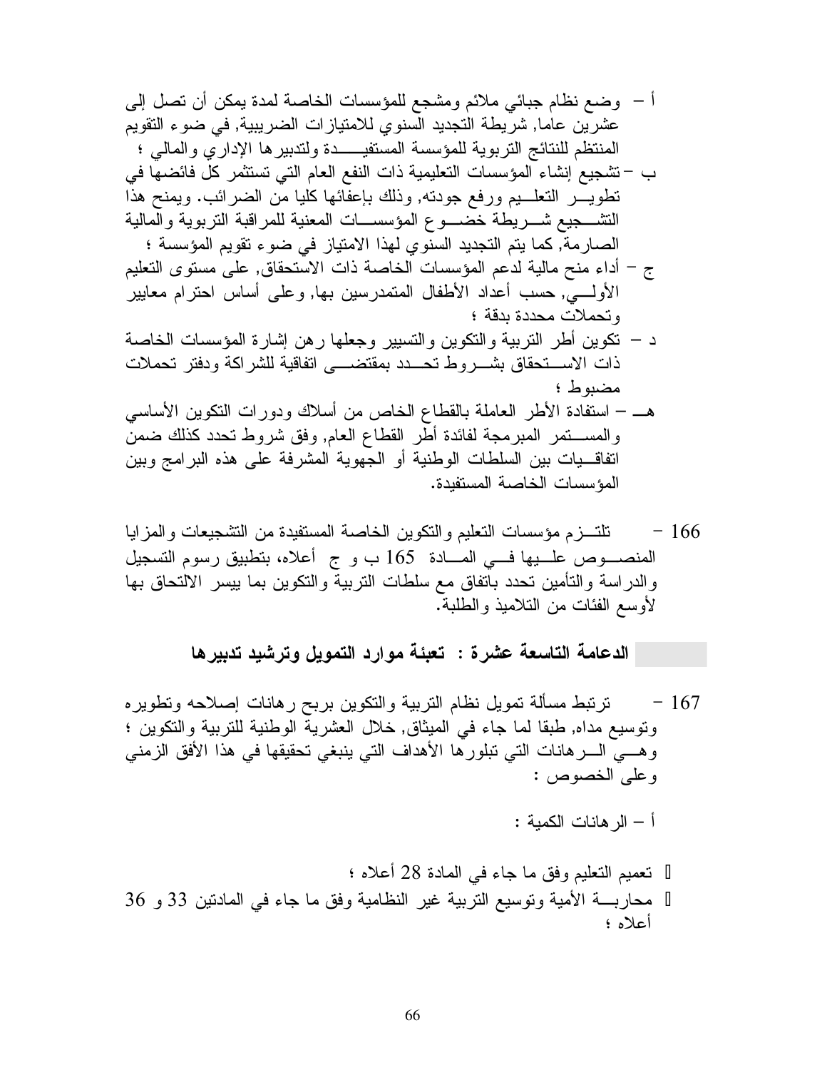أ – وضع نظام جبائي ملائم ومشجع للمؤسسات الخاصة لمدة يمكن أن تصل إلى عشرين عاما, شريطة التجديد السنوي للامتيازات الضريبية, في ضوء التقويم المنتظم للنتائج التربوية للمؤسسة المستفيدة ولتدبيرها الإداري والمالي ؛

ب – تشجيع إنشاء المؤسسات التعليمية ذات النفع العام التي تستثمر كل فائضها في تطوير التعليم ورفع جودته, وذلك بإعفائها كليا من الضرائب. ويمنح هذا التشجيع شريطة خضوع المؤسسات المعنية للمراقبة التربوية والمالية الصارمة, كما يتم التجديد السنوي لهذا الامتياز في ضوء تقويم المؤسسة ؛

ج – أداء منح مالية لدعم المؤسسات الخاصة ذات الاستحقاق, على مستوى التعليم الأولي, حسب أعداد الأطفال المتمدرسين بها, وعلى أساس احترام معايير وتحملات محددة بدقة ؛

د – تكوين أطر التربية والتكوين والتسيير وجعلها رهن إشارة المؤسسات الخاصة ذات الاستحقاق بشروط تحدد بمقتضى اتفاقية للشراكة ودفتر تحملات مضبوط ؛

هـ – استفادة الأطر العاملة بالقطاع الخاص من أسلاك ودورات التكوين الأساسي والمستمر المبرمجة لفائدة أطر القطاع العام, وفق شروط تحدد كذلك ضمن اتفاقيات بين السلطات الوطنية أو الجهوية المشرفة على هذه البرامج وبين المؤسسات الخاصة المستفيدة.

166 – تلتزم مؤسسات التعليم والتكوين الخاصة المستفيدة من التشجيعات والمزايا المنصوص عليها في المادة 165 ب و ج أعلاه، بتطبيق رسوم التسجيل والدراسة والتأمين تحدد باتفاق مع سلطات التربية والتكوين بما ييسر الالتحاق بها لأوسع الفئات من التلاميذ والطلبة.

## الدعامة التاسعة عشرة : تعبئة موارد التمويل وترشيد تدبيرها

167 – ترتبط مسألة تمويل نظام التربية والتكوين بربح رهانات إصلاحه وتطويره وتوسيع مداه, طبقا لما جاء في الميثاق, خلال العشرية الوطنية للتربية والتكوين ؛ وهي الرهانات التي تبلورها الأهداف التي ينبغي تحقيقها في هذا الأفق الزمني وعلى الخصوص :

أ – الرهانات الكمية :

- تعميم التعليم وفق ما جاء في المادة 28 أعلاه ؛
- محاربة الأمية وتوسيع التربية غير النظامية وفق ما جاء في المادتين 33 و 36 أعلاه ؛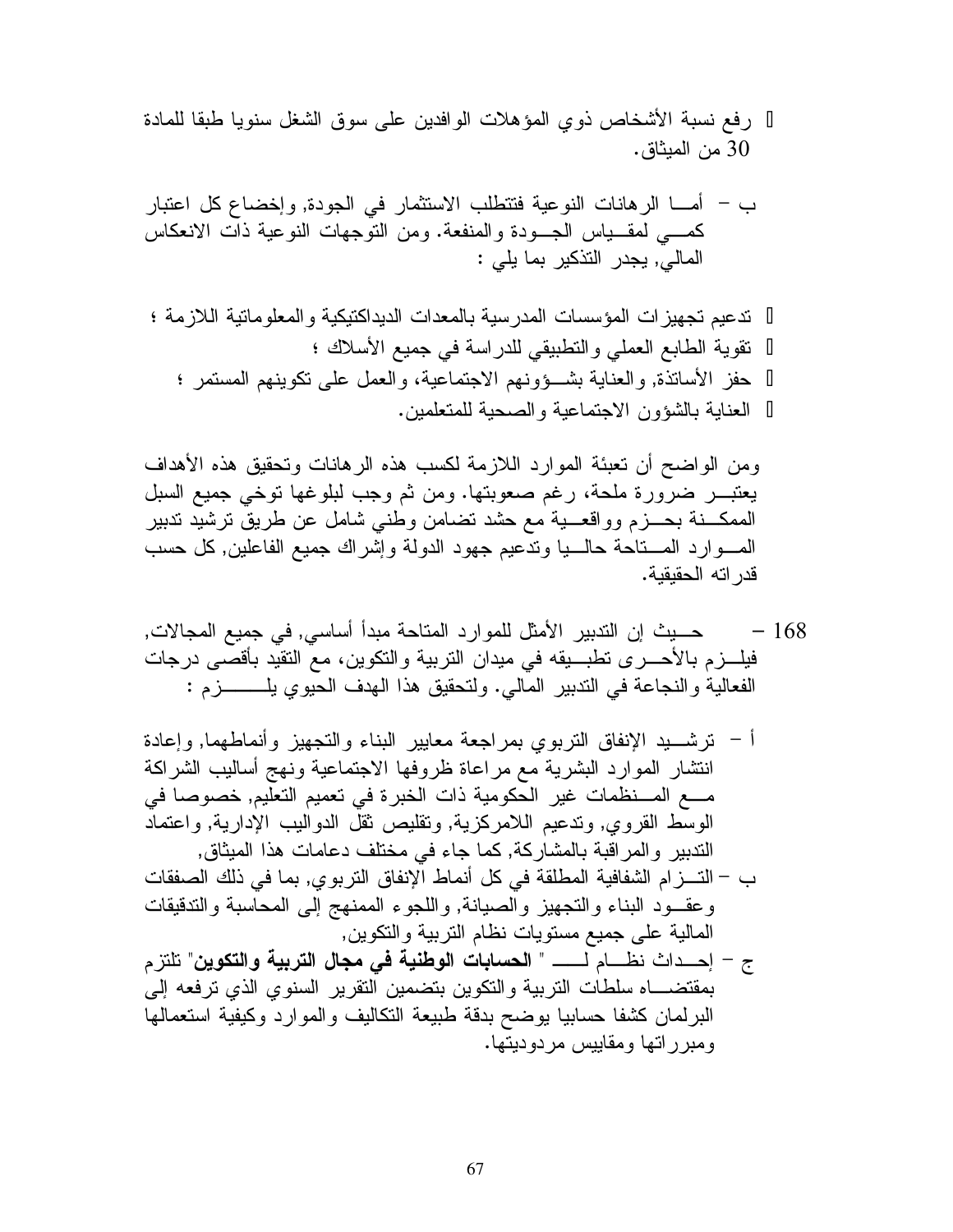- رفع نسبة الأشخاص ذوي المؤهلات الوافدين على سوق الشغل سنويا طبقا للمادة 30 من الميثاق.

ب – أمـــا الرهانات النوعية فتتطلب الاستثمار في الجودة, وإخضاع كل اعتبار كمـــي لمقـــياس الجـــودة والمنفعة. ومن التوجهات النوعية ذات الانعكاس المالي, يجدر التذكير بما يلي :

- تدعيم تجهيزات المؤسسات المدرسية بالمعدات الديداكتيكية والمعلوماتية اللازمة ؛
- تقوية الطابع العملي والتطبيقي للدراسة في جميع الأسلاك ؛
- حفز الأساتذة, والعناية بشـــؤونهم الاجتماعية، والعمل على تكوينهم المستمر ؛
- العناية بالشؤون الاجتماعية والصحية للمتعلمين.

ومن الواضح أن تعبئة الموارد اللازمة لكسب هذه الرهانات وتحقيق هذه الأهداف يعتبـــر ضرورة ملحة، رغم صعوبتها. ومن ثم وجب لبلوغها توخي جميع السبل الممكـــنة بحـــزم وواقعـــية مع حشد تضامن وطني شامل عن طريق ترشيد تدبير المـــوارد المـــتاحة حالـــيا وتدعيم جهود الدولة وإشراك جميع الفاعلين, كل حسب قدراته الحقيقية.

168 – حـــيث إن التدبير الأمثل للموارد المتاحة مبدأ أساسي, في جميع المجالات, فيلـــزم بالأحـــرى تطبـــيقه في ميدان التربية والتكوين، مع التقيد بأقصى درجات الفعالية والنجاعة في التدبير المالي. ولتحقيق هذا الهدف الحيوي يلـــــــزم :

أ – ترشـــيد الإنفاق التربوي بمراجعة معايير البناء والتجهيز وأنماطهما, وإعادة انتشار الموارد البشرية مع مراعاة ظروفها الاجتماعية ونهج أساليب الشراكة مـــع المـــنظمات غير الحكومية ذات الخبرة في تعميم التعليم, خصوصا في الوسط القروي, وتدعيم اللامركزية, وتقليص ثقل الدواليب الإدارية, واعتماد التدبير والمراقبة بالمشاركة, كما جاء في مختلف دعامات هذا الميثاق,

ب – التـــزام الشفافية المطلقة في كل أنماط الإنفاق التربوي, بما في ذلك الصفقات وعقـــود البناء والتجهيز والصيانة, واللجوء الممنهج إلى المحاسبة والتدقيقات المالية على جميع مستويات نظام التربية والتكوين,

ج – إحـــداث نظـــام لـــــ " **الحسابات الوطنية في مجال التربية والتكوين**" تلتزم بمقتضـــاه سلطات التربية والتكوين بتضمين التقرير السنوي الذي ترفعه إلى البرلمان كشفا حسابيا يوضح بدقة طبيعة التكاليف والموارد وكيفية استعمالها ومبرراتها ومقاييس مردوديتها.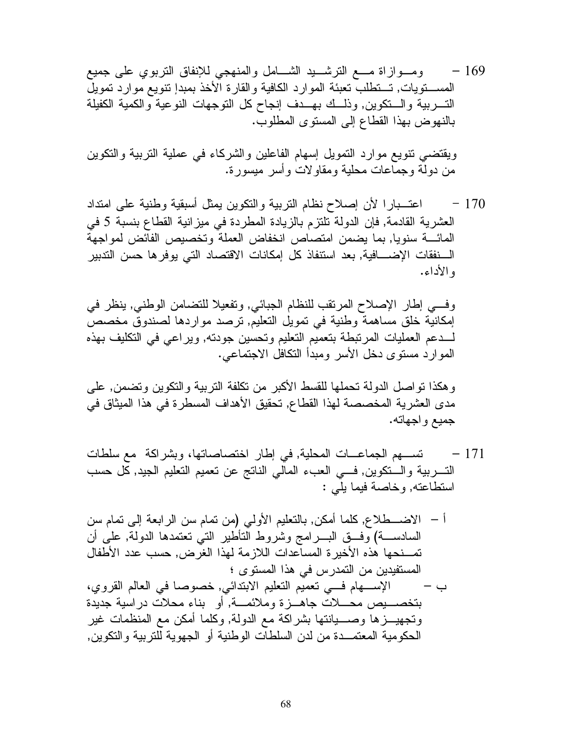169 – ومـوازاة مـع الترشـيد الشـامل والمنهجي للإنفاق التربوي على جميع المسـتويات, تـتطلب تعبئة الموارد الكافية والقارة الأخذ بمبدإ تنويع موارد تمويل التـربية والـتكوين, وذلـك بهـدف إنجاح كل التوجهات النوعية والكمية الكفيلة بالنهوض بهذا القطاع إلى المستوى المطلوب.

ويقتضي تنويع موارد التمويل إسهام الفاعلين والشركاء في عملية التربية والتكوين من دولة وجماعات محلية ومقاولات وأسر ميسورة.

170 – اعتـبارا لأن إصلاح نظام التربية والتكوين يمثل أسبقية وطنية على امتداد العشرية القادمة, فإن الدولة تلتزم بالزيادة المطردة في ميزانية القطاع بنسبة 5 في المائـة سنويا, بما يضمن امتصاص انخفاض العملة وتخصيص الفائض لمواجهة الـنفقات الإضـافية, بعد استنفاذ كل إمكانات الاقتصاد التي يوفرها حسن التدبير والأداء.

وفـي إطار الإصلاح المرتقب للنظام الجبائي, وتفعيلا للتضامن الوطني, ينظر في إمكانية خلق مساهمة وطنية في تمويل التعليم, ترصد مواردها لصندوق مخصص لـدعم العمليات المرتبطة بتعميم التعليم وتحسين جودته, ويراعي في التكليف بهذه الموارد مستوى دخل الأسر ومبدأ التكافل الاجتماعي.

وهكذا تواصل الدولة تحملها للقسط الأكبر من تكلفة التربية والتكوين وتضمن, على مدى العشرية المخصصة لهذا القطاع, تحقيق الأهداف المسطرة في هذا الميثاق في جميع واجهاته.

171 – تسـهم الجماعـات المحلية, في إطار اختصاصاتها، وبشراكة مع سلطات التـربية والـتكوين, فـي العبء المالي الناتج عن تعميم التعليم الجيد, كل حسب استطاعته, وخاصة فيما يلي :

أ – الاضـطلاع, كلما أمكن, بالتعليم الأولي (من تمام سن الرابعة إلى تمام سن السادسـة) وفـق البـرامج وشروط التأطير التي تعتمدها الدولة, على أن تمـنحها هذه الأخيرة المساعدات اللازمة لهذا الغرض, حسب عدد الأطفال المستفيدين من التمدرس في هذا المستوى ؛

ب – الإسـهام فـي تعميم التعليم الابتدائي, خصوصا في العالم القروي، بتخصـيص محـلات جاهـزة وملائمـة, أو بناء محلات دراسية جديدة وتجهيـزها وصـيانتها بشراكة مع الدولة, وكلما أمكن مع المنظمات غير الحكومية المعتمـدة من لدن السلطات الوطنية أو الجهوية للتربية والتكوين,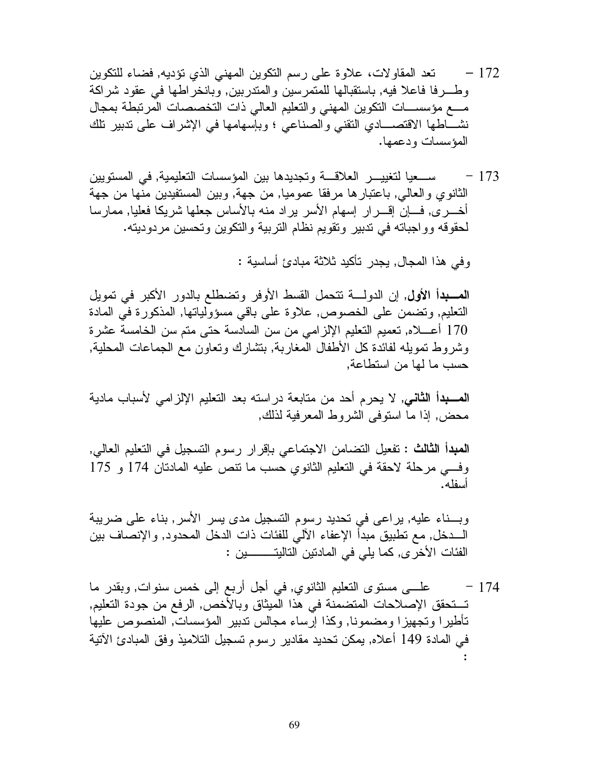172 - تعد المقاولات، علاوة على رسم التكوين المهني الذي تؤديه, فضاء للتكوين وطرفا فاعلا فيه, باستقبالها للمتمرسين والمتدربين, وبانخراطها في عقود شراكة مع مؤسسات التكوين المهني والتعليم العالي ذات التخصصات المرتبطة بمجال نشاطها الاقتصادي التقني والصناعي ؛ وبإسهامها في الإشراف على تدبير تلك المؤسسات ودعمها.

173 - سعيا لتغيير العلاقة وتجديدها بين المؤسسات التعليمية, في المستويين الثانوي والعالي, باعتبارها مرفقا عموميا, من جهة, وبين المستفيدين منها من جهة أخرى, فإن إقرار إسهام الأسر يراد منه بالأساس جعلها شريكا فعليا, ممارسا لحقوقه وواجباته في تدبير وتقويم نظام التربية والتكوين وتحسين مردوديته.

وفي هذا المجال, يجدر تأكيد ثلاثة مبادئ أساسية :

**المبدأ الأول**, إن الدولة تتحمل القسط الأوفر وتضطلع بالدور الأكبر في تمويل التعليم, وتضمن على الخصوص, علاوة على باقي مسؤولياتها, المذكورة في المادة 170 أعلاه, تعميم التعليم الإلزامي من سن السادسة حتى متم سن الخامسة عشرة وشروط تمويله لفائدة كل الأطفال المغاربة, بتشارك وتعاون مع الجماعات المحلية, حسب ما لها من استطاعة,

**المبدأ الثاني**, لا يحرم أحد من متابعة دراسته بعد التعليم الإلزامي لأسباب مادية محض, إذا ما استوفى الشروط المعرفية لذلك,

**المبدأ الثالث** : تفعيل التضامن الاجتماعي بإقرار رسوم التسجيل في التعليم العالي, وفي مرحلة لاحقة في التعليم الثانوي حسب ما تنص عليه المادتان 174 و 175 أسفله.

وبناء عليه, يراعى في تحديد رسوم التسجيل مدى يسر الأسر, بناء على ضريبة الدخل, مع تطبيق مبدأ الإعفاء الآلي للفئات ذات الدخل المحدود, والإنصاف بين الفئات الأخرى, كما يلي في المادتين التاليتين :

174 - على مستوى التعليم الثانوي, في أجل أربع إلى خمس سنوات, وبقدر ما تتحقق الإصلاحات المتضمنة في هذا الميثاق وبالأخص, الرفع من جودة التعليم, تأطيرا وتجهيزا ومضمونا, وكذا إرساء مجالس تدبير المؤسسات, المنصوص عليها في المادة 149 أعلاه, يمكن تحديد مقادير رسوم تسجيل التلاميذ وفق المبادئ الآتية :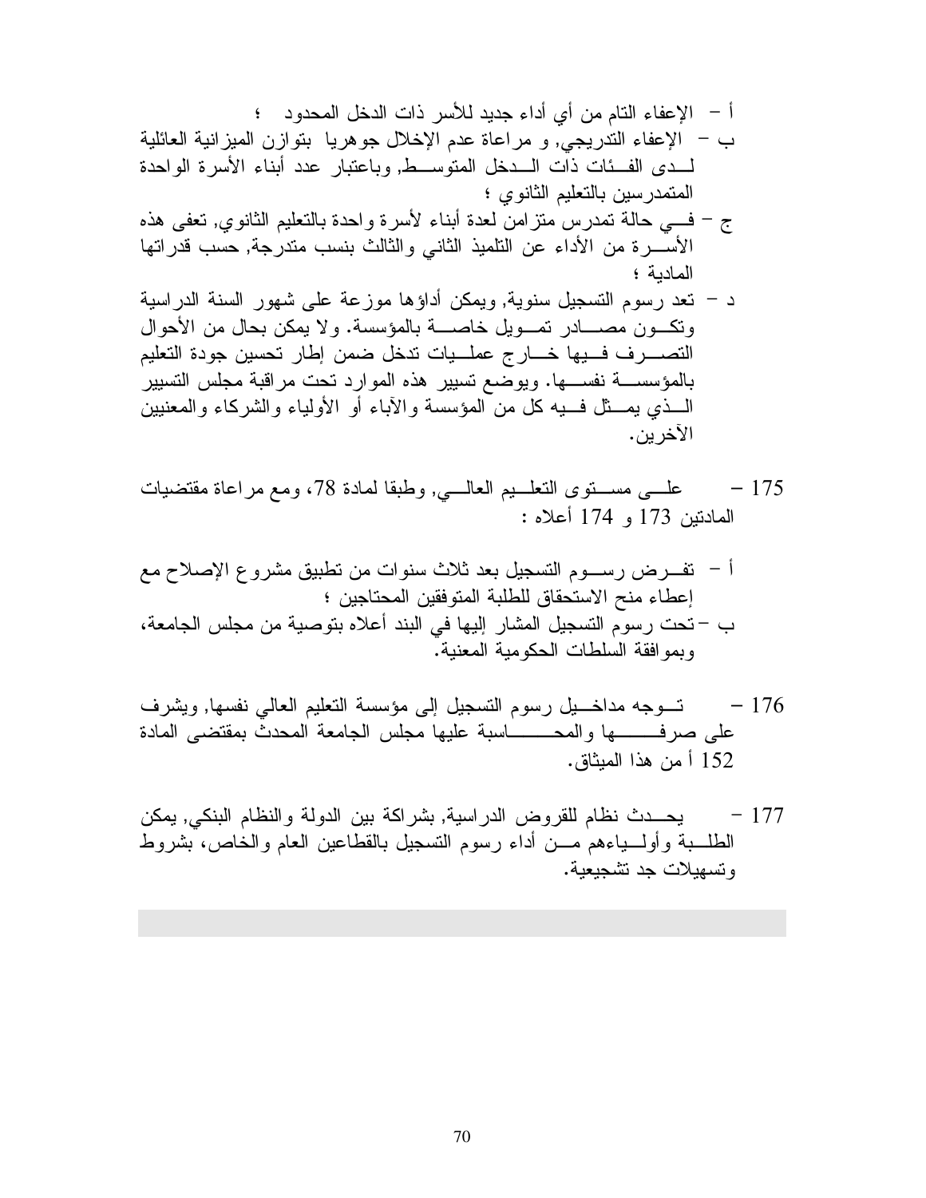أ – الإعفاء التام من أي أداء جديد للأسر ذات الدخل المحدود ؛

ب – الإعفاء التدريجي, و مراعاة عدم الإخلال جوهريا بتوازن الميزانية العائلية لدى الفئات ذات الدخل المتوسط, وباعتبار عدد أبناء الأسرة الواحدة المتمدرسين بالتعليم الثانوي ؛

ج – في حالة تمدرس متزامن لعدة أبناء لأسرة واحدة بالتعليم الثانوي, تعفى هذه الأسرة من الأداء عن التلميذ الثاني والثالث بنسب متدرجة, حسب قدراتها المادية ؛

د – تعد رسوم التسجيل سنوية, ويمكن أداؤها موزعة على شهور السنة الدراسية وتكون مصادر تمويل خاصة بالمؤسسة. ولا يمكن بحال من الأحوال التصرف فيها خارج عمليات تدخل ضمن إطار تحسين جودة التعليم بالمؤسسة نفسها. ويوضع تسيير هذه الموارد تحت مراقبة مجلس التسيير الذي يمثل فيه كل من المؤسسة والآباء أو الأولياء والشركاء والمعنيين الآخرين.

175 – على مستوى التعليم العالي, وطبقا لمادة 78، ومع مراعاة مقتضيات المادتين 173 و 174 أعلاه :

أ – تفرض رسوم التسجيل بعد ثلاث سنوات من تطبيق مشروع الإصلاح مع إعطاء منح الاستحقاق للطلبة المتوفقين المحتاجين ؛

ب – تحت رسوم التسجيل المشار إليها في البند أعلاه بتوصية من مجلس الجامعة، وبموافقة السلطات الحكومية المعنية.

176 – توجه مداخيل رسوم التسجيل إلى مؤسسة التعليم العالي نفسها, ويشرف على صرفها والمحاسبة عليها مجلس الجامعة المحدث بمقتضى المادة 152 أ من هذا الميثاق.

177 – يحدث نظام للقروض الدراسية, بشراكة بين الدولة والنظام البنكي, يمكن الطلبة وأولياءهم من أداء رسوم التسجيل بالقطاعين العام والخاص، بشروط وتسهيلات جد تشجيعية.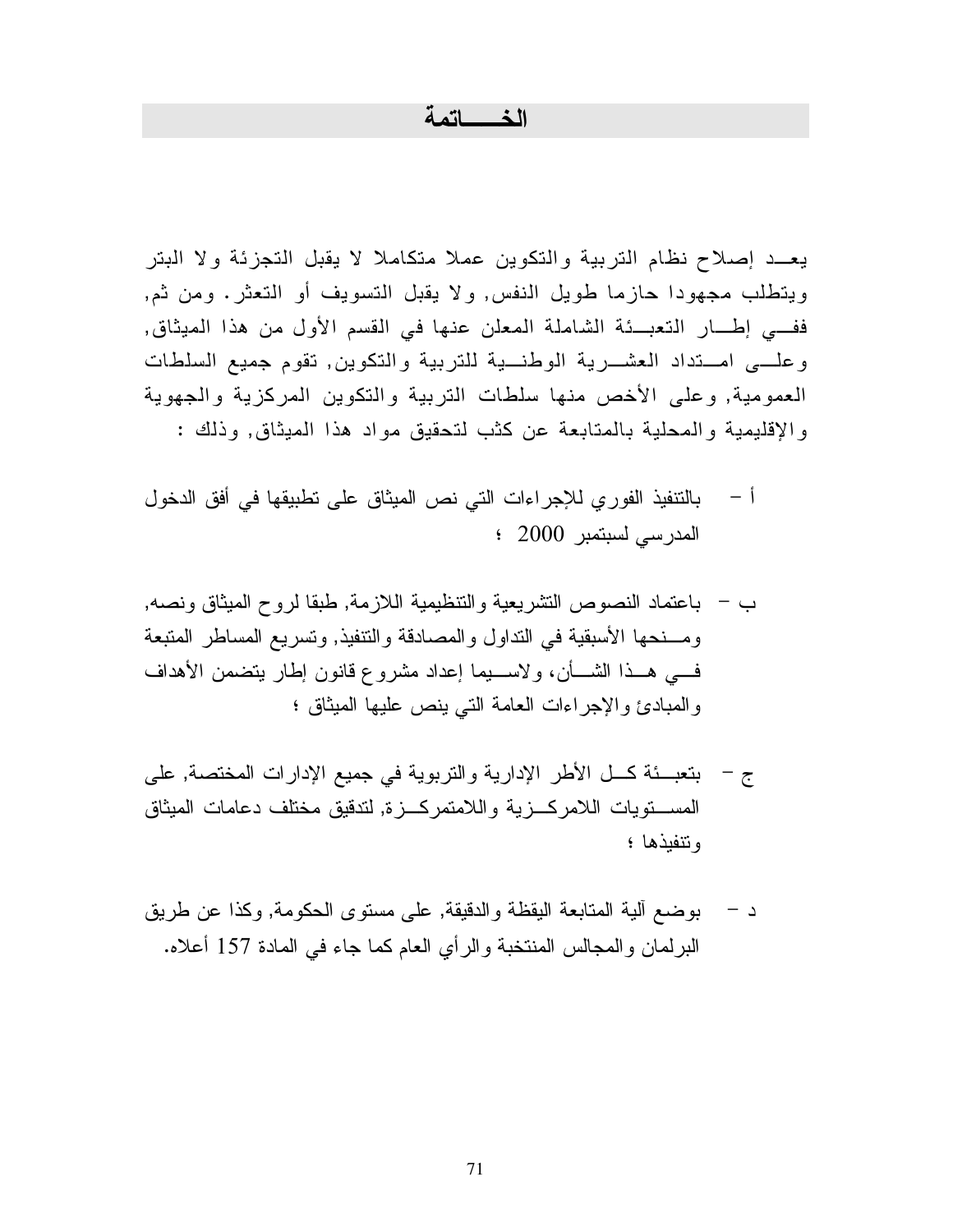## الخـــــاتمة

يعــد إصلاح نظام التربية والتكوين عملا متكاملا لا يقبل التجزئة ولا البتر ويتطلب مجهودا حازما طويل النفس, ولا يقبل التسويف أو التعثر. ومن ثم, ففــي إطــار التعبــئة الشاملة المعلن عنها في القسم الأول من هذا الميثاق, وعلــى امــتداد العشــرية الوطنــية للتربية والتكوين, تقوم جميع السلطات العمومية, وعلى الأخص منها سلطات التربية والتكوين المركزية والجهوية والإقليمية والمحلية بالمتابعة عن كثب لتحقيق مواد هذا الميثاق, وذلك :

أ – بالتنفيذ الفوري للإجراءات التي نص الميثاق على تطبيقها في أفق الدخول المدرسي لسبتمبر 2000 ؛

ب – باعتماد النصوص التشريعية والتنظيمية اللازمة, طبقا لروح الميثاق ونصه, ومــنحها الأسبقية في التداول والمصادقة والتنفيذ, وتسريع المساطر المتبعة فــي هــذا الشــأن، ولاســيما إعداد مشروع قانون إطار يتضمن الأهداف والمبادئ والإجراءات العامة التي ينص عليها الميثاق ؛

ج – بتعبــئة كــل الأطر الإدارية والتربوية في جميع الإدارات المختصة, على المســتويات اللامركــزية واللامتمركــزة, لتدقيق مختلف دعامات الميثاق وتنفيذها ؛

د – بوضع آلية المتابعة اليقظة والدقيقة, على مستوى الحكومة, وكذا عن طريق البرلمان والمجالس المنتخبة والرأي العام كما جاء في المادة 157 أعلاه.